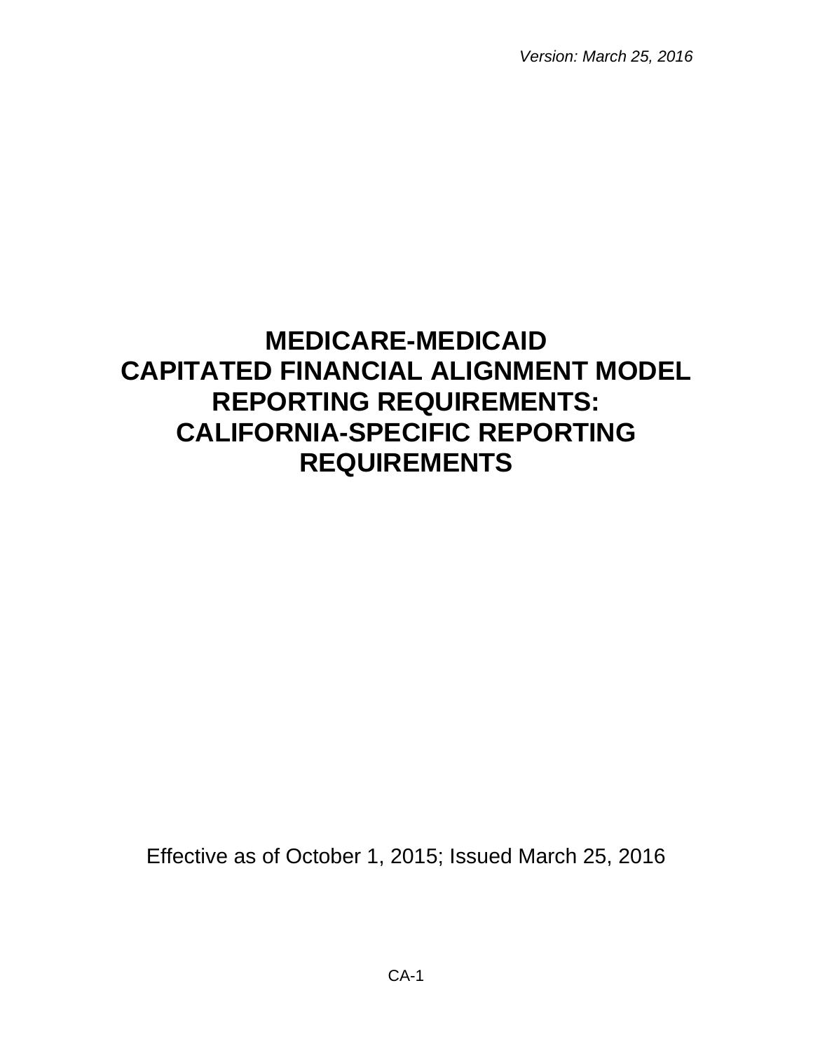*Version: March 25, 2016*

# MEDICARE-MEDICAID CAPITATED FINANCIAL ALIGNMENT MODEL REPORTING REQUIREMENTS: CALIFORNIA-SPECIFIC REPORTING REQUIREMENTS

Effective as of October 1, 2015; Issued March 25, 2016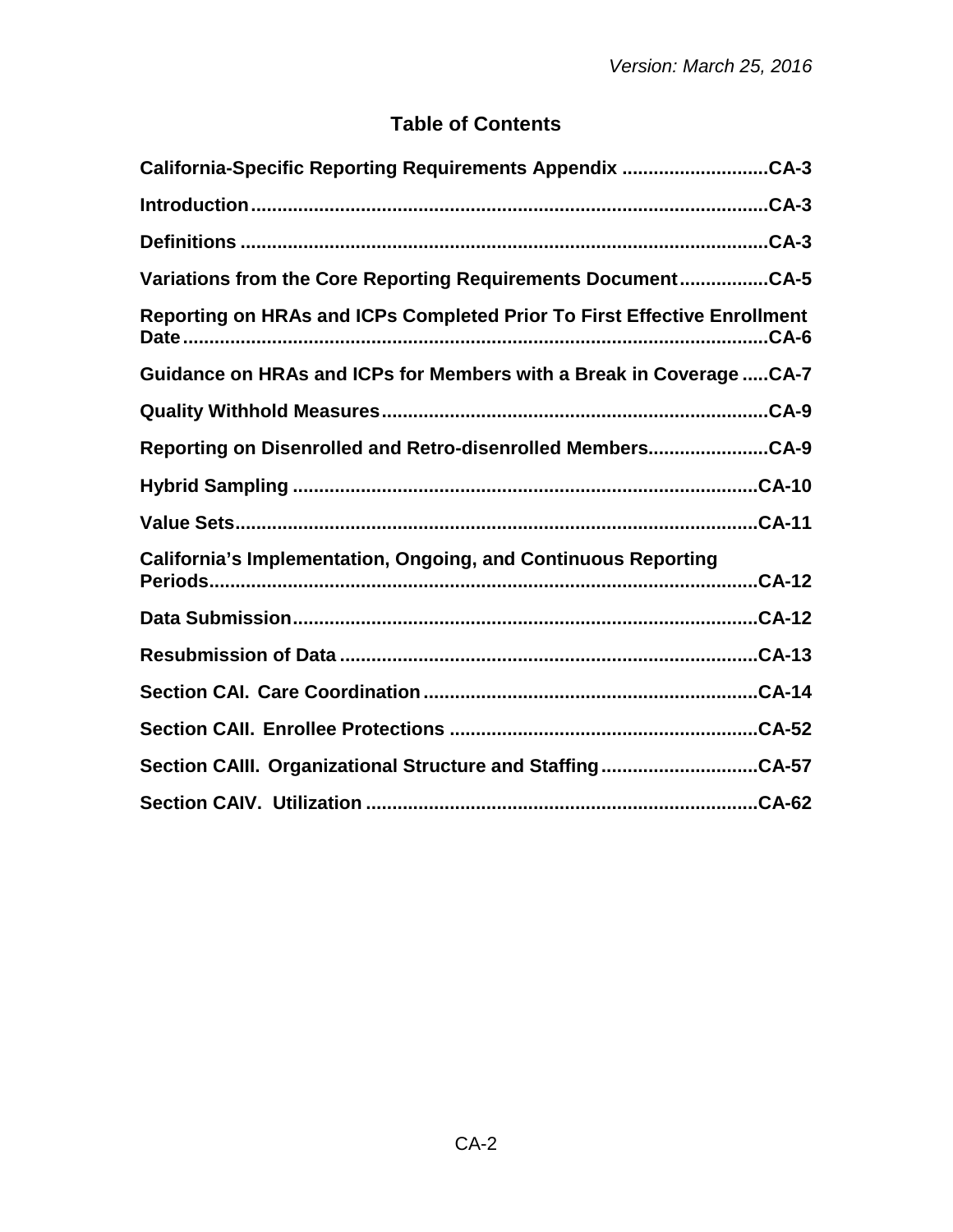Version: March 25, 2016

# Table of Contents

**California-Specific Reporting Requirements Appendix ............................CA-3**

**Introduction..................................................................................................CA-3**

**Definitions ....................................................................................................CA-3**

**Variations from the Core Reporting Requirements Document.................CA-5**

**Reporting on HRAs and ICPs Completed Prior To First Effective Enrollment Date...............................................................................................................CA-6**

**Guidance on HRAs and ICPs for Members with a Break in Coverage .....CA-7**

**Quality Withhold Measures..........................................................................CA-9**

**Reporting on Disenrolled and Retro-disenrolled Members.......................CA-9**

**Hybrid Sampling .........................................................................................CA-10**

**Value Sets....................................................................................................CA-11**

**California's Implementation, Ongoing, and Continuous Reporting Periods.........................................................................................................CA-12**

**Data Submission.........................................................................................CA-12**

**Resubmission of Data ................................................................................CA-13**

**Section CAI.  Care Coordination................................................................CA-14**

**Section CAII.  Enrollee Protections ...........................................................CA-52**

**Section CAIII.  Organizational Structure and Staffing..............................CA-57**

**Section CAIV.  Utilization ...........................................................................CA-62**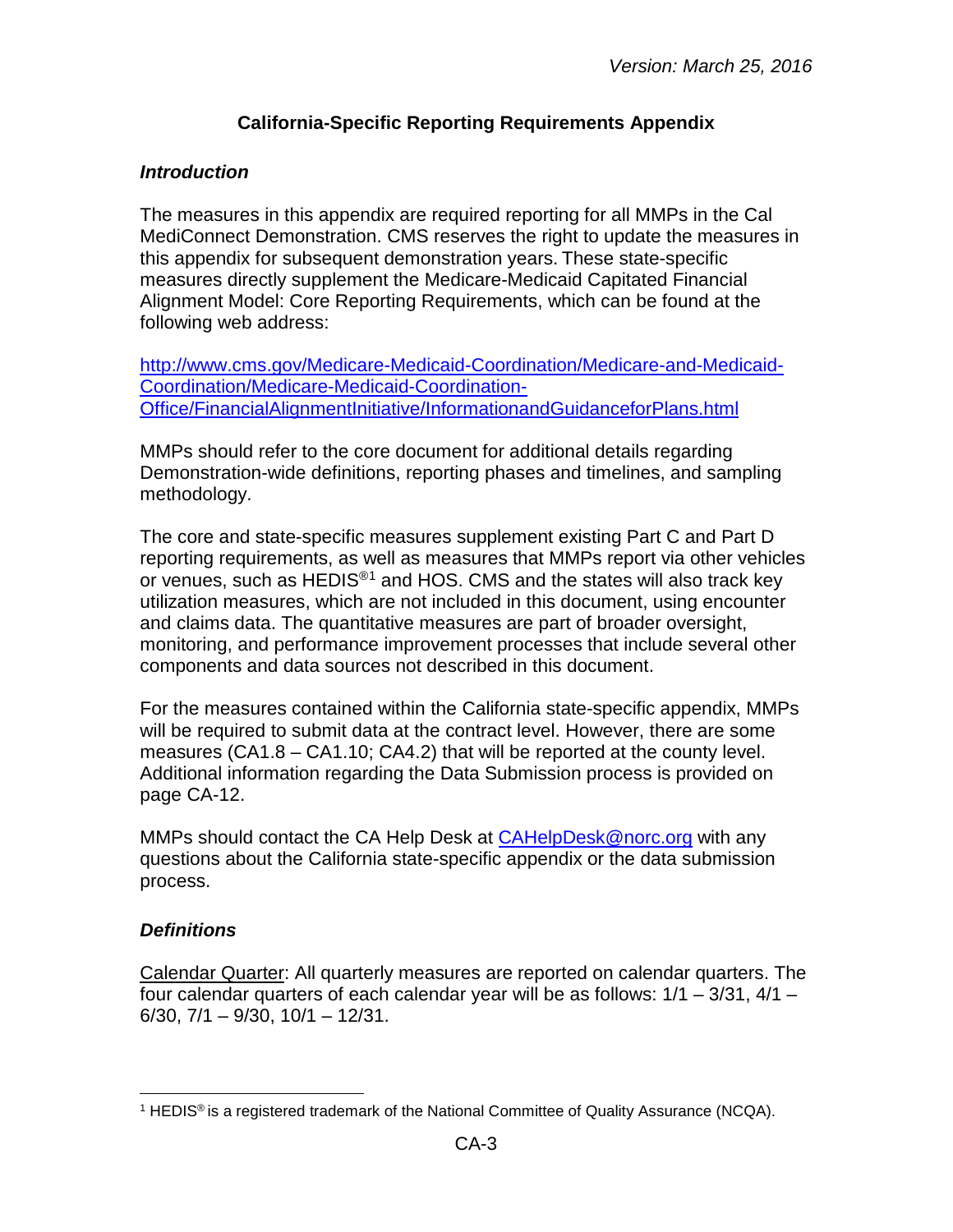# California-Specific Reporting Requirements Appendix

## *Introduction*

The measures in this appendix are required reporting for all MMPs in the Cal MediConnect Demonstration. CMS reserves the right to update the measures in this appendix for subsequent demonstration years. These state-specific measures directly supplement the Medicare-Medicaid Capitated Financial Alignment Model: Core Reporting Requirements, which can be found at the following web address:

[http://www.cms.gov/Medicare-Medicaid-Coordination/Medicare-and-Medicaid-Coordination/Medicare-Medicaid-Coordination-Office/FinancialAlignmentInitiative/InformationandGuidanceforPlans.html](http://www.cms.gov/Medicare-Medicaid-Coordination/Medicare-and-Medicaid-Coordination/Medicare-Medicaid-Coordination-Office/FinancialAlignmentInitiative/InformationandGuidanceforPlans.html)

MMPs should refer to the core document for additional details regarding Demonstration-wide definitions, reporting phases and timelines, and sampling methodology.

The core and state-specific measures supplement existing Part C and Part D reporting requirements, as well as measures that MMPs report via other vehicles or venues, such as HEDIS®[1] and HOS. CMS and the states will also track key utilization measures, which are not included in this document, using encounter and claims data. The quantitative measures are part of broader oversight, monitoring, and performance improvement processes that include several other components and data sources not described in this document.

For the measures contained within the California state-specific appendix, MMPs will be required to submit data at the contract level. However, there are some measures (CA1.8 – CA1.10; CA4.2) that will be reported at the county level. Additional information regarding the Data Submission process is provided on page CA-12.

MMPs should contact the CA Help Desk at [CAHelpDesk@norc.org](mailto:CAHelpDesk@norc.org) with any questions about the California state-specific appendix or the data submission process.

## *Definitions*

<u>Calendar Quarter</u>: All quarterly measures are reported on calendar quarters. The four calendar quarters of each calendar year will be as follows: 1/1 – 3/31, 4/1 – 6/30, 7/1 – 9/30, 10/1 – 12/31.

---

[1] HEDIS® is a registered trademark of the National Committee of Quality Assurance (NCQA).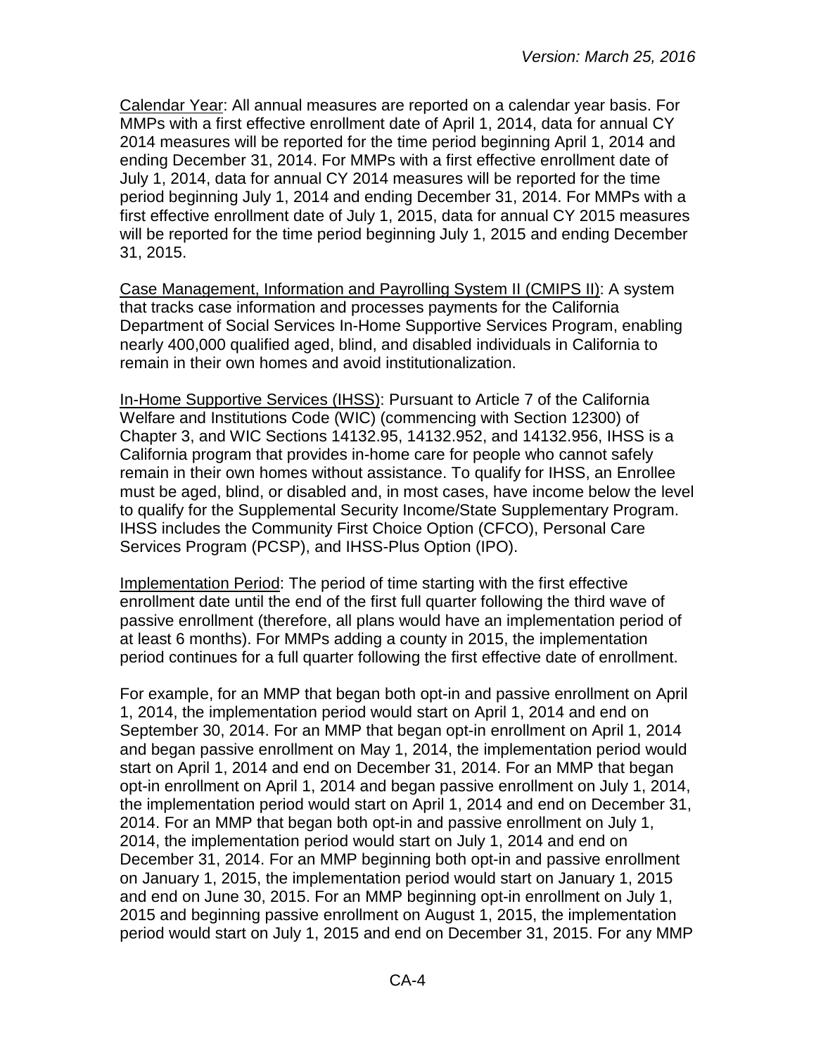Calendar Year: All annual measures are reported on a calendar year basis. For MMPs with a first effective enrollment date of April 1, 2014, data for annual CY 2014 measures will be reported for the time period beginning April 1, 2014 and ending December 31, 2014. For MMPs with a first effective enrollment date of July 1, 2014, data for annual CY 2014 measures will be reported for the time period beginning July 1, 2014 and ending December 31, 2014. For MMPs with a first effective enrollment date of July 1, 2015, data for annual CY 2015 measures will be reported for the time period beginning July 1, 2015 and ending December 31, 2015.

Case Management, Information and Payrolling System II (CMIPS II): A system that tracks case information and processes payments for the California Department of Social Services In-Home Supportive Services Program, enabling nearly 400,000 qualified aged, blind, and disabled individuals in California to remain in their own homes and avoid institutionalization.

In-Home Supportive Services (IHSS): Pursuant to Article 7 of the California Welfare and Institutions Code (WIC) (commencing with Section 12300) of Chapter 3, and WIC Sections 14132.95, 14132.952, and 14132.956, IHSS is a California program that provides in-home care for people who cannot safely remain in their own homes without assistance. To qualify for IHSS, an Enrollee must be aged, blind, or disabled and, in most cases, have income below the level to qualify for the Supplemental Security Income/State Supplementary Program. IHSS includes the Community First Choice Option (CFCO), Personal Care Services Program (PCSP), and IHSS-Plus Option (IPO).

Implementation Period: The period of time starting with the first effective enrollment date until the end of the first full quarter following the third wave of passive enrollment (therefore, all plans would have an implementation period of at least 6 months). For MMPs adding a county in 2015, the implementation period continues for a full quarter following the first effective date of enrollment.

For example, for an MMP that began both opt-in and passive enrollment on April 1, 2014, the implementation period would start on April 1, 2014 and end on September 30, 2014. For an MMP that began opt-in enrollment on April 1, 2014 and began passive enrollment on May 1, 2014, the implementation period would start on April 1, 2014 and end on December 31, 2014. For an MMP that began opt-in enrollment on April 1, 2014 and began passive enrollment on July 1, 2014, the implementation period would start on April 1, 2014 and end on December 31, 2014. For an MMP that began both opt-in and passive enrollment on July 1, 2014, the implementation period would start on July 1, 2014 and end on December 31, 2014. For an MMP beginning both opt-in and passive enrollment on January 1, 2015, the implementation period would start on January 1, 2015 and end on June 30, 2015. For an MMP beginning opt-in enrollment on July 1, 2015 and beginning passive enrollment on August 1, 2015, the implementation period would start on July 1, 2015 and end on December 31, 2015. For any MMP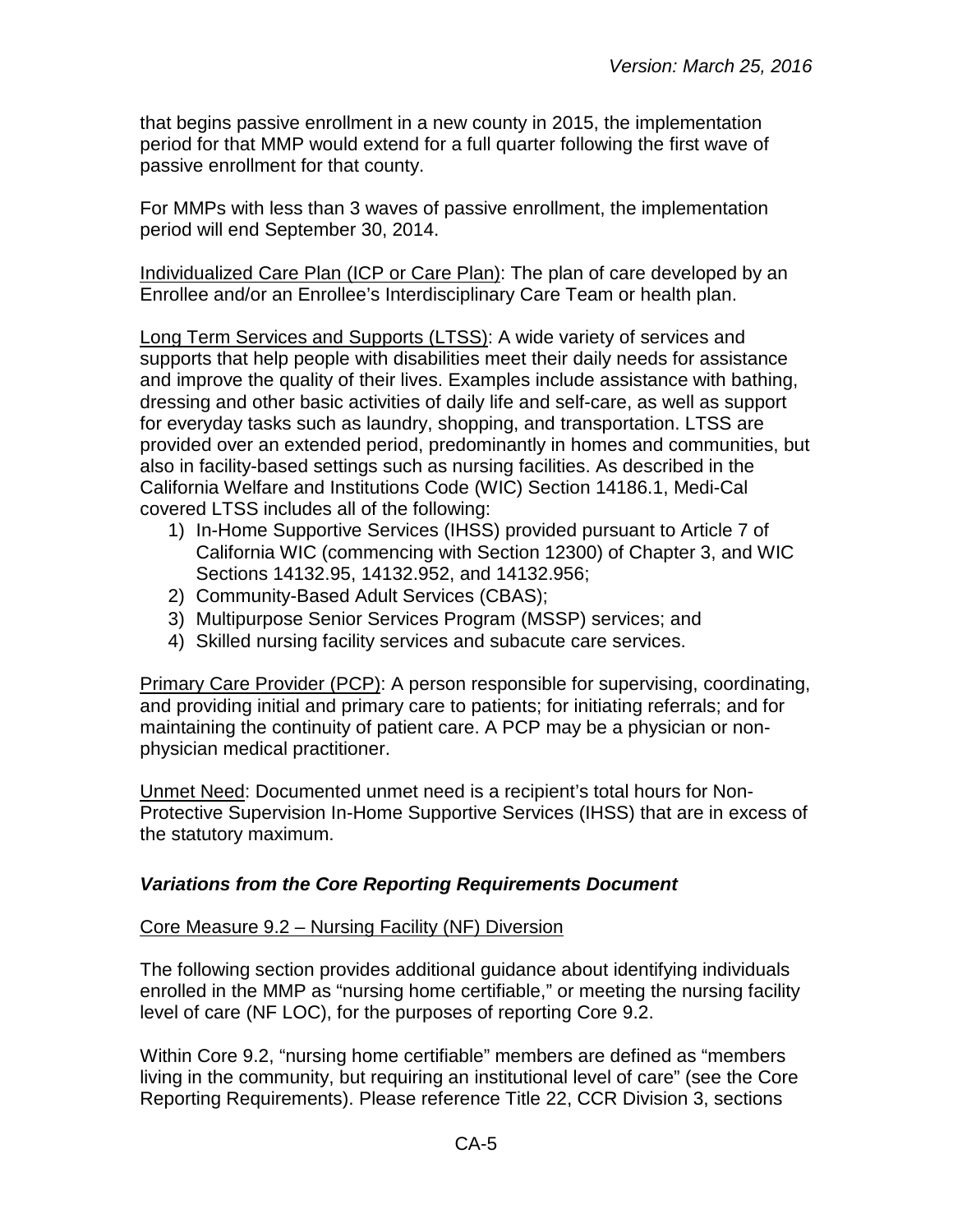that begins passive enrollment in a new county in 2015, the implementation period for that MMP would extend for a full quarter following the first wave of passive enrollment for that county.

For MMPs with less than 3 waves of passive enrollment, the implementation period will end September 30, 2014.

<u>Individualized Care Plan (ICP or Care Plan)</u>: The plan of care developed by an Enrollee and/or an Enrollee's Interdisciplinary Care Team or health plan.

<u>Long Term Services and Supports (LTSS)</u>: A wide variety of services and supports that help people with disabilities meet their daily needs for assistance and improve the quality of their lives. Examples include assistance with bathing, dressing and other basic activities of daily life and self-care, as well as support for everyday tasks such as laundry, shopping, and transportation. LTSS are provided over an extended period, predominantly in homes and communities, but also in facility-based settings such as nursing facilities. As described in the California Welfare and Institutions Code (WIC) Section 14186.1, Medi-Cal covered LTSS includes all of the following:

1) In-Home Supportive Services (IHSS) provided pursuant to Article 7 of California WIC (commencing with Section 12300) of Chapter 3, and WIC Sections 14132.95, 14132.952, and 14132.956;
2) Community-Based Adult Services (CBAS);
3) Multipurpose Senior Services Program (MSSP) services; and
4) Skilled nursing facility services and subacute care services.

<u>Primary Care Provider (PCP)</u>: A person responsible for supervising, coordinating, and providing initial and primary care to patients; for initiating referrals; and for maintaining the continuity of patient care. A PCP may be a physician or non-physician medical practitioner.

<u>Unmet Need</u>: Documented unmet need is a recipient's total hours for Non-Protective Supervision In-Home Supportive Services (IHSS) that are in excess of the statutory maximum.

### *Variations from the Core Reporting Requirements Document*

<u>Core Measure 9.2 – Nursing Facility (NF) Diversion</u>

The following section provides additional guidance about identifying individuals enrolled in the MMP as "nursing home certifiable," or meeting the nursing facility level of care (NF LOC), for the purposes of reporting Core 9.2.

Within Core 9.2, "nursing home certifiable" members are defined as "members living in the community, but requiring an institutional level of care" (see the Core Reporting Requirements). Please reference Title 22, CCR Division 3, sections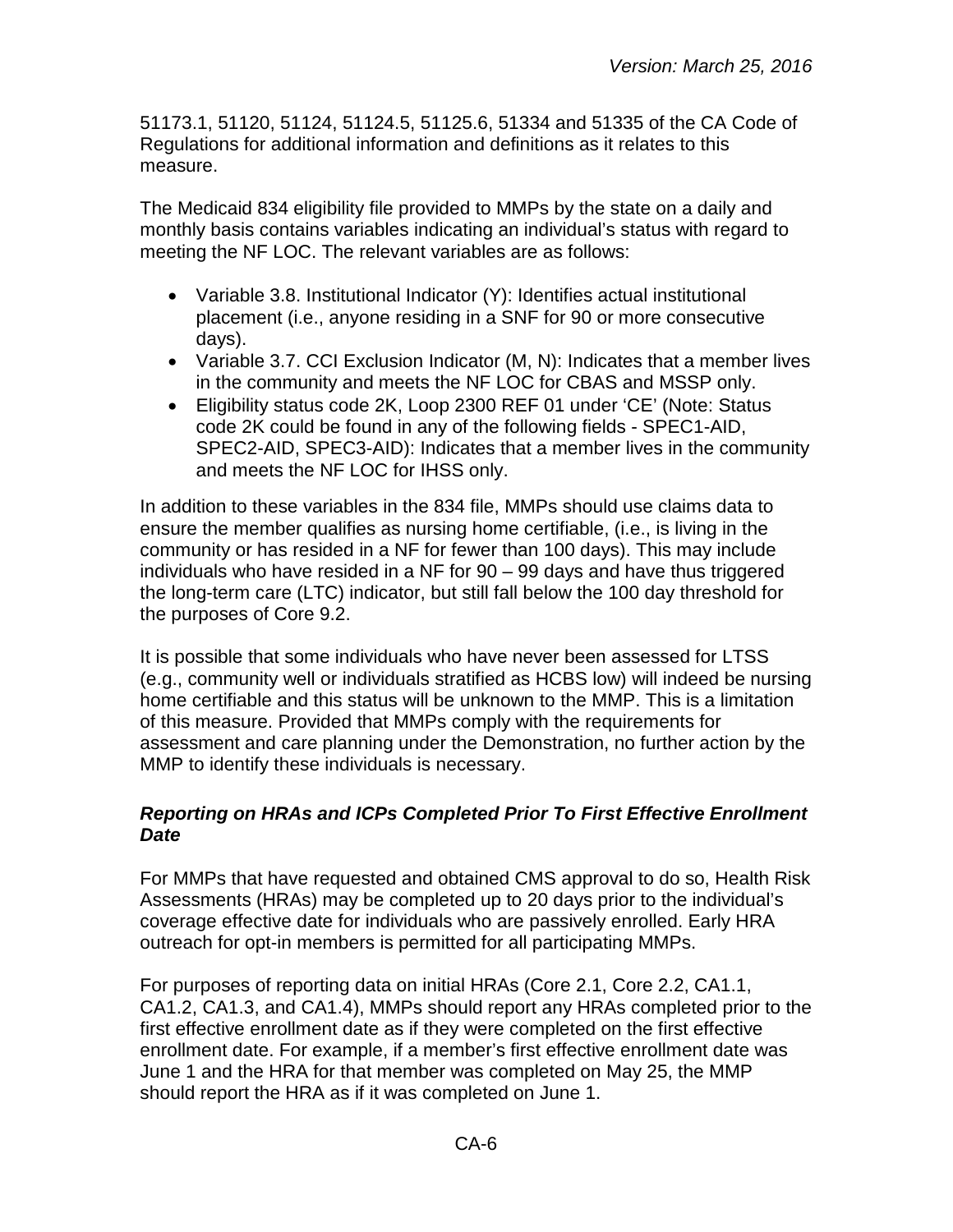51173.1, 51120, 51124, 51124.5, 51125.6, 51334 and 51335 of the CA Code of Regulations for additional information and definitions as it relates to this measure.

The Medicaid 834 eligibility file provided to MMPs by the state on a daily and monthly basis contains variables indicating an individual's status with regard to meeting the NF LOC. The relevant variables are as follows:

- Variable 3.8. Institutional Indicator (Y): Identifies actual institutional placement (i.e., anyone residing in a SNF for 90 or more consecutive days).
- Variable 3.7. CCI Exclusion Indicator (M, N): Indicates that a member lives in the community and meets the NF LOC for CBAS and MSSP only.
- Eligibility status code 2K, Loop 2300 REF 01 under 'CE' (Note: Status code 2K could be found in any of the following fields - SPEC1-AID, SPEC2-AID, SPEC3-AID): Indicates that a member lives in the community and meets the NF LOC for IHSS only.

In addition to these variables in the 834 file, MMPs should use claims data to ensure the member qualifies as nursing home certifiable, (i.e., is living in the community or has resided in a NF for fewer than 100 days). This may include individuals who have resided in a NF for 90 – 99 days and have thus triggered the long-term care (LTC) indicator, but still fall below the 100 day threshold for the purposes of Core 9.2.

It is possible that some individuals who have never been assessed for LTSS (e.g., community well or individuals stratified as HCBS low) will indeed be nursing home certifiable and this status will be unknown to the MMP. This is a limitation of this measure. Provided that MMPs comply with the requirements for assessment and care planning under the Demonstration, no further action by the MMP to identify these individuals is necessary.

### *Reporting on HRAs and ICPs Completed Prior To First Effective Enrollment Date*

For MMPs that have requested and obtained CMS approval to do so, Health Risk Assessments (HRAs) may be completed up to 20 days prior to the individual's coverage effective date for individuals who are passively enrolled. Early HRA outreach for opt-in members is permitted for all participating MMPs.

For purposes of reporting data on initial HRAs (Core 2.1, Core 2.2, CA1.1, CA1.2, CA1.3, and CA1.4), MMPs should report any HRAs completed prior to the first effective enrollment date as if they were completed on the first effective enrollment date. For example, if a member's first effective enrollment date was June 1 and the HRA for that member was completed on May 25, the MMP should report the HRA as if it was completed on June 1.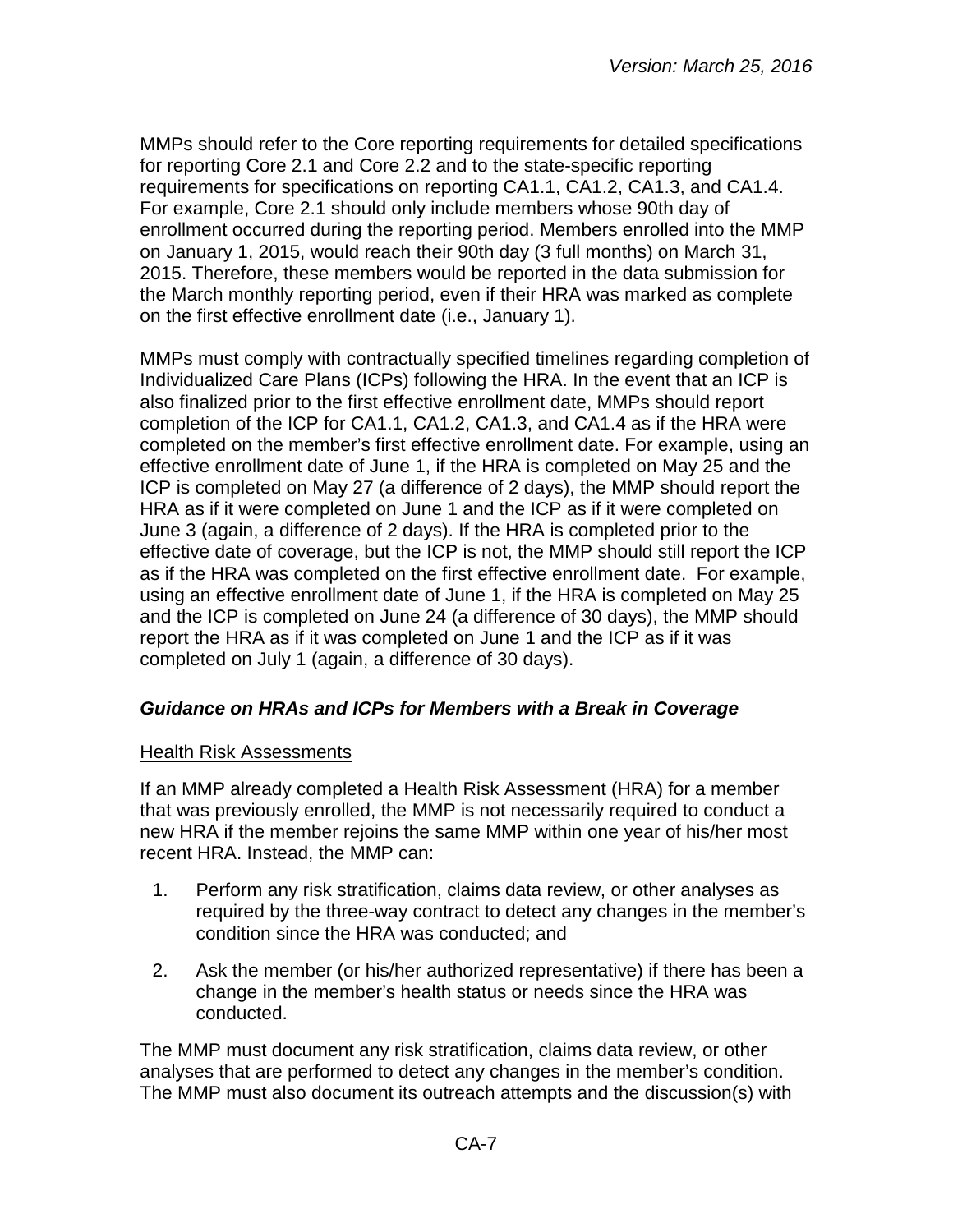MMPs should refer to the Core reporting requirements for detailed specifications for reporting Core 2.1 and Core 2.2 and to the state-specific reporting requirements for specifications on reporting CA1.1, CA1.2, CA1.3, and CA1.4. For example, Core 2.1 should only include members whose 90th day of enrollment occurred during the reporting period. Members enrolled into the MMP on January 1, 2015, would reach their 90th day (3 full months) on March 31, 2015. Therefore, these members would be reported in the data submission for the March monthly reporting period, even if their HRA was marked as complete on the first effective enrollment date (i.e., January 1).

MMPs must comply with contractually specified timelines regarding completion of Individualized Care Plans (ICPs) following the HRA. In the event that an ICP is also finalized prior to the first effective enrollment date, MMPs should report completion of the ICP for CA1.1, CA1.2, CA1.3, and CA1.4 as if the HRA were completed on the member's first effective enrollment date. For example, using an effective enrollment date of June 1, if the HRA is completed on May 25 and the ICP is completed on May 27 (a difference of 2 days), the MMP should report the HRA as if it were completed on June 1 and the ICP as if it were completed on June 3 (again, a difference of 2 days). If the HRA is completed prior to the effective date of coverage, but the ICP is not, the MMP should still report the ICP as if the HRA was completed on the first effective enrollment date. For example, using an effective enrollment date of June 1, if the HRA is completed on May 25 and the ICP is completed on June 24 (a difference of 30 days), the MMP should report the HRA as if it was completed on June 1 and the ICP as if it was completed on July 1 (again, a difference of 30 days).

### *Guidance on HRAs and ICPs for Members with a Break in Coverage*

#### Health Risk Assessments

If an MMP already completed a Health Risk Assessment (HRA) for a member that was previously enrolled, the MMP is not necessarily required to conduct a new HRA if the member rejoins the same MMP within one year of his/her most recent HRA. Instead, the MMP can:

1. Perform any risk stratification, claims data review, or other analyses as required by the three-way contract to detect any changes in the member's condition since the HRA was conducted; and
2. Ask the member (or his/her authorized representative) if there has been a change in the member's health status or needs since the HRA was conducted.

The MMP must document any risk stratification, claims data review, or other analyses that are performed to detect any changes in the member's condition. The MMP must also document its outreach attempts and the discussion(s) with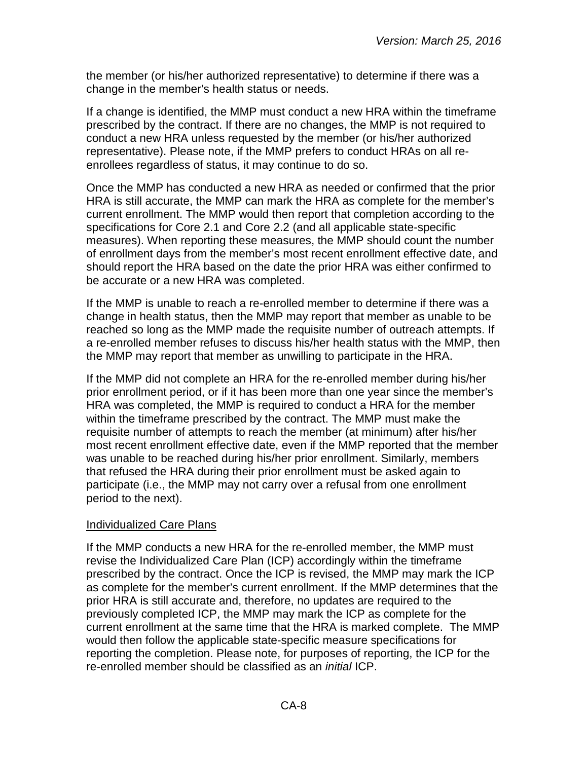the member (or his/her authorized representative) to determine if there was a change in the member's health status or needs.

If a change is identified, the MMP must conduct a new HRA within the timeframe prescribed by the contract. If there are no changes, the MMP is not required to conduct a new HRA unless requested by the member (or his/her authorized representative). Please note, if the MMP prefers to conduct HRAs on all re-enrollees regardless of status, it may continue to do so.

Once the MMP has conducted a new HRA as needed or confirmed that the prior HRA is still accurate, the MMP can mark the HRA as complete for the member's current enrollment. The MMP would then report that completion according to the specifications for Core 2.1 and Core 2.2 (and all applicable state-specific measures). When reporting these measures, the MMP should count the number of enrollment days from the member's most recent enrollment effective date, and should report the HRA based on the date the prior HRA was either confirmed to be accurate or a new HRA was completed.

If the MMP is unable to reach a re-enrolled member to determine if there was a change in health status, then the MMP may report that member as unable to be reached so long as the MMP made the requisite number of outreach attempts. If a re-enrolled member refuses to discuss his/her health status with the MMP, then the MMP may report that member as unwilling to participate in the HRA.

If the MMP did not complete an HRA for the re-enrolled member during his/her prior enrollment period, or if it has been more than one year since the member's HRA was completed, the MMP is required to conduct a HRA for the member within the timeframe prescribed by the contract. The MMP must make the requisite number of attempts to reach the member (at minimum) after his/her most recent enrollment effective date, even if the MMP reported that the member was unable to be reached during his/her prior enrollment. Similarly, members that refused the HRA during their prior enrollment must be asked again to participate (i.e., the MMP may not carry over a refusal from one enrollment period to the next).

Individualized Care Plans

If the MMP conducts a new HRA for the re-enrolled member, the MMP must revise the Individualized Care Plan (ICP) accordingly within the timeframe prescribed by the contract. Once the ICP is revised, the MMP may mark the ICP as complete for the member's current enrollment. If the MMP determines that the prior HRA is still accurate and, therefore, no updates are required to the previously completed ICP, the MMP may mark the ICP as complete for the current enrollment at the same time that the HRA is marked complete. The MMP would then follow the applicable state-specific measure specifications for reporting the completion. Please note, for purposes of reporting, the ICP for the re-enrolled member should be classified as an *initial* ICP.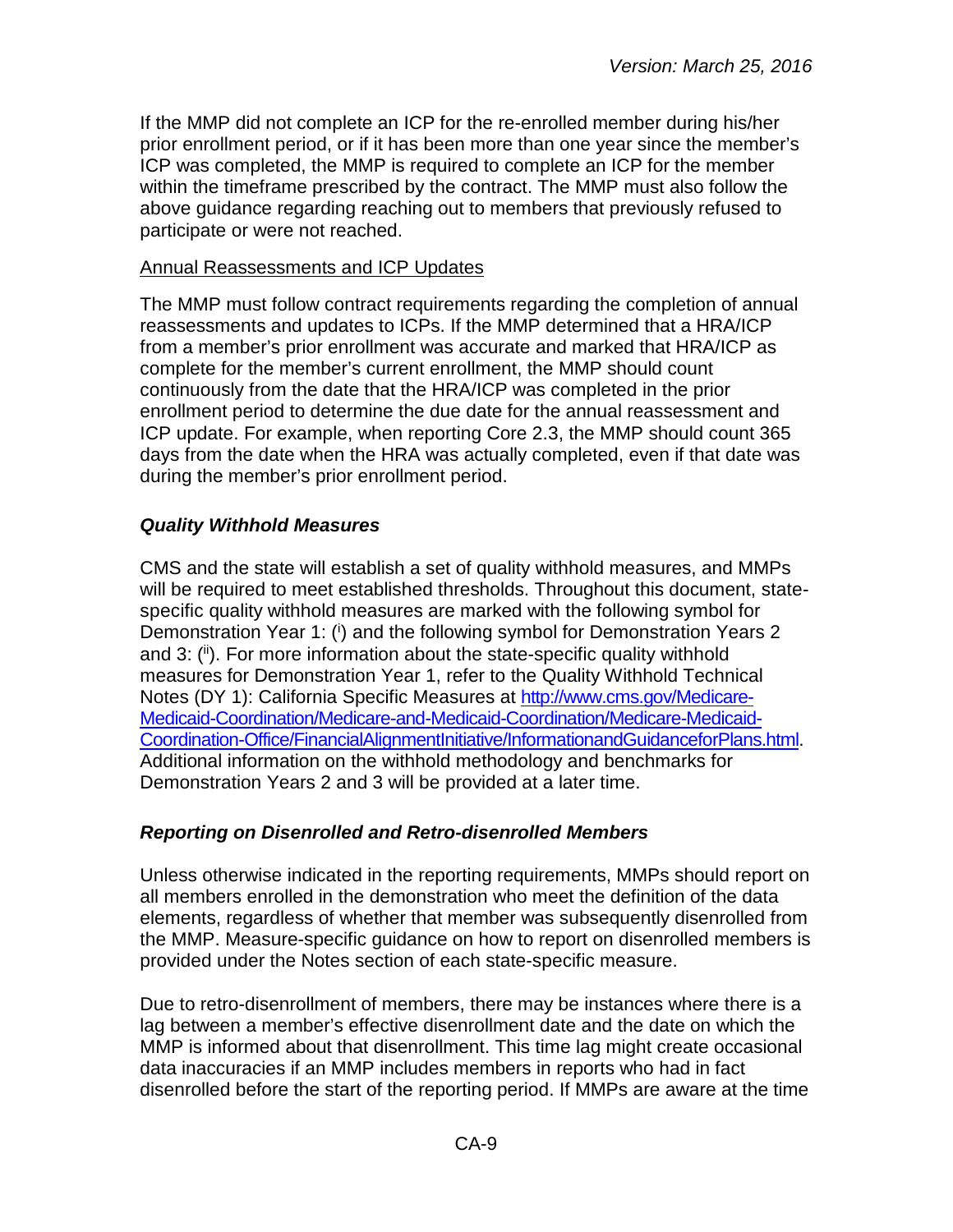If the MMP did not complete an ICP for the re-enrolled member during his/her prior enrollment period, or if it has been more than one year since the member's ICP was completed, the MMP is required to complete an ICP for the member within the timeframe prescribed by the contract. The MMP must also follow the above guidance regarding reaching out to members that previously refused to participate or were not reached.

Annual Reassessments and ICP Updates

The MMP must follow contract requirements regarding the completion of annual reassessments and updates to ICPs. If the MMP determined that a HRA/ICP from a member's prior enrollment was accurate and marked that HRA/ICP as complete for the member's current enrollment, the MMP should count continuously from the date that the HRA/ICP was completed in the prior enrollment period to determine the due date for the annual reassessment and ICP update. For example, when reporting Core 2.3, the MMP should count 365 days from the date when the HRA was actually completed, even if that date was during the member's prior enrollment period.

### *Quality Withhold Measures*

CMS and the state will establish a set of quality withhold measures, and MMPs will be required to meet established thresholds. Throughout this document, state-specific quality withhold measures are marked with the following symbol for Demonstration Year 1: ([i]) and the following symbol for Demonstration Years 2 and 3: ([ii]). For more information about the state-specific quality withhold measures for Demonstration Year 1, refer to the Quality Withhold Technical Notes (DY 1): California Specific Measures at [http://www.cms.gov/Medicare-Medicaid-Coordination/Medicare-and-Medicaid-Coordination/Medicare-Medicaid-Coordination-Office/FinancialAlignmentInitiative/InformationandGuidanceforPlans.html](http://www.cms.gov/Medicare-Medicaid-Coordination/Medicare-and-Medicaid-Coordination/Medicare-Medicaid-Coordination-Office/FinancialAlignmentInitiative/InformationandGuidanceforPlans.html). Additional information on the withhold methodology and benchmarks for Demonstration Years 2 and 3 will be provided at a later time.

### *Reporting on Disenrolled and Retro-disenrolled Members*

Unless otherwise indicated in the reporting requirements, MMPs should report on all members enrolled in the demonstration who meet the definition of the data elements, regardless of whether that member was subsequently disenrolled from the MMP. Measure-specific guidance on how to report on disenrolled members is provided under the Notes section of each state-specific measure.

Due to retro-disenrollment of members, there may be instances where there is a lag between a member's effective disenrollment date and the date on which the MMP is informed about that disenrollment. This time lag might create occasional data inaccuracies if an MMP includes members in reports who had in fact disenrolled before the start of the reporting period. If MMPs are aware at the time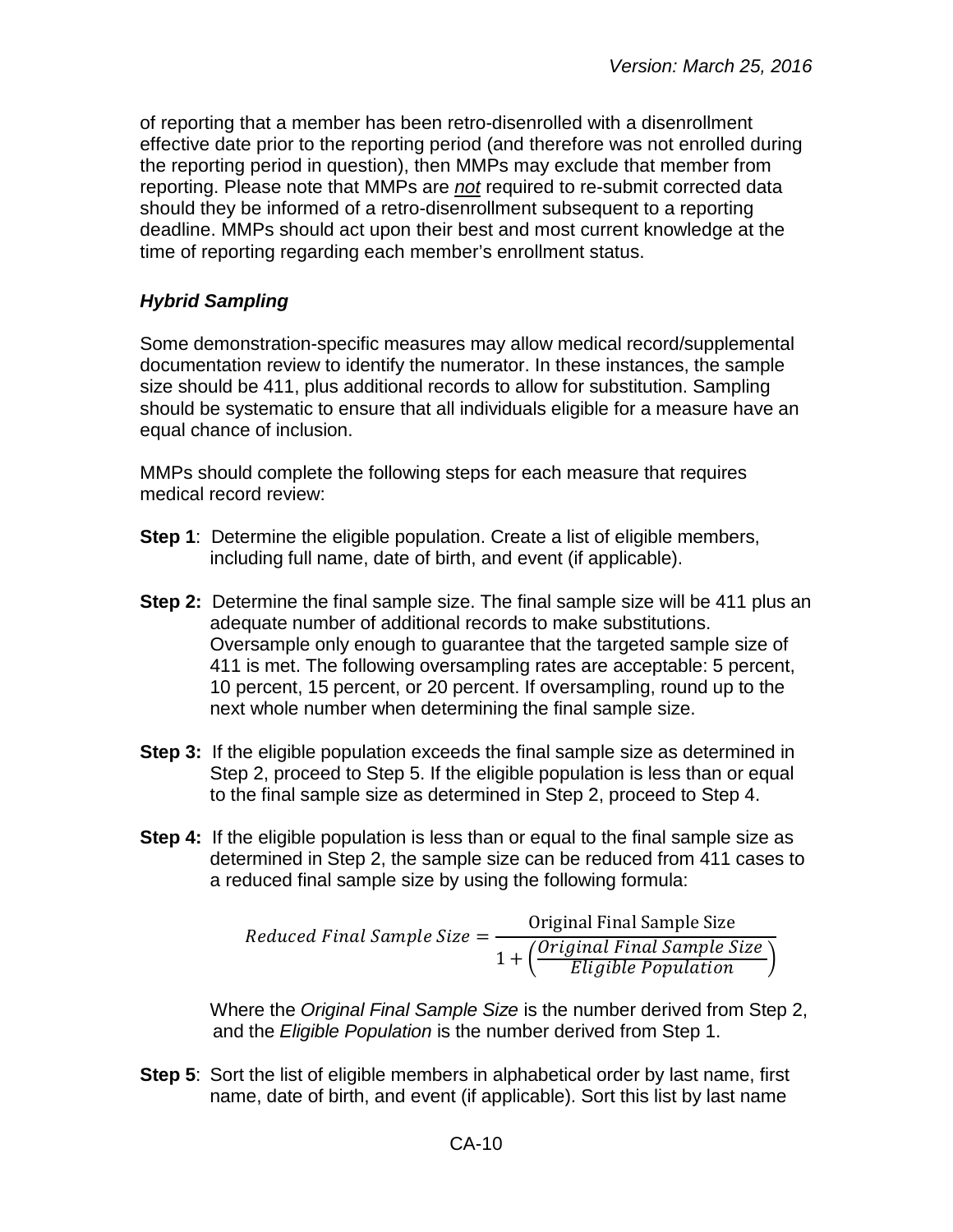of reporting that a member has been retro-disenrolled with a disenrollment effective date prior to the reporting period (and therefore was not enrolled during the reporting period in question), then MMPs may exclude that member from reporting. Please note that MMPs are ***not*** required to re-submit corrected data should they be informed of a retro-disenrollment subsequent to a reporting deadline. MMPs should act upon their best and most current knowledge at the time of reporting regarding each member's enrollment status.

### *Hybrid Sampling*

Some demonstration-specific measures may allow medical record/supplemental documentation review to identify the numerator. In these instances, the sample size should be 411, plus additional records to allow for substitution. Sampling should be systematic to ensure that all individuals eligible for a measure have an equal chance of inclusion.

MMPs should complete the following steps for each measure that requires medical record review:

**Step 1**: Determine the eligible population. Create a list of eligible members, including full name, date of birth, and event (if applicable).

**Step 2:** Determine the final sample size. The final sample size will be 411 plus an adequate number of additional records to make substitutions. Oversample only enough to guarantee that the targeted sample size of 411 is met. The following oversampling rates are acceptable: 5 percent, 10 percent, 15 percent, or 20 percent. If oversampling, round up to the next whole number when determining the final sample size.

**Step 3:** If the eligible population exceeds the final sample size as determined in Step 2, proceed to Step 5. If the eligible population is less than or equal to the final sample size as determined in Step 2, proceed to Step 4.

**Step 4:** If the eligible population is less than or equal to the final sample size as determined in Step 2, the sample size can be reduced from 411 cases to a reduced final sample size by using the following formula:

$$Reduced\ Final\ Sample\ Size = \frac{\text{Original Final Sample Size}}{1 + \left(\frac{Original\ Final\ Sample\ Size}{Eligible\ Population}\right)}$$

Where the *Original Final Sample Size* is the number derived from Step 2, and the *Eligible Population* is the number derived from Step 1.

**Step 5**: Sort the list of eligible members in alphabetical order by last name, first name, date of birth, and event (if applicable). Sort this list by last name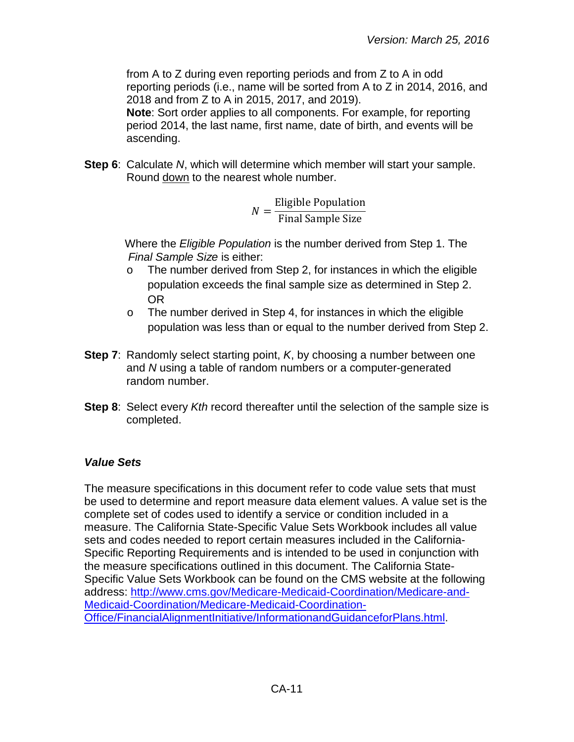from A to Z during even reporting periods and from Z to A in odd reporting periods (i.e., name will be sorted from A to Z in 2014, 2016, and 2018 and from Z to A in 2015, 2017, and 2019).
**Note**: Sort order applies to all components. For example, for reporting period 2014, the last name, first name, date of birth, and events will be ascending.

**Step 6**: Calculate *N*, which will determine which member will start your sample. Round <u>down</u> to the nearest whole number.

$$N = \frac{\text{Eligible Population}}{\text{Final Sample Size}}$$

Where the *Eligible Population* is the number derived from Step 1. The *Final Sample Size* is either:

- o The number derived from Step 2, for instances in which the eligible population exceeds the final sample size as determined in Step 2. OR
- o The number derived in Step 4, for instances in which the eligible population was less than or equal to the number derived from Step 2.

**Step 7**: Randomly select starting point, *K*, by choosing a number between one and *N* using a table of random numbers or a computer-generated random number.

**Step 8**: Select every *Kth* record thereafter until the selection of the sample size is completed.

### *Value Sets*

The measure specifications in this document refer to code value sets that must be used to determine and report measure data element values. A value set is the complete set of codes used to identify a service or condition included in a measure. The California State-Specific Value Sets Workbook includes all value sets and codes needed to report certain measures included in the California-Specific Reporting Requirements and is intended to be used in conjunction with the measure specifications outlined in this document. The California State-Specific Value Sets Workbook can be found on the CMS website at the following address: [http://www.cms.gov/Medicare-Medicaid-Coordination/Medicare-and-Medicaid-Coordination/Medicare-Medicaid-Coordination-Office/FinancialAlignmentInitiative/InformationandGuidanceforPlans.html](http://www.cms.gov/Medicare-Medicaid-Coordination/Medicare-and-Medicaid-Coordination/Medicare-Medicaid-Coordination-Office/FinancialAlignmentInitiative/InformationandGuidanceforPlans.html).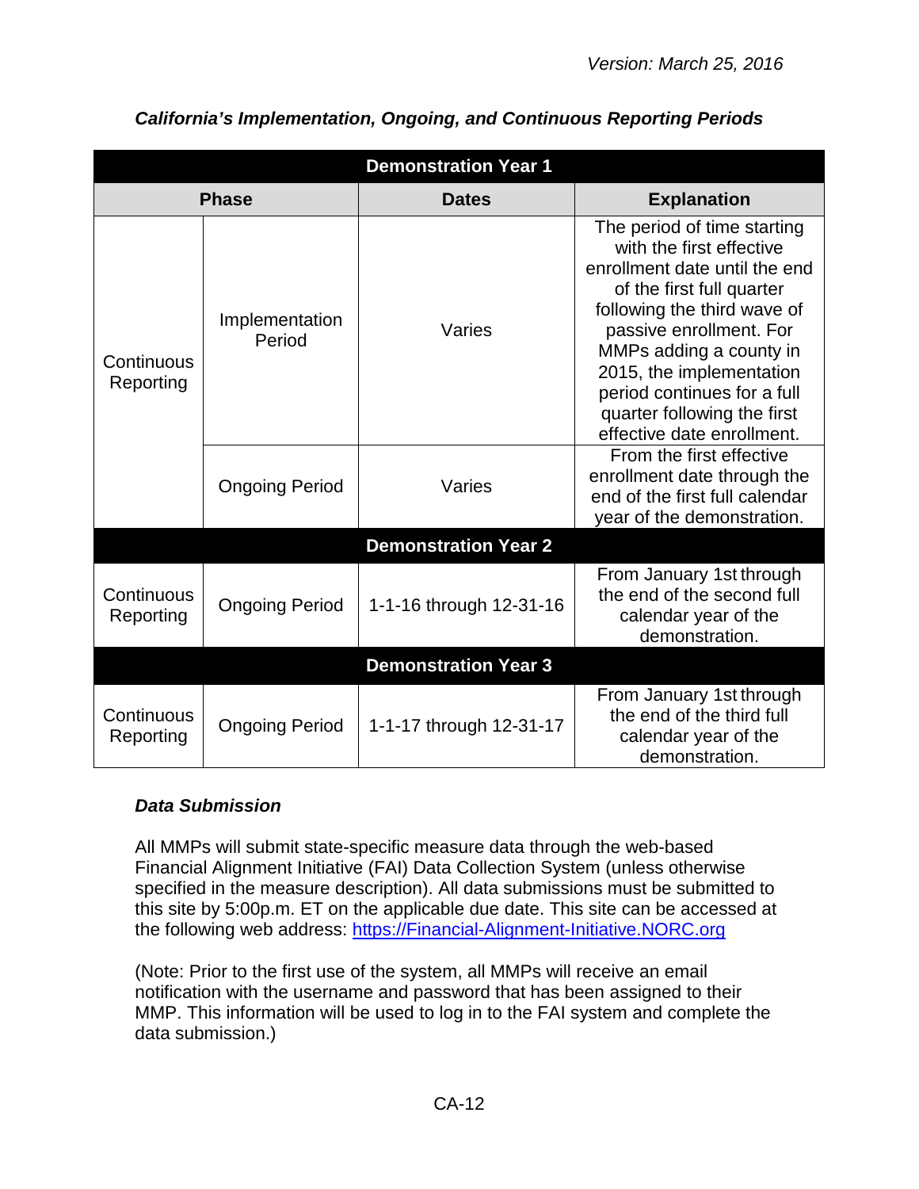*Version: March 25, 2016*

***California's Implementation, Ongoing, and Continuous Reporting Periods***

| **Demonstration Year 1** | | | |
|---|---|---|---|
| **Phase** | | **Dates** | **Explanation** |
| Continuous Reporting | Implementation Period | Varies | The period of time starting with the first effective enrollment date until the end of the first full quarter following the third wave of passive enrollment. For MMPs adding a county in 2015, the implementation period continues for a full quarter following the first effective date enrollment. |
| | Ongoing Period | Varies | From the first effective enrollment date through the end of the first full calendar year of the demonstration. |
| **Demonstration Year 2** | | | |
| Continuous Reporting | Ongoing Period | 1-1-16 through 12-31-16 | From January 1st through the end of the second full calendar year of the demonstration. |
| **Demonstration Year 3** | | | |
| Continuous Reporting | Ongoing Period | 1-1-17 through 12-31-17 | From January 1st through the end of the third full calendar year of the demonstration. |

***Data Submission***

All MMPs will submit state-specific measure data through the web-based Financial Alignment Initiative (FAI) Data Collection System (unless otherwise specified in the measure description). All data submissions must be submitted to this site by 5:00p.m. ET on the applicable due date. This site can be accessed at the following web address: https://Financial-Alignment-Initiative.NORC.org

(Note: Prior to the first use of the system, all MMPs will receive an email notification with the username and password that has been assigned to their MMP. This information will be used to log in to the FAI system and complete the data submission.)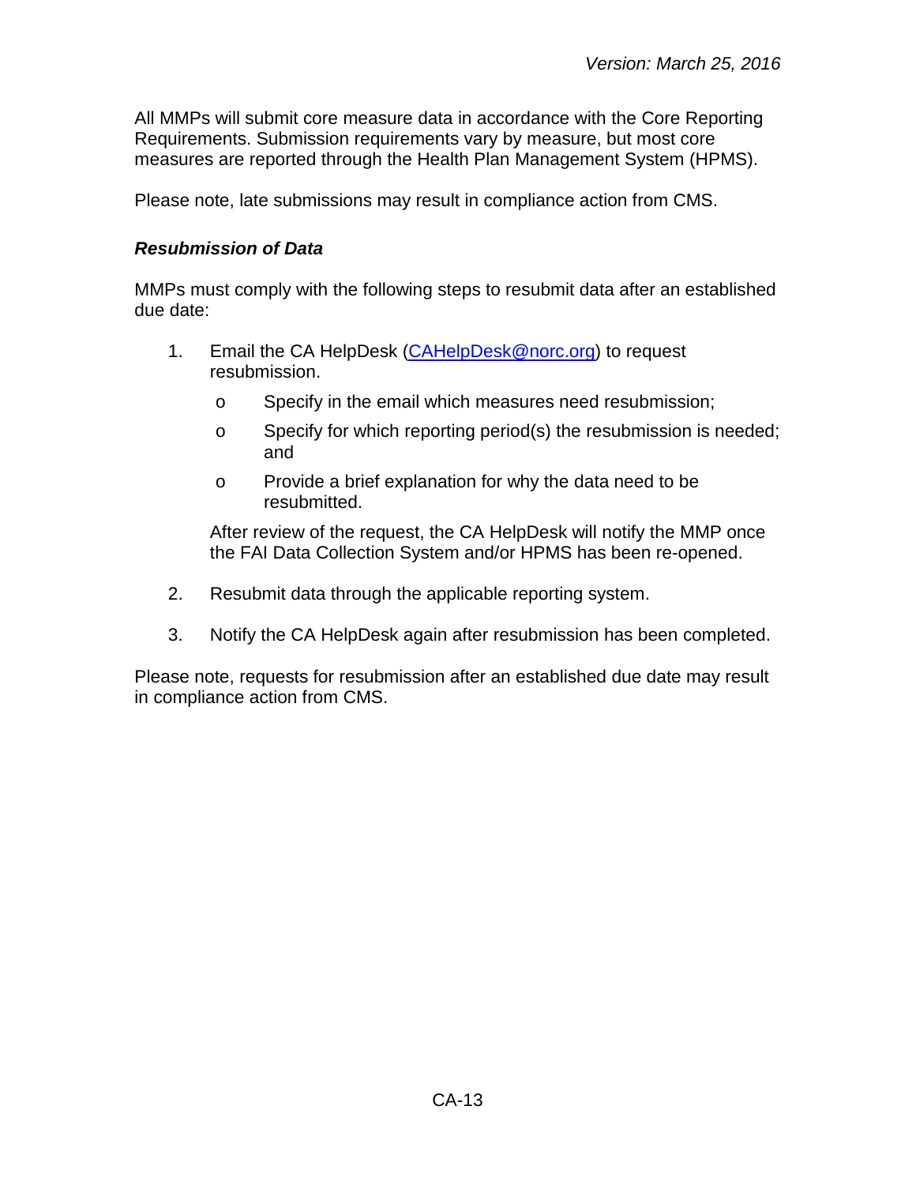All MMPs will submit core measure data in accordance with the Core Reporting Requirements. Submission requirements vary by measure, but most core measures are reported through the Health Plan Management System (HPMS).

Please note, late submissions may result in compliance action from CMS.

### ***Resubmission of Data***

MMPs must comply with the following steps to resubmit data after an established due date:

1. Email the CA HelpDesk ([CAHelpDesk@norc.org](mailto:CAHelpDesk@norc.org)) to request resubmission.
   - Specify in the email which measures need resubmission;
   - Specify for which reporting period(s) the resubmission is needed; and
   - Provide a brief explanation for why the data need to be resubmitted.

   After review of the request, the CA HelpDesk will notify the MMP once the FAI Data Collection System and/or HPMS has been re-opened.

2. Resubmit data through the applicable reporting system.

3. Notify the CA HelpDesk again after resubmission has been completed.

Please note, requests for resubmission after an established due date may result in compliance action from CMS.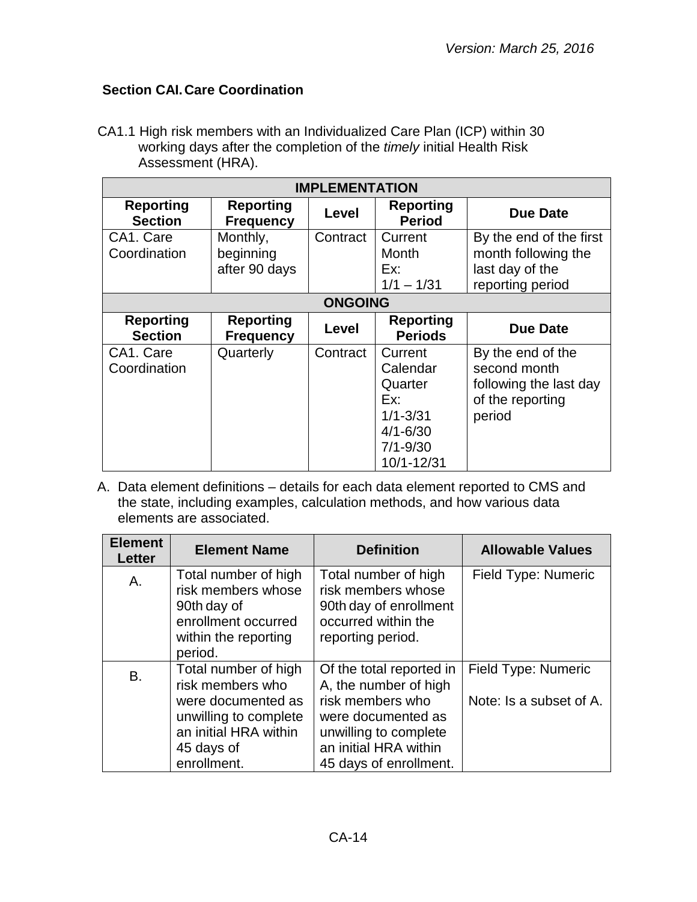## Section CAI. Care Coordination

CA1.1 High risk members with an Individualized Care Plan (ICP) within 30 working days after the completion of the *timely* initial Health Risk Assessment (HRA).

| IMPLEMENTATION | | | | |
|---|---|---|---|---|
| **Reporting Section** | **Reporting Frequency** | **Level** | **Reporting Period** | **Due Date** |
| CA1. Care Coordination | Monthly, beginning after 90 days | Contract | Current Month Ex: 1/1 – 1/31 | By the end of the first month following the last day of the reporting period |
| **ONGOING** | | | | |
| **Reporting Section** | **Reporting Frequency** | **Level** | **Reporting Periods** | **Due Date** |
| CA1. Care Coordination | Quarterly | Contract | Current Calendar Quarter Ex: 1/1-3/31 4/1-6/30 7/1-9/30 10/1-12/31 | By the end of the second month following the last day of the reporting period |

A. Data element definitions – details for each data element reported to CMS and the state, including examples, calculation methods, and how various data elements are associated.

| Element Letter | Element Name | Definition | Allowable Values |
|---|---|---|---|
| A. | Total number of high risk members whose 90th day of enrollment occurred within the reporting period. | Total number of high risk members whose 90th day of enrollment occurred within the reporting period. | Field Type: Numeric |
| B. | Total number of high risk members who were documented as unwilling to complete an initial HRA within 45 days of enrollment. | Of the total reported in A, the number of high risk members who were documented as unwilling to complete an initial HRA within 45 days of enrollment. | Field Type: Numeric<br><br>Note: Is a subset of A. |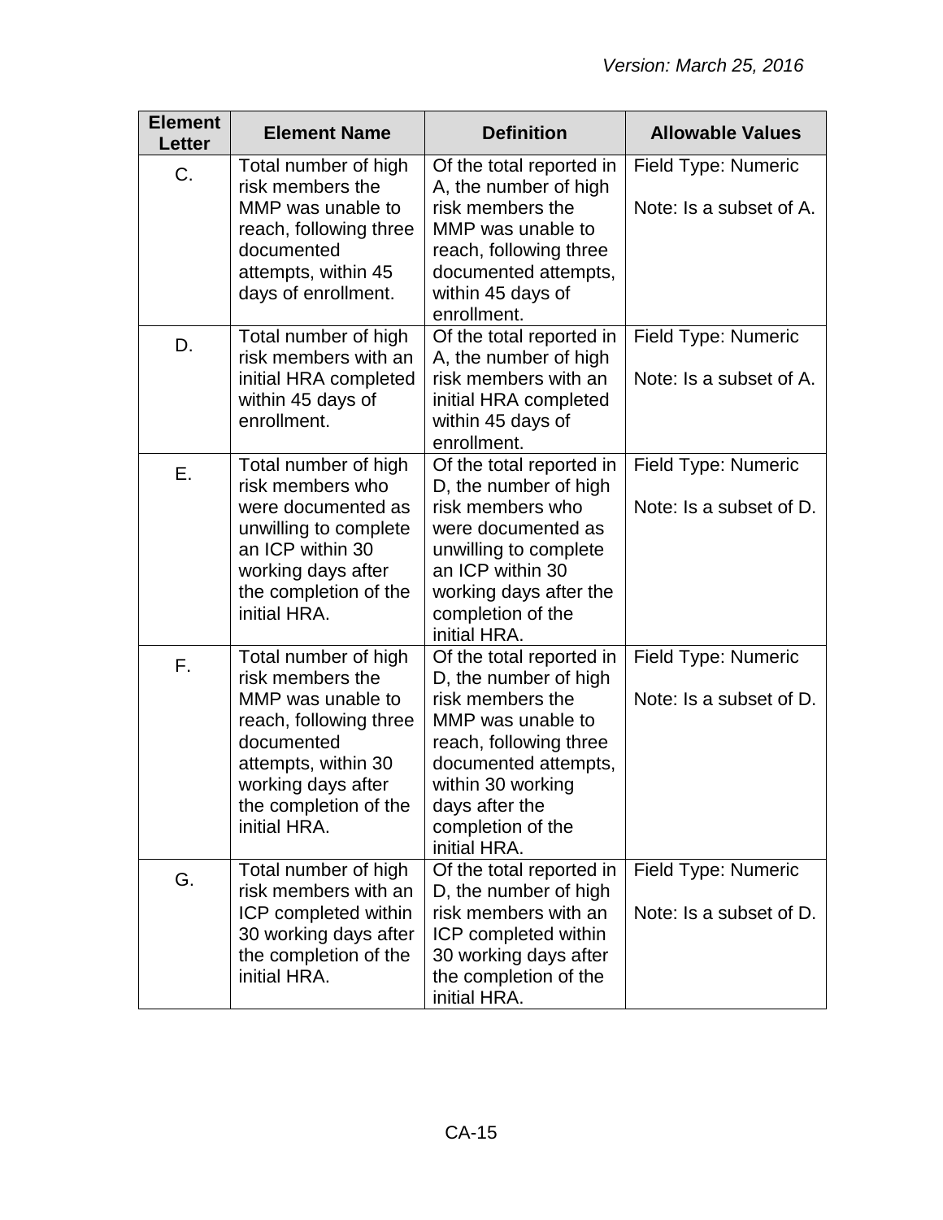| Element Letter | Element Name | Definition | Allowable Values |
|---|---|---|---|
| C. | Total number of high risk members the MMP was unable to reach, following three documented attempts, within 45 days of enrollment. | Of the total reported in A, the number of high risk members the MMP was unable to reach, following three documented attempts, within 45 days of enrollment. | Field Type: Numeric<br><br>Note: Is a subset of A. |
| D. | Total number of high risk members with an initial HRA completed within 45 days of enrollment. | Of the total reported in A, the number of high risk members with an initial HRA completed within 45 days of enrollment. | Field Type: Numeric<br><br>Note: Is a subset of A. |
| E. | Total number of high risk members who were documented as unwilling to complete an ICP within 30 working days after the completion of the initial HRA. | Of the total reported in D, the number of high risk members who were documented as unwilling to complete an ICP within 30 working days after the completion of the initial HRA. | Field Type: Numeric<br><br>Note: Is a subset of D. |
| F. | Total number of high risk members the MMP was unable to reach, following three documented attempts, within 30 working days after the completion of the initial HRA. | Of the total reported in D, the number of high risk members the MMP was unable to reach, following three documented attempts, within 30 working days after the completion of the initial HRA. | Field Type: Numeric<br><br>Note: Is a subset of D. |
| G. | Total number of high risk members with an ICP completed within 30 working days after the completion of the initial HRA. | Of the total reported in D, the number of high risk members with an ICP completed within 30 working days after the completion of the initial HRA. | Field Type: Numeric<br><br>Note: Is a subset of D. |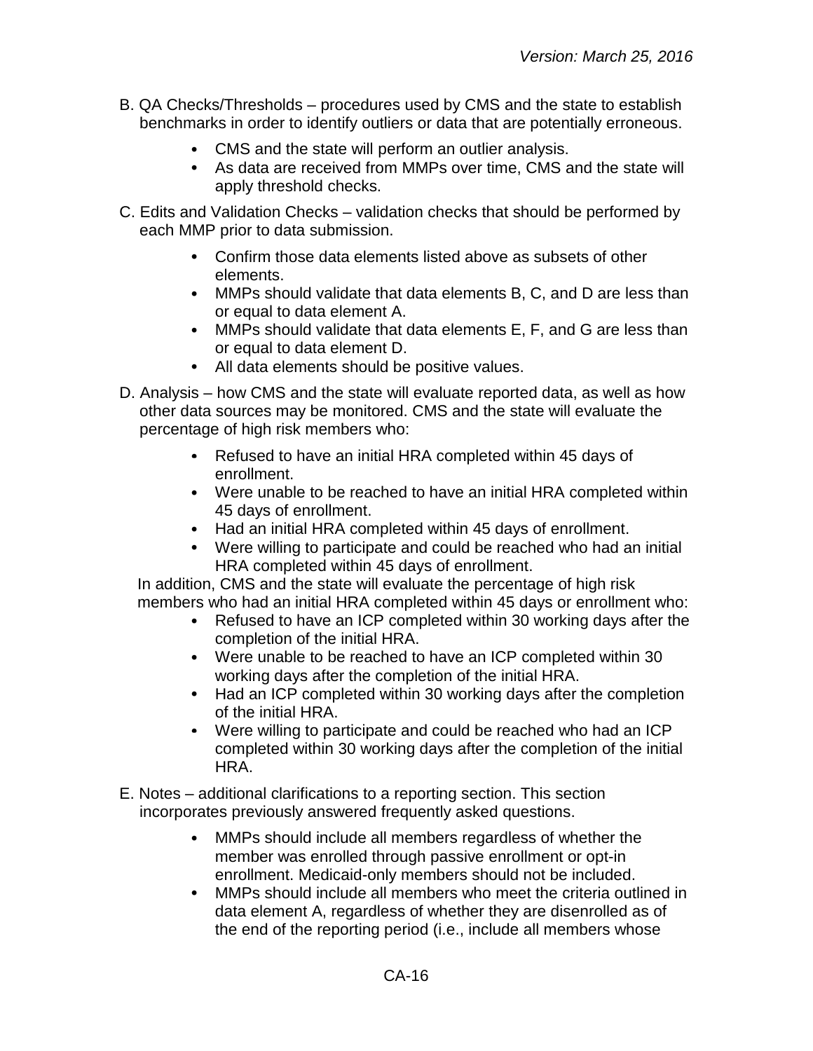B. QA Checks/Thresholds – procedures used by CMS and the state to establish benchmarks in order to identify outliers or data that are potentially erroneous.

- CMS and the state will perform an outlier analysis.
- As data are received from MMPs over time, CMS and the state will apply threshold checks.

C. Edits and Validation Checks – validation checks that should be performed by each MMP prior to data submission.

- Confirm those data elements listed above as subsets of other elements.
- MMPs should validate that data elements B, C, and D are less than or equal to data element A.
- MMPs should validate that data elements E, F, and G are less than or equal to data element D.
- All data elements should be positive values.

D. Analysis – how CMS and the state will evaluate reported data, as well as how other data sources may be monitored. CMS and the state will evaluate the percentage of high risk members who:

- Refused to have an initial HRA completed within 45 days of enrollment.
- Were unable to be reached to have an initial HRA completed within 45 days of enrollment.
- Had an initial HRA completed within 45 days of enrollment.
- Were willing to participate and could be reached who had an initial HRA completed within 45 days of enrollment.

In addition, CMS and the state will evaluate the percentage of high risk members who had an initial HRA completed within 45 days or enrollment who:

- Refused to have an ICP completed within 30 working days after the completion of the initial HRA.
- Were unable to be reached to have an ICP completed within 30 working days after the completion of the initial HRA.
- Had an ICP completed within 30 working days after the completion of the initial HRA.
- Were willing to participate and could be reached who had an ICP completed within 30 working days after the completion of the initial HRA.

E. Notes – additional clarifications to a reporting section. This section incorporates previously answered frequently asked questions.

- MMPs should include all members regardless of whether the member was enrolled through passive enrollment or opt-in enrollment. Medicaid-only members should not be included.
- MMPs should include all members who meet the criteria outlined in data element A, regardless of whether they are disenrolled as of the end of the reporting period (i.e., include all members whose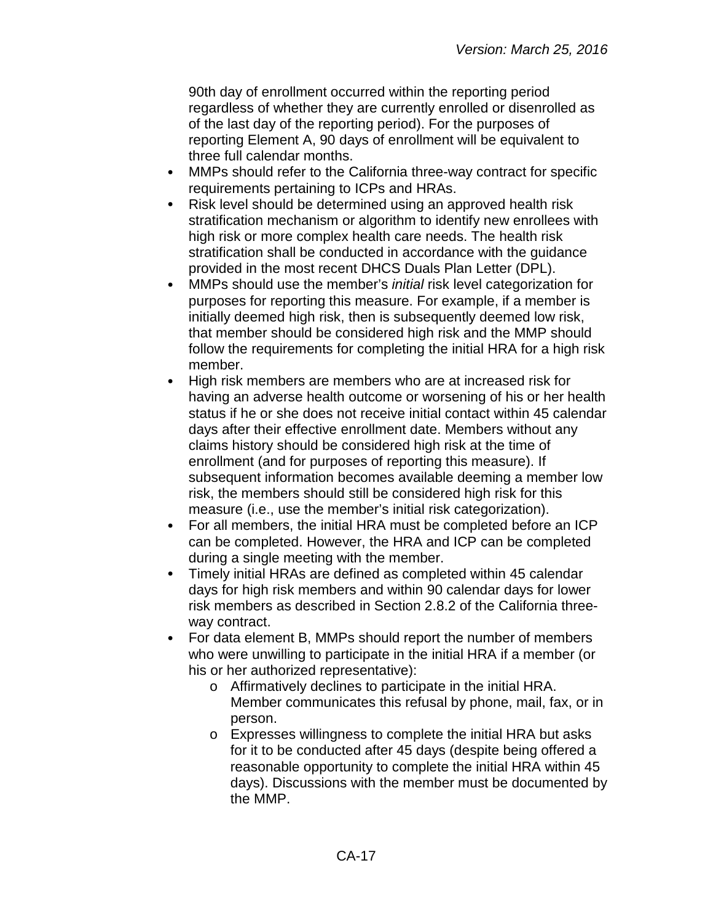90th day of enrollment occurred within the reporting period regardless of whether they are currently enrolled or disenrolled as of the last day of the reporting period). For the purposes of reporting Element A, 90 days of enrollment will be equivalent to three full calendar months.

- MMPs should refer to the California three-way contract for specific requirements pertaining to ICPs and HRAs.
- Risk level should be determined using an approved health risk stratification mechanism or algorithm to identify new enrollees with high risk or more complex health care needs. The health risk stratification shall be conducted in accordance with the guidance provided in the most recent DHCS Duals Plan Letter (DPL).
- MMPs should use the member's *initial* risk level categorization for purposes for reporting this measure. For example, if a member is initially deemed high risk, then is subsequently deemed low risk, that member should be considered high risk and the MMP should follow the requirements for completing the initial HRA for a high risk member.
- High risk members are members who are at increased risk for having an adverse health outcome or worsening of his or her health status if he or she does not receive initial contact within 45 calendar days after their effective enrollment date. Members without any claims history should be considered high risk at the time of enrollment (and for purposes of reporting this measure). If subsequent information becomes available deeming a member low risk, the members should still be considered high risk for this measure (i.e., use the member's initial risk categorization).
- For all members, the initial HRA must be completed before an ICP can be completed. However, the HRA and ICP can be completed during a single meeting with the member.
- Timely initial HRAs are defined as completed within 45 calendar days for high risk members and within 90 calendar days for lower risk members as described in Section 2.8.2 of the California three-way contract.
- For data element B, MMPs should report the number of members who were unwilling to participate in the initial HRA if a member (or his or her authorized representative):
  - Affirmatively declines to participate in the initial HRA. Member communicates this refusal by phone, mail, fax, or in person.
  - Expresses willingness to complete the initial HRA but asks for it to be conducted after 45 days (despite being offered a reasonable opportunity to complete the initial HRA within 45 days). Discussions with the member must be documented by the MMP.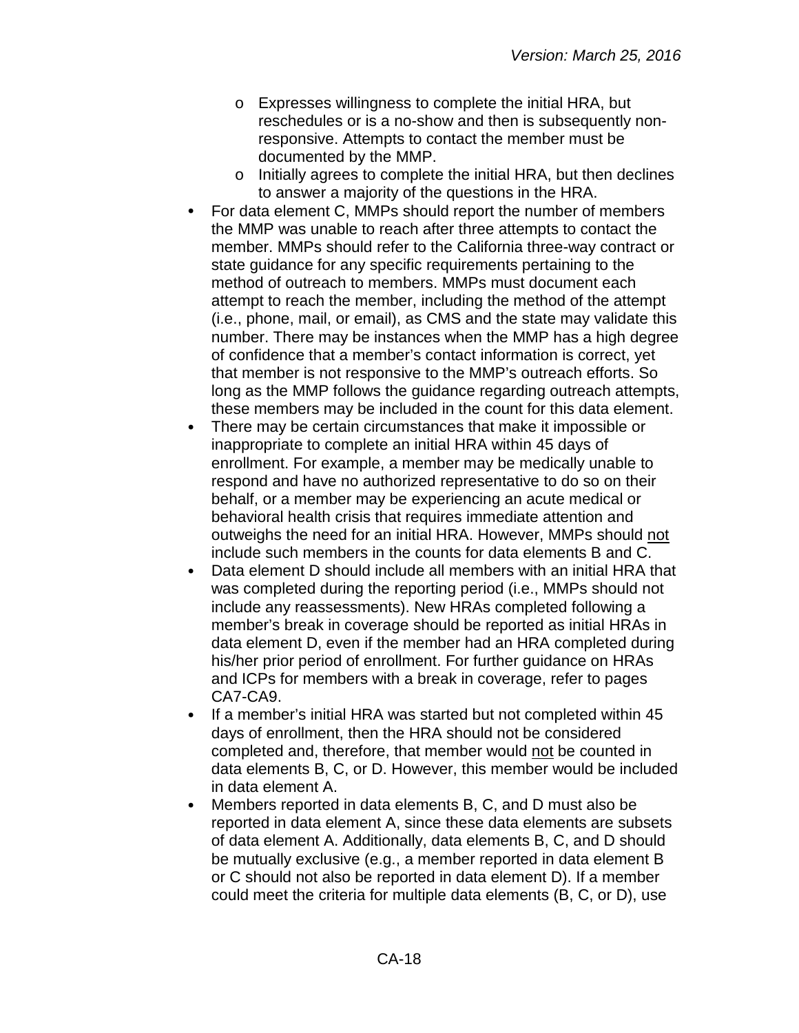- Expresses willingness to complete the initial HRA, but reschedules or is a no-show and then is subsequently non-responsive. Attempts to contact the member must be documented by the MMP.
  - Initially agrees to complete the initial HRA, but then declines to answer a majority of the questions in the HRA.
- For data element C, MMPs should report the number of members the MMP was unable to reach after three attempts to contact the member. MMPs should refer to the California three-way contract or state guidance for any specific requirements pertaining to the method of outreach to members. MMPs must document each attempt to reach the member, including the method of the attempt (i.e., phone, mail, or email), as CMS and the state may validate this number. There may be instances when the MMP has a high degree of confidence that a member's contact information is correct, yet that member is not responsive to the MMP's outreach efforts. So long as the MMP follows the guidance regarding outreach attempts, these members may be included in the count for this data element.
- There may be certain circumstances that make it impossible or inappropriate to complete an initial HRA within 45 days of enrollment. For example, a member may be medically unable to respond and have no authorized representative to do so on their behalf, or a member may be experiencing an acute medical or behavioral health crisis that requires immediate attention and outweighs the need for an initial HRA. However, MMPs should <u>not</u> include such members in the counts for data elements B and C.
- Data element D should include all members with an initial HRA that was completed during the reporting period (i.e., MMPs should not include any reassessments). New HRAs completed following a member's break in coverage should be reported as initial HRAs in data element D, even if the member had an HRA completed during his/her prior period of enrollment. For further guidance on HRAs and ICPs for members with a break in coverage, refer to pages CA7-CA9.
- If a member's initial HRA was started but not completed within 45 days of enrollment, then the HRA should not be considered completed and, therefore, that member would <u>not</u> be counted in data elements B, C, or D. However, this member would be included in data element A.
- Members reported in data elements B, C, and D must also be reported in data element A, since these data elements are subsets of data element A. Additionally, data elements B, C, and D should be mutually exclusive (e.g., a member reported in data element B or C should not also be reported in data element D). If a member could meet the criteria for multiple data elements (B, C, or D), use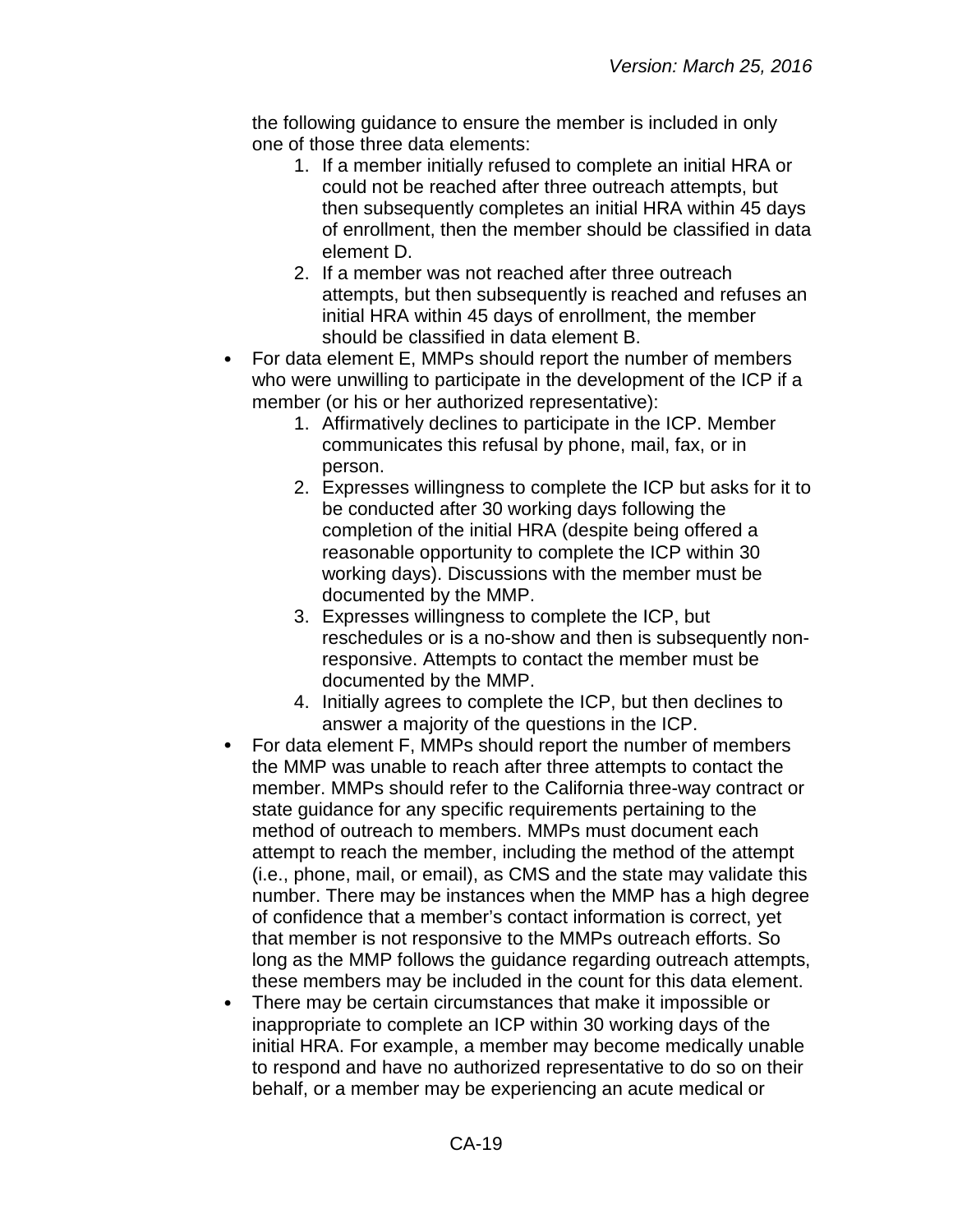the following guidance to ensure the member is included in only one of those three data elements:

1. If a member initially refused to complete an initial HRA or could not be reached after three outreach attempts, but then subsequently completes an initial HRA within 45 days of enrollment, then the member should be classified in data element D.
2. If a member was not reached after three outreach attempts, but then subsequently is reached and refuses an initial HRA within 45 days of enrollment, the member should be classified in data element B.

- For data element E, MMPs should report the number of members who were unwilling to participate in the development of the ICP if a member (or his or her authorized representative):
  1. Affirmatively declines to participate in the ICP. Member communicates this refusal by phone, mail, fax, or in person.
  2. Expresses willingness to complete the ICP but asks for it to be conducted after 30 working days following the completion of the initial HRA (despite being offered a reasonable opportunity to complete the ICP within 30 working days). Discussions with the member must be documented by the MMP.
  3. Expresses willingness to complete the ICP, but reschedules or is a no-show and then is subsequently non-responsive. Attempts to contact the member must be documented by the MMP.
  4. Initially agrees to complete the ICP, but then declines to answer a majority of the questions in the ICP.
- For data element F, MMPs should report the number of members the MMP was unable to reach after three attempts to contact the member. MMPs should refer to the California three-way contract or state guidance for any specific requirements pertaining to the method of outreach to members. MMPs must document each attempt to reach the member, including the method of the attempt (i.e., phone, mail, or email), as CMS and the state may validate this number. There may be instances when the MMP has a high degree of confidence that a member's contact information is correct, yet that member is not responsive to the MMPs outreach efforts. So long as the MMP follows the guidance regarding outreach attempts, these members may be included in the count for this data element.
- There may be certain circumstances that make it impossible or inappropriate to complete an ICP within 30 working days of the initial HRA. For example, a member may become medically unable to respond and have no authorized representative to do so on their behalf, or a member may be experiencing an acute medical or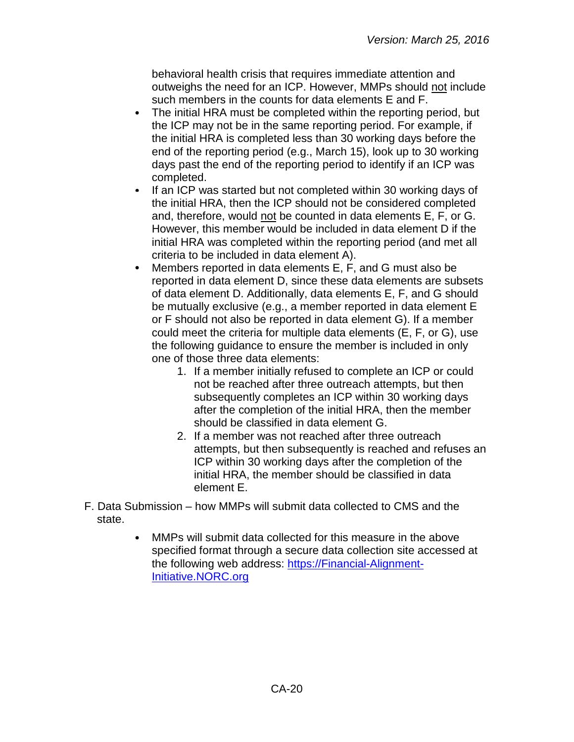behavioral health crisis that requires immediate attention and outweighs the need for an ICP. However, MMPs should <u>not</u> include such members in the counts for data elements E and F.

- The initial HRA must be completed within the reporting period, but the ICP may not be in the same reporting period. For example, if the initial HRA is completed less than 30 working days before the end of the reporting period (e.g., March 15), look up to 30 working days past the end of the reporting period to identify if an ICP was completed.
- If an ICP was started but not completed within 30 working days of the initial HRA, then the ICP should not be considered completed and, therefore, would <u>not</u> be counted in data elements E, F, or G. However, this member would be included in data element D if the initial HRA was completed within the reporting period (and met all criteria to be included in data element A).
- Members reported in data elements E, F, and G must also be reported in data element D, since these data elements are subsets of data element D. Additionally, data elements E, F, and G should be mutually exclusive (e.g., a member reported in data element E or F should not also be reported in data element G). If a member could meet the criteria for multiple data elements (E, F, or G), use the following guidance to ensure the member is included in only one of those three data elements:
    1. If a member initially refused to complete an ICP or could not be reached after three outreach attempts, but then subsequently completes an ICP within 30 working days after the completion of the initial HRA, then the member should be classified in data element G.
    2. If a member was not reached after three outreach attempts, but then subsequently is reached and refuses an ICP within 30 working days after the completion of the initial HRA, the member should be classified in data element E.

F. Data Submission – how MMPs will submit data collected to CMS and the state.

- MMPs will submit data collected for this measure in the above specified format through a secure data collection site accessed at the following web address: [https://Financial-Alignment-Initiative.NORC.org](https://Financial-Alignment-Initiative.NORC.org)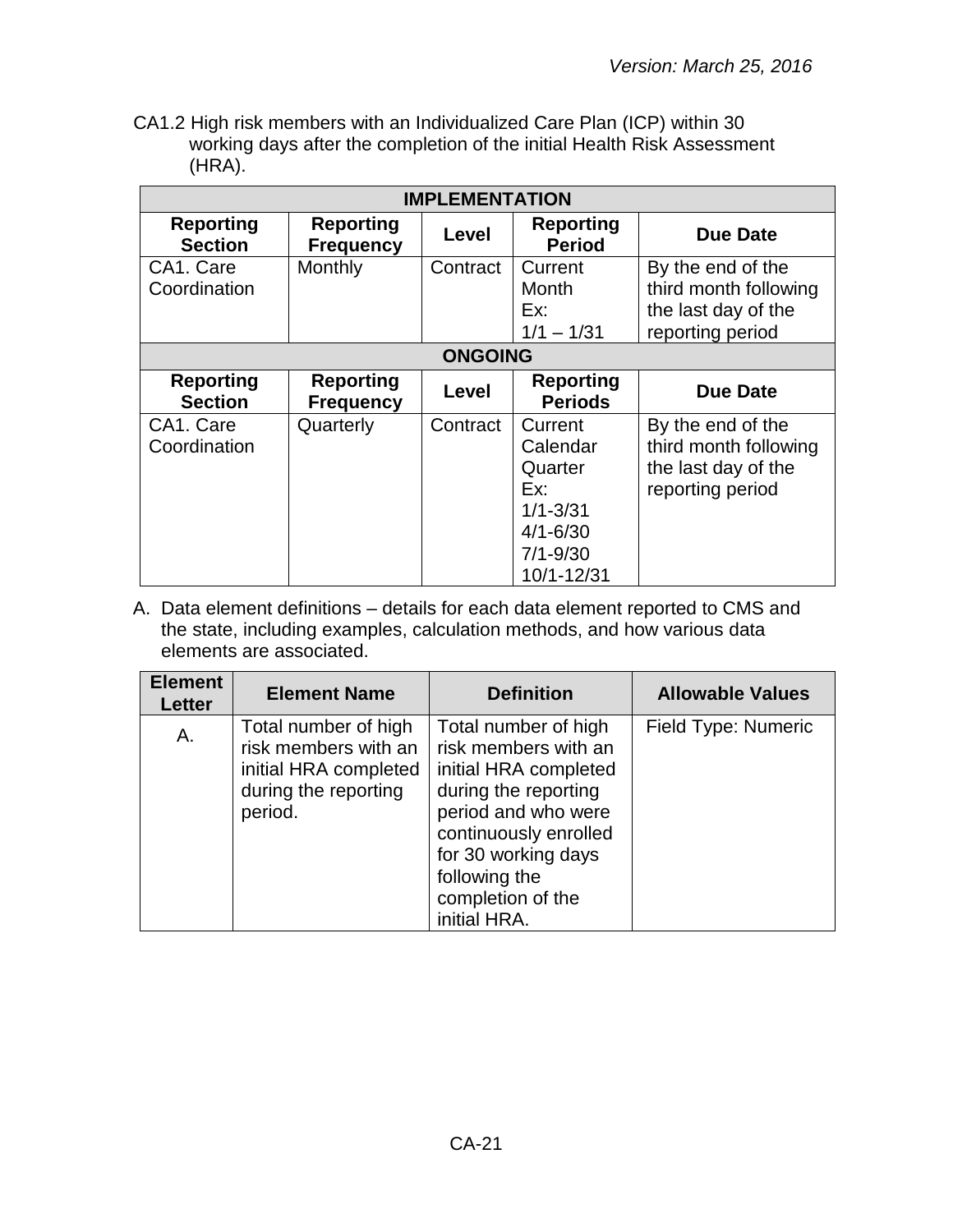CA1.2 High risk members with an Individualized Care Plan (ICP) within 30 working days after the completion of the initial Health Risk Assessment (HRA).

| IMPLEMENTATION | | | | |
|---|---|---|---|---|
| **Reporting Section** | **Reporting Frequency** | **Level** | **Reporting Period** | **Due Date** |
| CA1. Care Coordination | Monthly | Contract | Current Month<br>Ex:<br>1/1 – 1/31 | By the end of the third month following the last day of the reporting period |
| **ONGOING** | | | | |
| **Reporting Section** | **Reporting Frequency** | **Level** | **Reporting Periods** | **Due Date** |
| CA1. Care Coordination | Quarterly | Contract | Current Calendar Quarter<br>Ex:<br>1/1-3/31<br>4/1-6/30<br>7/1-9/30<br>10/1-12/31 | By the end of the third month following the last day of the reporting period |

A. Data element definitions – details for each data element reported to CMS and the state, including examples, calculation methods, and how various data elements are associated.

| Element Letter | Element Name | Definition | Allowable Values |
|---|---|---|---|
| A. | Total number of high risk members with an initial HRA completed during the reporting period. | Total number of high risk members with an initial HRA completed during the reporting period and who were continuously enrolled for 30 working days following the completion of the initial HRA. | Field Type: Numeric |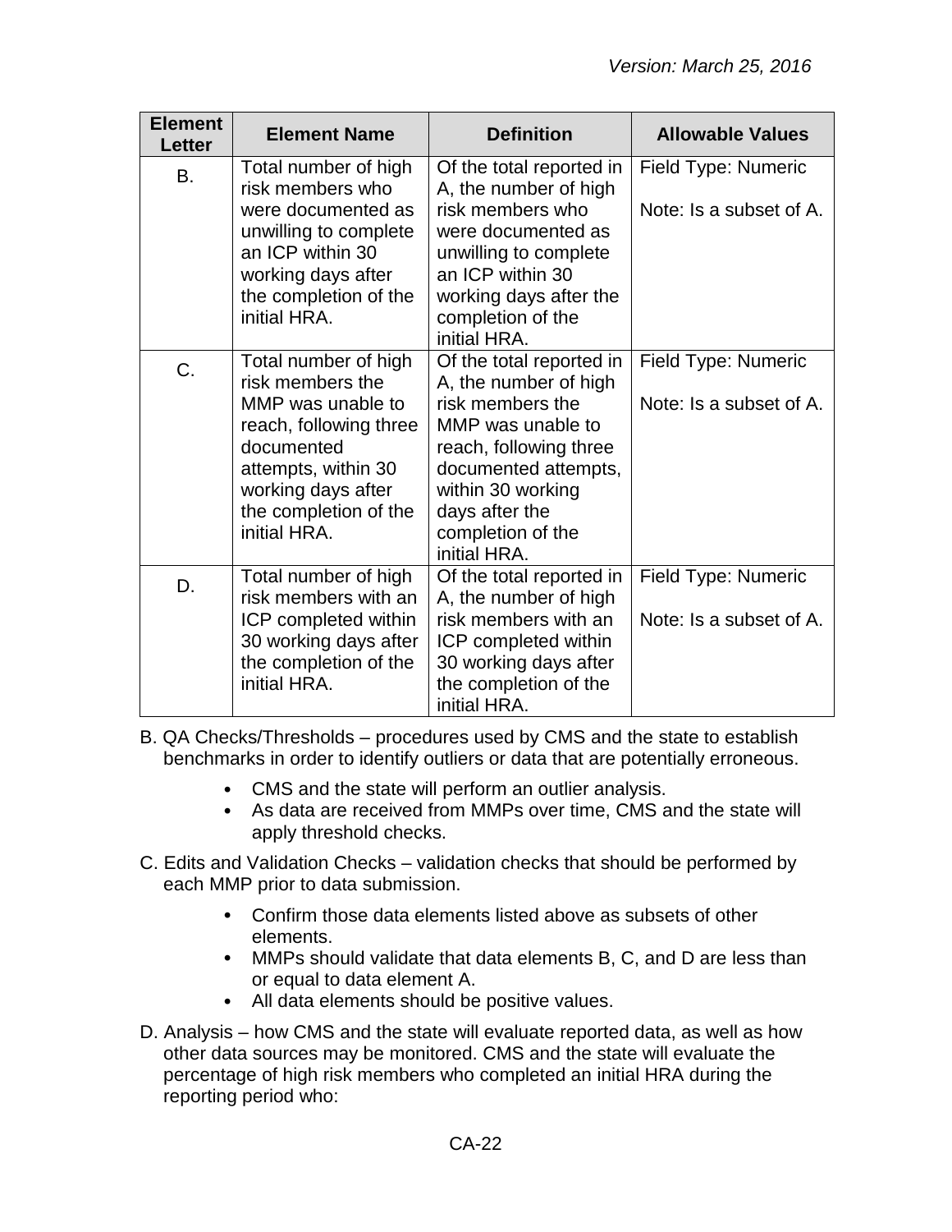| Element Letter | Element Name | Definition | Allowable Values |
|---|---|---|---|
| B. | Total number of high risk members who were documented as unwilling to complete an ICP within 30 working days after the completion of the initial HRA. | Of the total reported in A, the number of high risk members who were documented as unwilling to complete an ICP within 30 working days after the completion of the initial HRA. | Field Type: Numeric<br><br>Note: Is a subset of A. |
| C. | Total number of high risk members the MMP was unable to reach, following three documented attempts, within 30 working days after the completion of the initial HRA. | Of the total reported in A, the number of high risk members the MMP was unable to reach, following three documented attempts, within 30 working days after the completion of the initial HRA. | Field Type: Numeric<br><br>Note: Is a subset of A. |
| D. | Total number of high risk members with an ICP completed within 30 working days after the completion of the initial HRA. | Of the total reported in A, the number of high risk members with an ICP completed within 30 working days after the completion of the initial HRA. | Field Type: Numeric<br><br>Note: Is a subset of A. |

B. QA Checks/Thresholds – procedures used by CMS and the state to establish benchmarks in order to identify outliers or data that are potentially erroneous.

- CMS and the state will perform an outlier analysis.
- As data are received from MMPs over time, CMS and the state will apply threshold checks.

C. Edits and Validation Checks – validation checks that should be performed by each MMP prior to data submission.

- Confirm those data elements listed above as subsets of other elements.
- MMPs should validate that data elements B, C, and D are less than or equal to data element A.
- All data elements should be positive values.

D. Analysis – how CMS and the state will evaluate reported data, as well as how other data sources may be monitored. CMS and the state will evaluate the percentage of high risk members who completed an initial HRA during the reporting period who: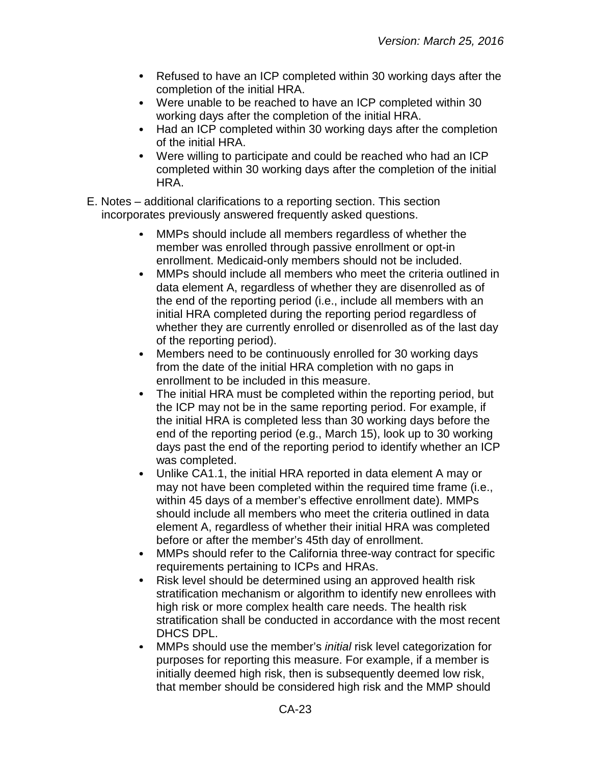- Refused to have an ICP completed within 30 working days after the completion of the initial HRA.
- Were unable to be reached to have an ICP completed within 30 working days after the completion of the initial HRA.
- Had an ICP completed within 30 working days after the completion of the initial HRA.
- Were willing to participate and could be reached who had an ICP completed within 30 working days after the completion of the initial HRA.

E. Notes – additional clarifications to a reporting section. This section incorporates previously answered frequently asked questions.

- MMPs should include all members regardless of whether the member was enrolled through passive enrollment or opt-in enrollment. Medicaid-only members should not be included.
- MMPs should include all members who meet the criteria outlined in data element A, regardless of whether they are disenrolled as of the end of the reporting period (i.e., include all members with an initial HRA completed during the reporting period regardless of whether they are currently enrolled or disenrolled as of the last day of the reporting period).
- Members need to be continuously enrolled for 30 working days from the date of the initial HRA completion with no gaps in enrollment to be included in this measure.
- The initial HRA must be completed within the reporting period, but the ICP may not be in the same reporting period. For example, if the initial HRA is completed less than 30 working days before the end of the reporting period (e.g., March 15), look up to 30 working days past the end of the reporting period to identify whether an ICP was completed.
- Unlike CA1.1, the initial HRA reported in data element A may or may not have been completed within the required time frame (i.e., within 45 days of a member's effective enrollment date). MMPs should include all members who meet the criteria outlined in data element A, regardless of whether their initial HRA was completed before or after the member's 45th day of enrollment.
- MMPs should refer to the California three-way contract for specific requirements pertaining to ICPs and HRAs.
- Risk level should be determined using an approved health risk stratification mechanism or algorithm to identify new enrollees with high risk or more complex health care needs. The health risk stratification shall be conducted in accordance with the most recent DHCS DPL.
- MMPs should use the member's *initial* risk level categorization for purposes for reporting this measure. For example, if a member is initially deemed high risk, then is subsequently deemed low risk, that member should be considered high risk and the MMP should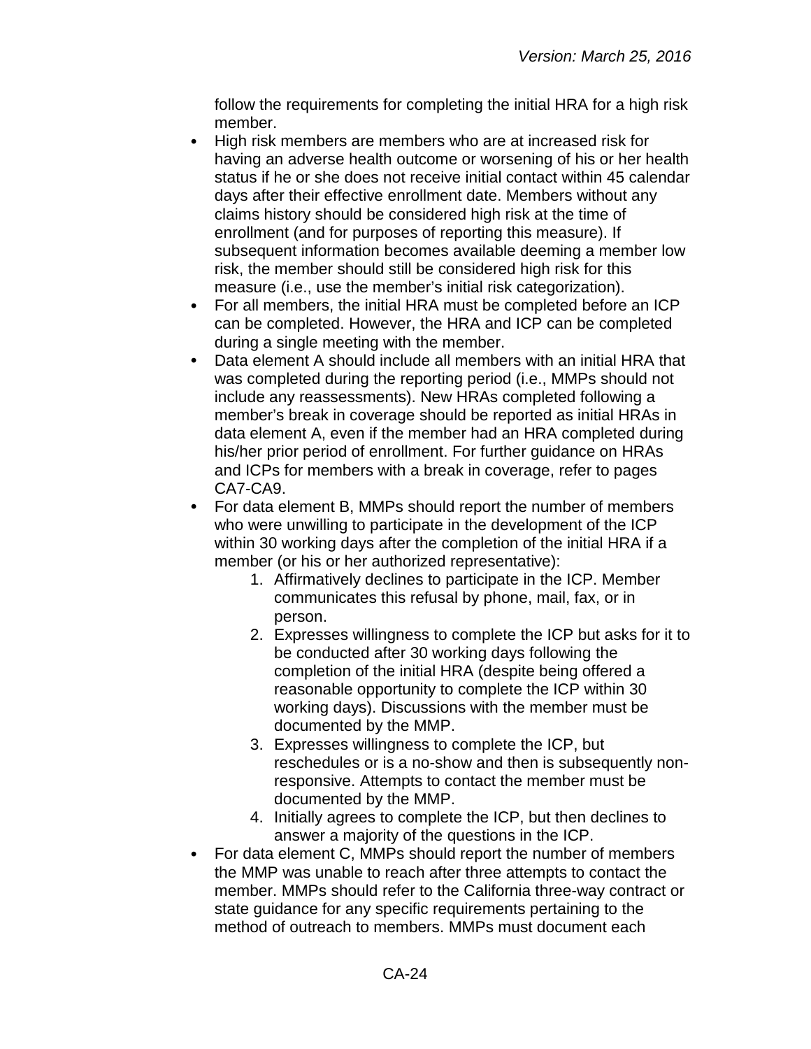follow the requirements for completing the initial HRA for a high risk member.

- High risk members are members who are at increased risk for having an adverse health outcome or worsening of his or her health status if he or she does not receive initial contact within 45 calendar days after their effective enrollment date. Members without any claims history should be considered high risk at the time of enrollment (and for purposes of reporting this measure). If subsequent information becomes available deeming a member low risk, the member should still be considered high risk for this measure (i.e., use the member's initial risk categorization).
- For all members, the initial HRA must be completed before an ICP can be completed. However, the HRA and ICP can be completed during a single meeting with the member.
- Data element A should include all members with an initial HRA that was completed during the reporting period (i.e., MMPs should not include any reassessments). New HRAs completed following a member's break in coverage should be reported as initial HRAs in data element A, even if the member had an HRA completed during his/her prior period of enrollment. For further guidance on HRAs and ICPs for members with a break in coverage, refer to pages CA7-CA9.
- For data element B, MMPs should report the number of members who were unwilling to participate in the development of the ICP within 30 working days after the completion of the initial HRA if a member (or his or her authorized representative):
    1. Affirmatively declines to participate in the ICP. Member communicates this refusal by phone, mail, fax, or in person.
    2. Expresses willingness to complete the ICP but asks for it to be conducted after 30 working days following the completion of the initial HRA (despite being offered a reasonable opportunity to complete the ICP within 30 working days). Discussions with the member must be documented by the MMP.
    3. Expresses willingness to complete the ICP, but reschedules or is a no-show and then is subsequently non-responsive. Attempts to contact the member must be documented by the MMP.
    4. Initially agrees to complete the ICP, but then declines to answer a majority of the questions in the ICP.
- For data element C, MMPs should report the number of members the MMP was unable to reach after three attempts to contact the member. MMPs should refer to the California three-way contract or state guidance for any specific requirements pertaining to the method of outreach to members. MMPs must document each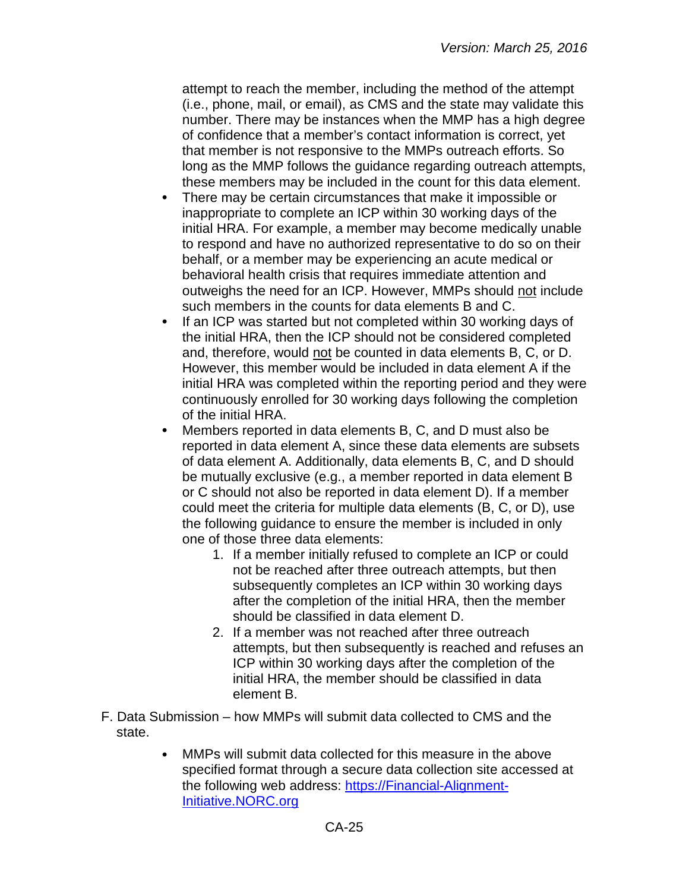attempt to reach the member, including the method of the attempt (i.e., phone, mail, or email), as CMS and the state may validate this number. There may be instances when the MMP has a high degree of confidence that a member's contact information is correct, yet that member is not responsive to the MMPs outreach efforts. So long as the MMP follows the guidance regarding outreach attempts, these members may be included in the count for this data element.

- There may be certain circumstances that make it impossible or inappropriate to complete an ICP within 30 working days of the initial HRA. For example, a member may become medically unable to respond and have no authorized representative to do so on their behalf, or a member may be experiencing an acute medical or behavioral health crisis that requires immediate attention and outweighs the need for an ICP. However, MMPs should not include such members in the counts for data elements B and C.
- If an ICP was started but not completed within 30 working days of the initial HRA, then the ICP should not be considered completed and, therefore, would not be counted in data elements B, C, or D. However, this member would be included in data element A if the initial HRA was completed within the reporting period and they were continuously enrolled for 30 working days following the completion of the initial HRA.
- Members reported in data elements B, C, and D must also be reported in data element A, since these data elements are subsets of data element A. Additionally, data elements B, C, and D should be mutually exclusive (e.g., a member reported in data element B or C should not also be reported in data element D). If a member could meet the criteria for multiple data elements (B, C, or D), use the following guidance to ensure the member is included in only one of those three data elements:
    1. If a member initially refused to complete an ICP or could not be reached after three outreach attempts, but then subsequently completes an ICP within 30 working days after the completion of the initial HRA, then the member should be classified in data element D.
    2. If a member was not reached after three outreach attempts, but then subsequently is reached and refuses an ICP within 30 working days after the completion of the initial HRA, the member should be classified in data element B.

F. Data Submission – how MMPs will submit data collected to CMS and the state.

- MMPs will submit data collected for this measure in the above specified format through a secure data collection site accessed at the following web address: https://Financial-Alignment-Initiative.NORC.org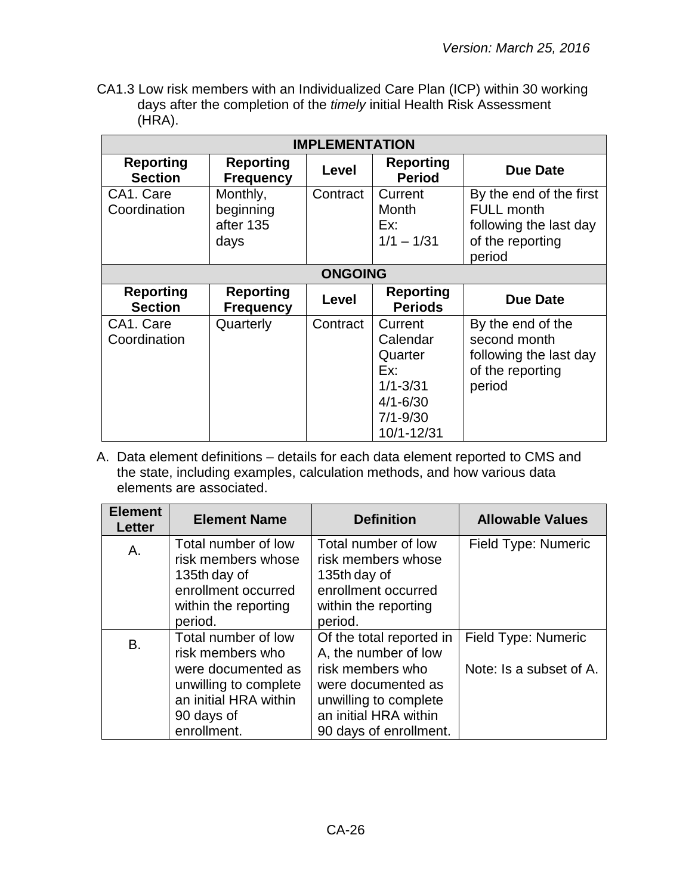CA1.3 Low risk members with an Individualized Care Plan (ICP) within 30 working days after the completion of the *timely* initial Health Risk Assessment (HRA).

| IMPLEMENTATION | | | | |
|---|---|---|---|---|
| **Reporting Section** | **Reporting Frequency** | **Level** | **Reporting Period** | **Due Date** |
| CA1. Care Coordination | Monthly, beginning after 135 days | Contract | Current Month Ex: 1/1 – 1/31 | By the end of the first FULL month following the last day of the reporting period |
| **ONGOING** | | | | |
| **Reporting Section** | **Reporting Frequency** | **Level** | **Reporting Periods** | **Due Date** |
| CA1. Care Coordination | Quarterly | Contract | Current Calendar Quarter Ex: 1/1-3/31 4/1-6/30 7/1-9/30 10/1-12/31 | By the end of the second month following the last day of the reporting period |

A. Data element definitions – details for each data element reported to CMS and the state, including examples, calculation methods, and how various data elements are associated.

| Element Letter | Element Name | Definition | Allowable Values |
|---|---|---|---|
| A. | Total number of low risk members whose 135th day of enrollment occurred within the reporting period. | Total number of low risk members whose 135th day of enrollment occurred within the reporting period. | Field Type: Numeric |
| B. | Total number of low risk members who were documented as unwilling to complete an initial HRA within 90 days of enrollment. | Of the total reported in A, the number of low risk members who were documented as unwilling to complete an initial HRA within 90 days of enrollment. | Field Type: Numeric<br><br>Note: Is a subset of A. |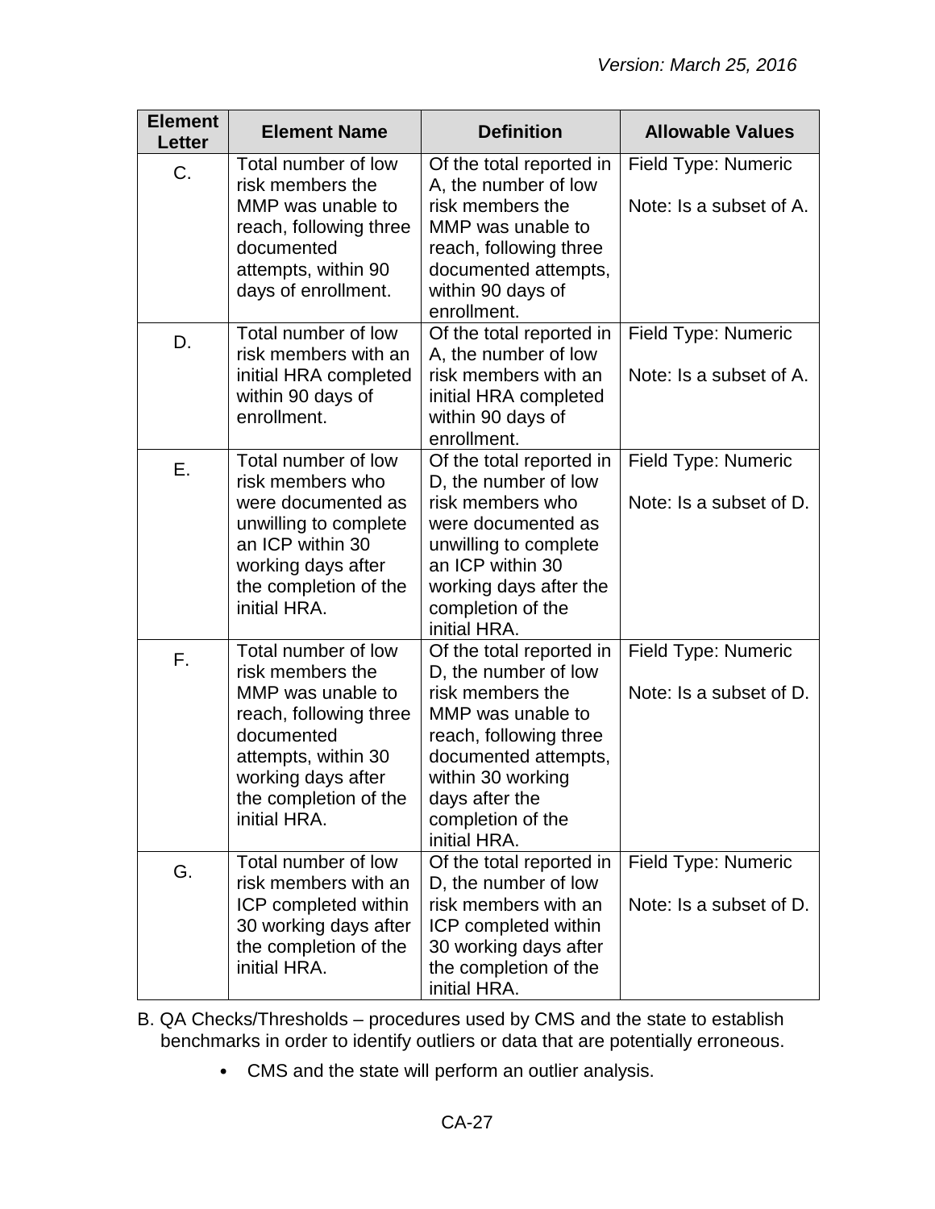| Element Letter | Element Name | Definition | Allowable Values |
|---|---|---|---|
| C. | Total number of low risk members the MMP was unable to reach, following three documented attempts, within 90 days of enrollment. | Of the total reported in A, the number of low risk members the MMP was unable to reach, following three documented attempts, within 90 days of enrollment. | Field Type: Numeric<br><br>Note: Is a subset of A. |
| D. | Total number of low risk members with an initial HRA completed within 90 days of enrollment. | Of the total reported in A, the number of low risk members with an initial HRA completed within 90 days of enrollment. | Field Type: Numeric<br><br>Note: Is a subset of A. |
| E. | Total number of low risk members who were documented as unwilling to complete an ICP within 30 working days after the completion of the initial HRA. | Of the total reported in D, the number of low risk members who were documented as unwilling to complete an ICP within 30 working days after the completion of the initial HRA. | Field Type: Numeric<br><br>Note: Is a subset of D. |
| F. | Total number of low risk members the MMP was unable to reach, following three documented attempts, within 30 working days after the completion of the initial HRA. | Of the total reported in D, the number of low risk members the MMP was unable to reach, following three documented attempts, within 30 working days after the completion of the initial HRA. | Field Type: Numeric<br><br>Note: Is a subset of D. |
| G. | Total number of low risk members with an ICP completed within 30 working days after the completion of the initial HRA. | Of the total reported in D, the number of low risk members with an ICP completed within 30 working days after the completion of the initial HRA. | Field Type: Numeric<br><br>Note: Is a subset of D. |

B. QA Checks/Thresholds – procedures used by CMS and the state to establish benchmarks in order to identify outliers or data that are potentially erroneous.

- CMS and the state will perform an outlier analysis.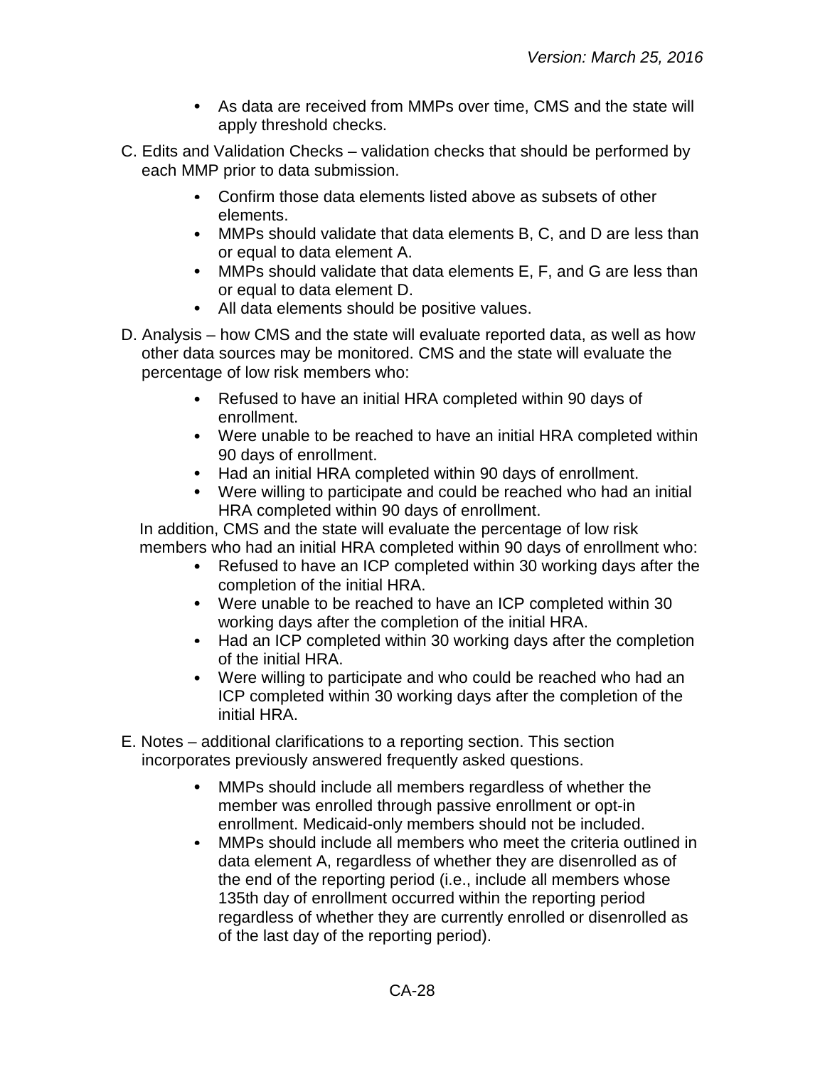- As data are received from MMPs over time, CMS and the state will apply threshold checks.

C. Edits and Validation Checks – validation checks that should be performed by each MMP prior to data submission.

- Confirm those data elements listed above as subsets of other elements.
- MMPs should validate that data elements B, C, and D are less than or equal to data element A.
- MMPs should validate that data elements E, F, and G are less than or equal to data element D.
- All data elements should be positive values.

D. Analysis – how CMS and the state will evaluate reported data, as well as how other data sources may be monitored. CMS and the state will evaluate the percentage of low risk members who:

- Refused to have an initial HRA completed within 90 days of enrollment.
- Were unable to be reached to have an initial HRA completed within 90 days of enrollment.
- Had an initial HRA completed within 90 days of enrollment.
- Were willing to participate and could be reached who had an initial HRA completed within 90 days of enrollment.

In addition, CMS and the state will evaluate the percentage of low risk members who had an initial HRA completed within 90 days of enrollment who:

- Refused to have an ICP completed within 30 working days after the completion of the initial HRA.
- Were unable to be reached to have an ICP completed within 30 working days after the completion of the initial HRA.
- Had an ICP completed within 30 working days after the completion of the initial HRA.
- Were willing to participate and who could be reached who had an ICP completed within 30 working days after the completion of the initial HRA.

E. Notes – additional clarifications to a reporting section. This section incorporates previously answered frequently asked questions.

- MMPs should include all members regardless of whether the member was enrolled through passive enrollment or opt-in enrollment. Medicaid-only members should not be included.
- MMPs should include all members who meet the criteria outlined in data element A, regardless of whether they are disenrolled as of the end of the reporting period (i.e., include all members whose 135th day of enrollment occurred within the reporting period regardless of whether they are currently enrolled or disenrolled as of the last day of the reporting period).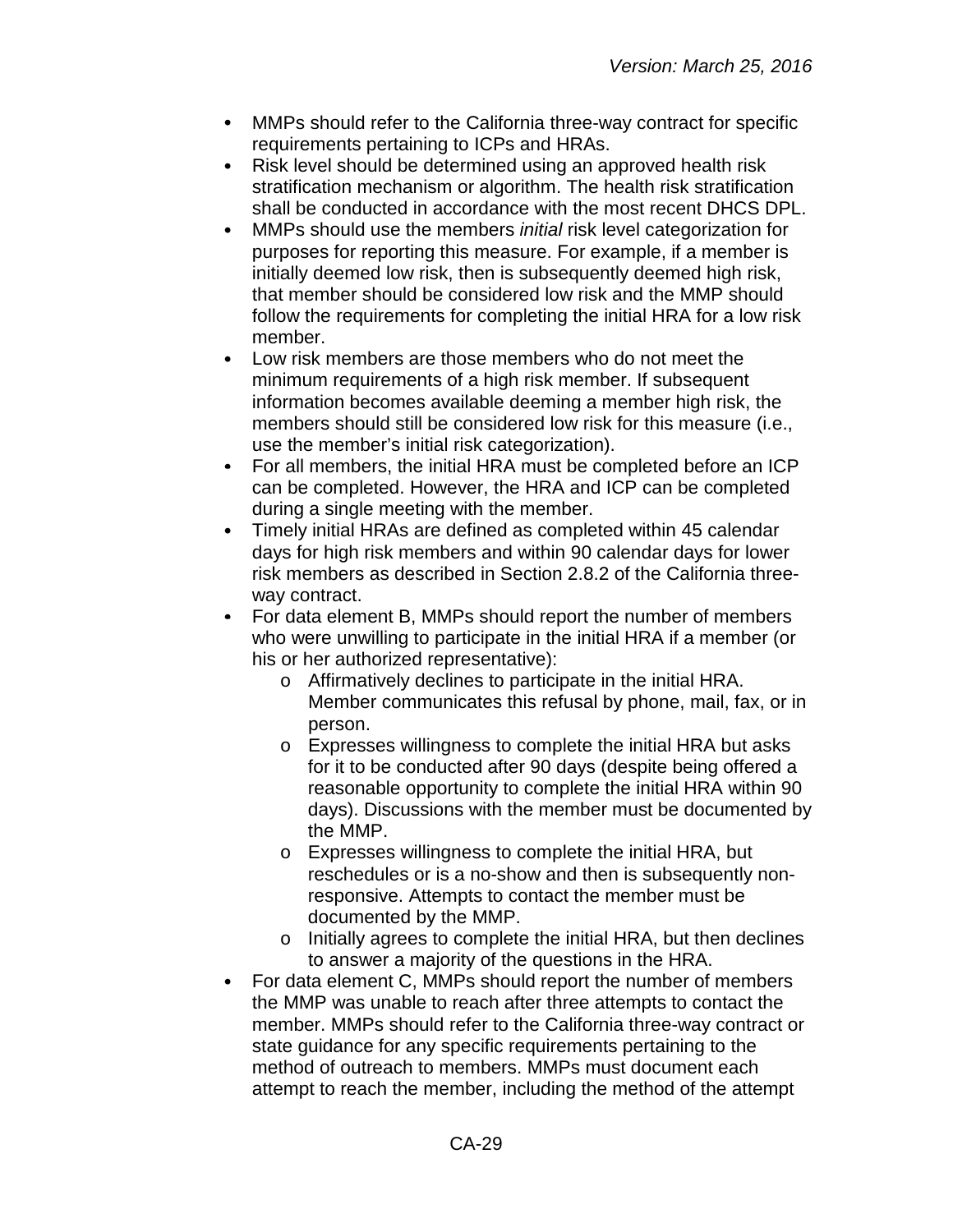- MMPs should refer to the California three-way contract for specific requirements pertaining to ICPs and HRAs.
- Risk level should be determined using an approved health risk stratification mechanism or algorithm. The health risk stratification shall be conducted in accordance with the most recent DHCS DPL.
- MMPs should use the members *initial* risk level categorization for purposes for reporting this measure. For example, if a member is initially deemed low risk, then is subsequently deemed high risk, that member should be considered low risk and the MMP should follow the requirements for completing the initial HRA for a low risk member.
- Low risk members are those members who do not meet the minimum requirements of a high risk member. If subsequent information becomes available deeming a member high risk, the members should still be considered low risk for this measure (i.e., use the member's initial risk categorization).
- For all members, the initial HRA must be completed before an ICP can be completed. However, the HRA and ICP can be completed during a single meeting with the member.
- Timely initial HRAs are defined as completed within 45 calendar days for high risk members and within 90 calendar days for lower risk members as described in Section 2.8.2 of the California three-way contract.
- For data element B, MMPs should report the number of members who were unwilling to participate in the initial HRA if a member (or his or her authorized representative):
  - Affirmatively declines to participate in the initial HRA. Member communicates this refusal by phone, mail, fax, or in person.
  - Expresses willingness to complete the initial HRA but asks for it to be conducted after 90 days (despite being offered a reasonable opportunity to complete the initial HRA within 90 days). Discussions with the member must be documented by the MMP.
  - Expresses willingness to complete the initial HRA, but reschedules or is a no-show and then is subsequently non-responsive. Attempts to contact the member must be documented by the MMP.
  - Initially agrees to complete the initial HRA, but then declines to answer a majority of the questions in the HRA.
- For data element C, MMPs should report the number of members the MMP was unable to reach after three attempts to contact the member. MMPs should refer to the California three-way contract or state guidance for any specific requirements pertaining to the method of outreach to members. MMPs must document each attempt to reach the member, including the method of the attempt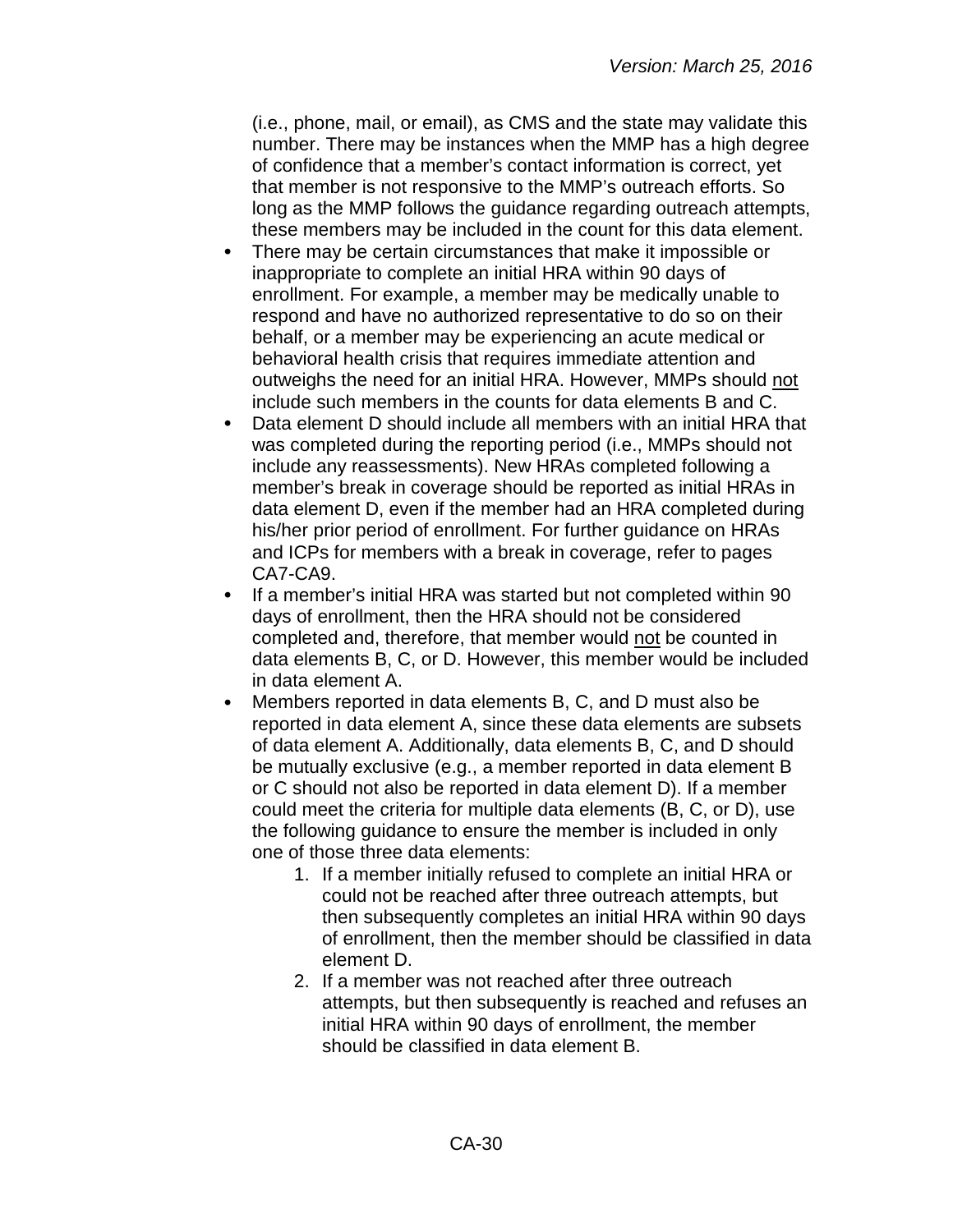(i.e., phone, mail, or email), as CMS and the state may validate this number. There may be instances when the MMP has a high degree of confidence that a member's contact information is correct, yet that member is not responsive to the MMP's outreach efforts. So long as the MMP follows the guidance regarding outreach attempts, these members may be included in the count for this data element.

- There may be certain circumstances that make it impossible or inappropriate to complete an initial HRA within 90 days of enrollment. For example, a member may be medically unable to respond and have no authorized representative to do so on their behalf, or a member may be experiencing an acute medical or behavioral health crisis that requires immediate attention and outweighs the need for an initial HRA. However, MMPs should <u>not</u> include such members in the counts for data elements B and C.
- Data element D should include all members with an initial HRA that was completed during the reporting period (i.e., MMPs should not include any reassessments). New HRAs completed following a member's break in coverage should be reported as initial HRAs in data element D, even if the member had an HRA completed during his/her prior period of enrollment. For further guidance on HRAs and ICPs for members with a break in coverage, refer to pages CA7-CA9.
- If a member's initial HRA was started but not completed within 90 days of enrollment, then the HRA should not be considered completed and, therefore, that member would <u>not</u> be counted in data elements B, C, or D. However, this member would be included in data element A.
- Members reported in data elements B, C, and D must also be reported in data element A, since these data elements are subsets of data element A. Additionally, data elements B, C, and D should be mutually exclusive (e.g., a member reported in data element B or C should not also be reported in data element D). If a member could meet the criteria for multiple data elements (B, C, or D), use the following guidance to ensure the member is included in only one of those three data elements:
    1. If a member initially refused to complete an initial HRA or could not be reached after three outreach attempts, but then subsequently completes an initial HRA within 90 days of enrollment, then the member should be classified in data element D.
    2. If a member was not reached after three outreach attempts, but then subsequently is reached and refuses an initial HRA within 90 days of enrollment, the member should be classified in data element B.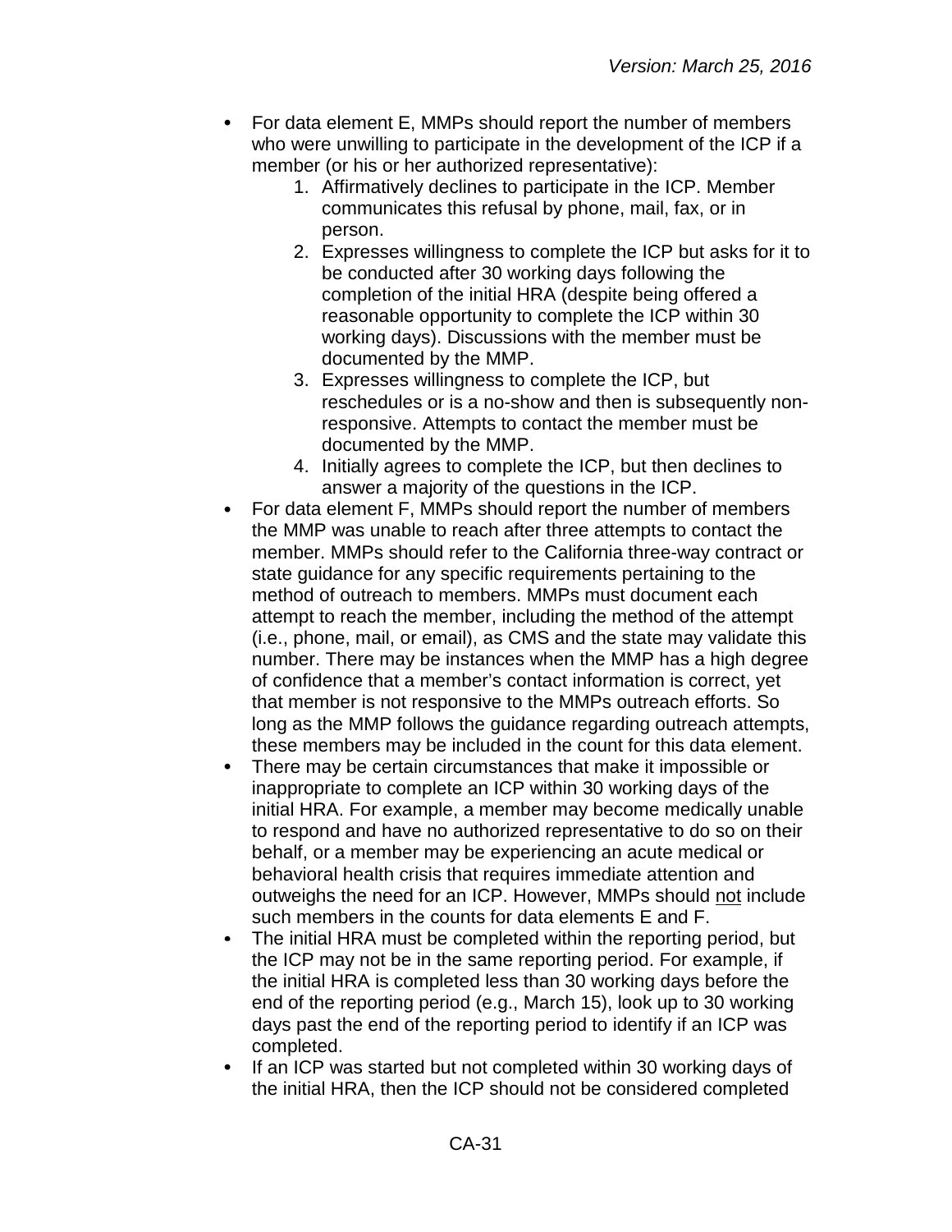- For data element E, MMPs should report the number of members who were unwilling to participate in the development of the ICP if a member (or his or her authorized representative):
    1. Affirmatively declines to participate in the ICP. Member communicates this refusal by phone, mail, fax, or in person.
    2. Expresses willingness to complete the ICP but asks for it to be conducted after 30 working days following the completion of the initial HRA (despite being offered a reasonable opportunity to complete the ICP within 30 working days). Discussions with the member must be documented by the MMP.
    3. Expresses willingness to complete the ICP, but reschedules or is a no-show and then is subsequently non-responsive. Attempts to contact the member must be documented by the MMP.
    4. Initially agrees to complete the ICP, but then declines to answer a majority of the questions in the ICP.
- For data element F, MMPs should report the number of members the MMP was unable to reach after three attempts to contact the member. MMPs should refer to the California three-way contract or state guidance for any specific requirements pertaining to the method of outreach to members. MMPs must document each attempt to reach the member, including the method of the attempt (i.e., phone, mail, or email), as CMS and the state may validate this number. There may be instances when the MMP has a high degree of confidence that a member's contact information is correct, yet that member is not responsive to the MMPs outreach efforts. So long as the MMP follows the guidance regarding outreach attempts, these members may be included in the count for this data element.
- There may be certain circumstances that make it impossible or inappropriate to complete an ICP within 30 working days of the initial HRA. For example, a member may become medically unable to respond and have no authorized representative to do so on their behalf, or a member may be experiencing an acute medical or behavioral health crisis that requires immediate attention and outweighs the need for an ICP. However, MMPs should <u>not</u> include such members in the counts for data elements E and F.
- The initial HRA must be completed within the reporting period, but the ICP may not be in the same reporting period. For example, if the initial HRA is completed less than 30 working days before the end of the reporting period (e.g., March 15), look up to 30 working days past the end of the reporting period to identify if an ICP was completed.
- If an ICP was started but not completed within 30 working days of the initial HRA, then the ICP should not be considered completed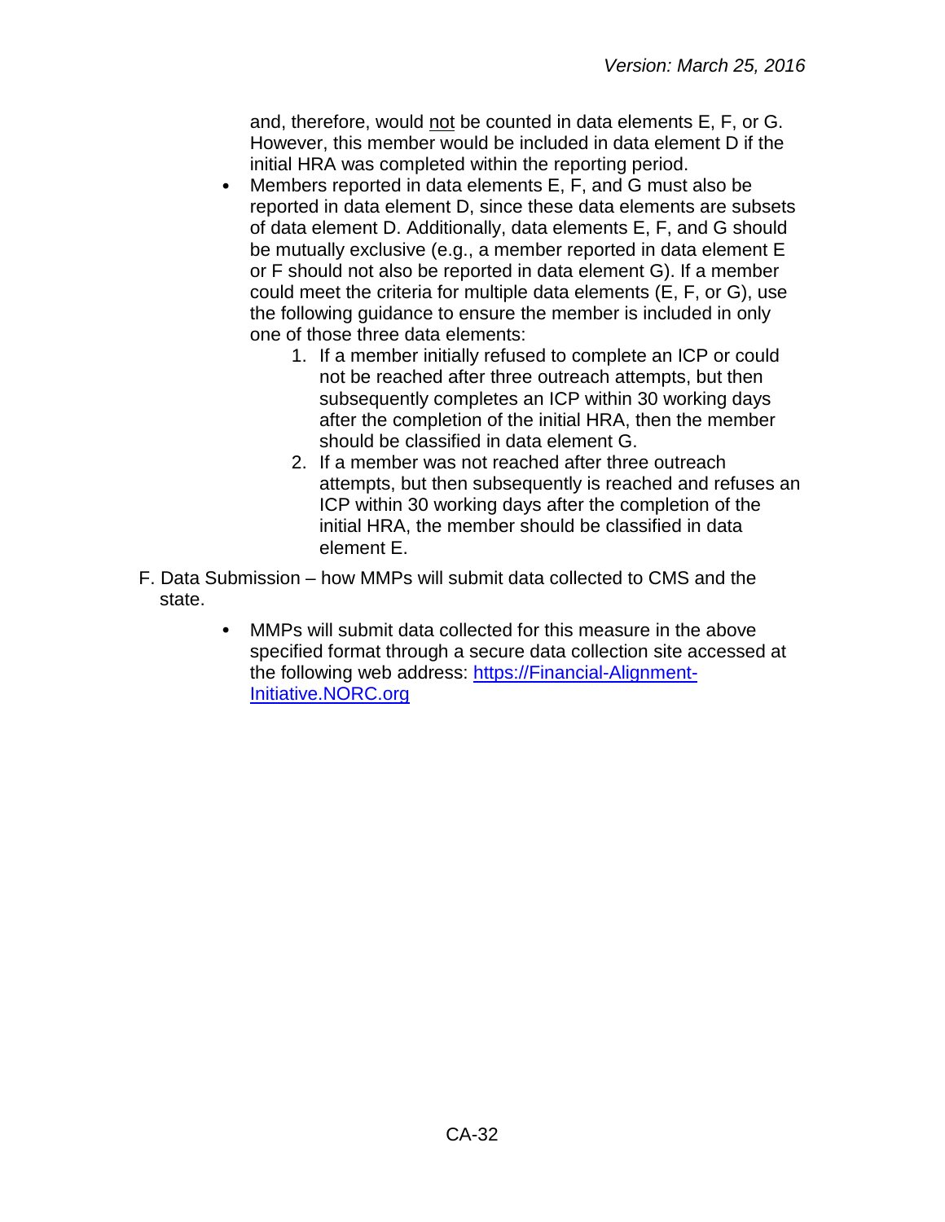and, therefore, would not be counted in data elements E, F, or G. However, this member would be included in data element D if the initial HRA was completed within the reporting period.

- Members reported in data elements E, F, and G must also be reported in data element D, since these data elements are subsets of data element D. Additionally, data elements E, F, and G should be mutually exclusive (e.g., a member reported in data element E or F should not also be reported in data element G). If a member could meet the criteria for multiple data elements (E, F, or G), use the following guidance to ensure the member is included in only one of those three data elements:
    1. If a member initially refused to complete an ICP or could not be reached after three outreach attempts, but then subsequently completes an ICP within 30 working days after the completion of the initial HRA, then the member should be classified in data element G.
    2. If a member was not reached after three outreach attempts, but then subsequently is reached and refuses an ICP within 30 working days after the completion of the initial HRA, the member should be classified in data element E.

F. Data Submission – how MMPs will submit data collected to CMS and the state.

- MMPs will submit data collected for this measure in the above specified format through a secure data collection site accessed at the following web address: [https://Financial-Alignment-Initiative.NORC.org](https://Financial-Alignment-Initiative.NORC.org)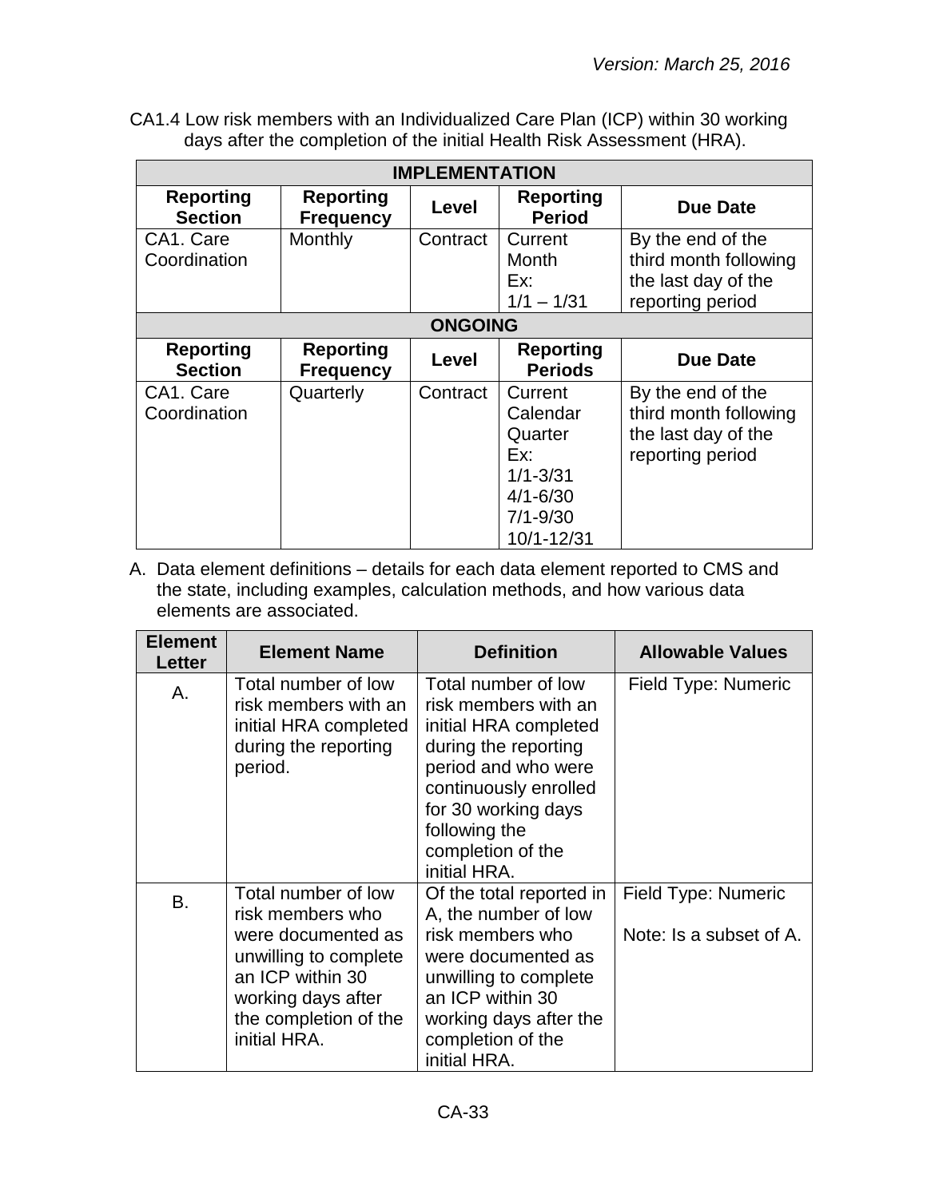CA1.4 Low risk members with an Individualized Care Plan (ICP) within 30 working days after the completion of the initial Health Risk Assessment (HRA).

| IMPLEMENTATION | | | | |
|---|---|---|---|---|
| **Reporting Section** | **Reporting Frequency** | **Level** | **Reporting Period** | **Due Date** |
| CA1. Care Coordination | Monthly | Contract | Current Month Ex: 1/1 – 1/31 | By the end of the third month following the last day of the reporting period |
| **ONGOING** | | | | |
| **Reporting Section** | **Reporting Frequency** | **Level** | **Reporting Periods** | **Due Date** |
| CA1. Care Coordination | Quarterly | Contract | Current Calendar Quarter Ex: 1/1-3/31 4/1-6/30 7/1-9/30 10/1-12/31 | By the end of the third month following the last day of the reporting period |

A. Data element definitions – details for each data element reported to CMS and the state, including examples, calculation methods, and how various data elements are associated.

| Element Letter | Element Name | Definition | Allowable Values |
|---|---|---|---|
| A. | Total number of low risk members with an initial HRA completed during the reporting period. | Total number of low risk members with an initial HRA completed during the reporting period and who were continuously enrolled for 30 working days following the completion of the initial HRA. | Field Type: Numeric |
| B. | Total number of low risk members who were documented as unwilling to complete an ICP within 30 working days after the completion of the initial HRA. | Of the total reported in A, the number of low risk members who were documented as unwilling to complete an ICP within 30 working days after the completion of the initial HRA. | Field Type: Numeric<br><br>Note: Is a subset of A. |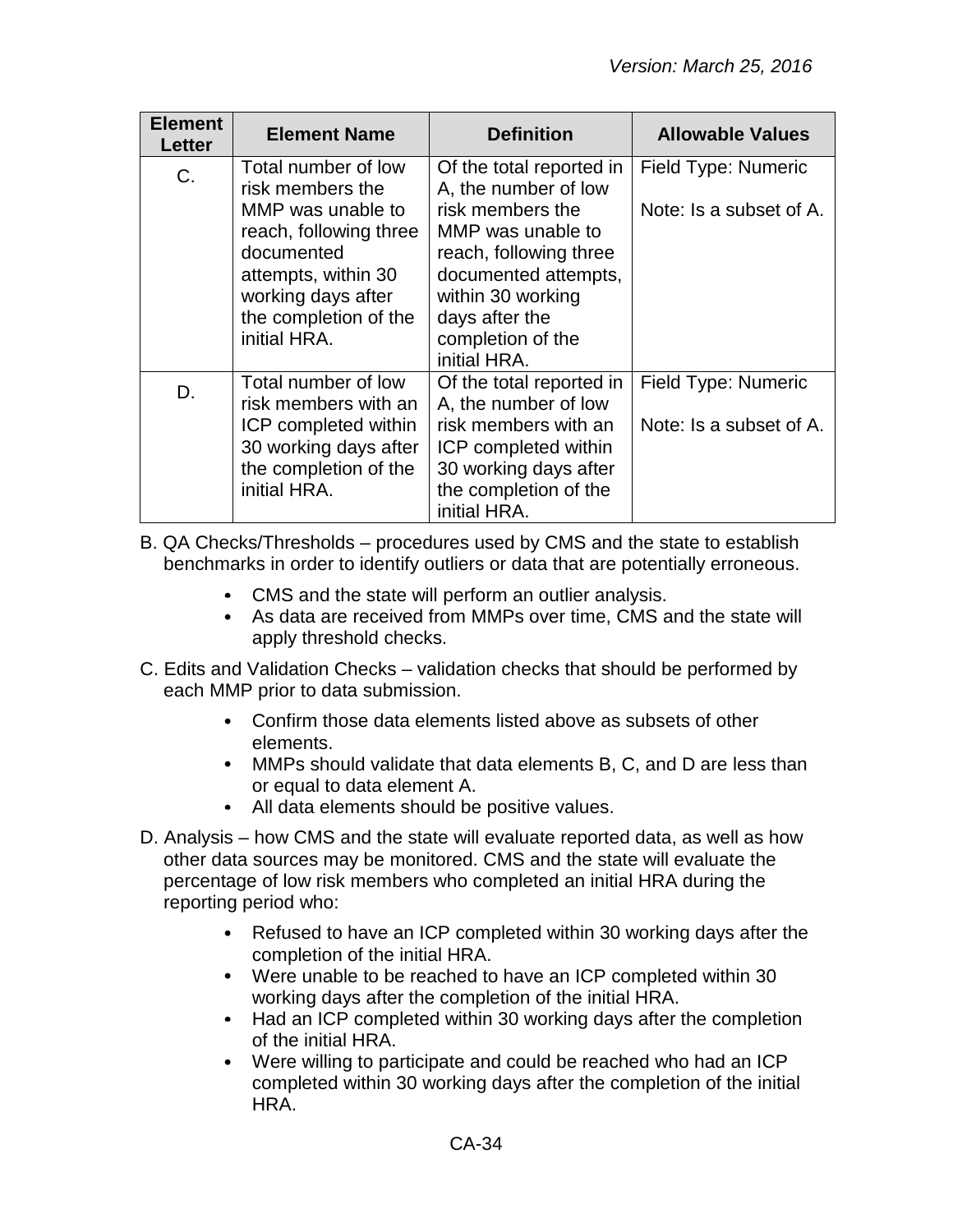| Element Letter | Element Name | Definition | Allowable Values |
|---|---|---|---|
| C. | Total number of low risk members the MMP was unable to reach, following three documented attempts, within 30 working days after the completion of the initial HRA. | Of the total reported in A, the number of low risk members the MMP was unable to reach, following three documented attempts, within 30 working days after the completion of the initial HRA. | Field Type: Numeric<br><br>Note: Is a subset of A. |
| D. | Total number of low risk members with an ICP completed within 30 working days after the completion of the initial HRA. | Of the total reported in A, the number of low risk members with an ICP completed within 30 working days after the completion of the initial HRA. | Field Type: Numeric<br><br>Note: Is a subset of A. |

B. QA Checks/Thresholds – procedures used by CMS and the state to establish benchmarks in order to identify outliers or data that are potentially erroneous.

- CMS and the state will perform an outlier analysis.
- As data are received from MMPs over time, CMS and the state will apply threshold checks.

C. Edits and Validation Checks – validation checks that should be performed by each MMP prior to data submission.

- Confirm those data elements listed above as subsets of other elements.
- MMPs should validate that data elements B, C, and D are less than or equal to data element A.
- All data elements should be positive values.

D. Analysis – how CMS and the state will evaluate reported data, as well as how other data sources may be monitored. CMS and the state will evaluate the percentage of low risk members who completed an initial HRA during the reporting period who:

- Refused to have an ICP completed within 30 working days after the completion of the initial HRA.
- Were unable to be reached to have an ICP completed within 30 working days after the completion of the initial HRA.
- Had an ICP completed within 30 working days after the completion of the initial HRA.
- Were willing to participate and could be reached who had an ICP completed within 30 working days after the completion of the initial HRA.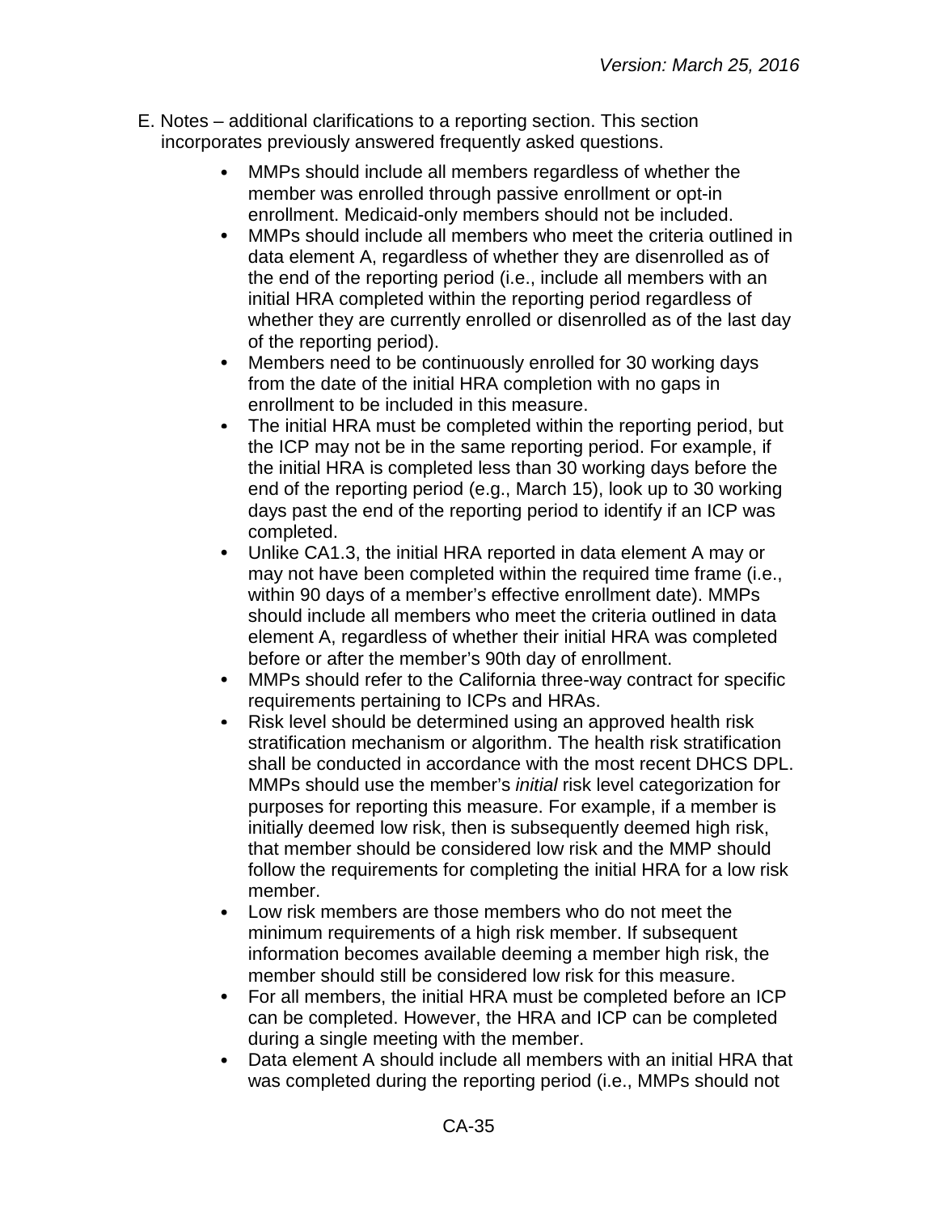E. Notes – additional clarifications to a reporting section. This section incorporates previously answered frequently asked questions.

- MMPs should include all members regardless of whether the member was enrolled through passive enrollment or opt-in enrollment. Medicaid-only members should not be included.
- MMPs should include all members who meet the criteria outlined in data element A, regardless of whether they are disenrolled as of the end of the reporting period (i.e., include all members with an initial HRA completed within the reporting period regardless of whether they are currently enrolled or disenrolled as of the last day of the reporting period).
- Members need to be continuously enrolled for 30 working days from the date of the initial HRA completion with no gaps in enrollment to be included in this measure.
- The initial HRA must be completed within the reporting period, but the ICP may not be in the same reporting period. For example, if the initial HRA is completed less than 30 working days before the end of the reporting period (e.g., March 15), look up to 30 working days past the end of the reporting period to identify if an ICP was completed.
- Unlike CA1.3, the initial HRA reported in data element A may or may not have been completed within the required time frame (i.e., within 90 days of a member's effective enrollment date). MMPs should include all members who meet the criteria outlined in data element A, regardless of whether their initial HRA was completed before or after the member's 90th day of enrollment.
- MMPs should refer to the California three-way contract for specific requirements pertaining to ICPs and HRAs.
- Risk level should be determined using an approved health risk stratification mechanism or algorithm. The health risk stratification shall be conducted in accordance with the most recent DHCS DPL. MMPs should use the member's *initial* risk level categorization for purposes for reporting this measure. For example, if a member is initially deemed low risk, then is subsequently deemed high risk, that member should be considered low risk and the MMP should follow the requirements for completing the initial HRA for a low risk member.
- Low risk members are those members who do not meet the minimum requirements of a high risk member. If subsequent information becomes available deeming a member high risk, the member should still be considered low risk for this measure.
- For all members, the initial HRA must be completed before an ICP can be completed. However, the HRA and ICP can be completed during a single meeting with the member.
- Data element A should include all members with an initial HRA that was completed during the reporting period (i.e., MMPs should not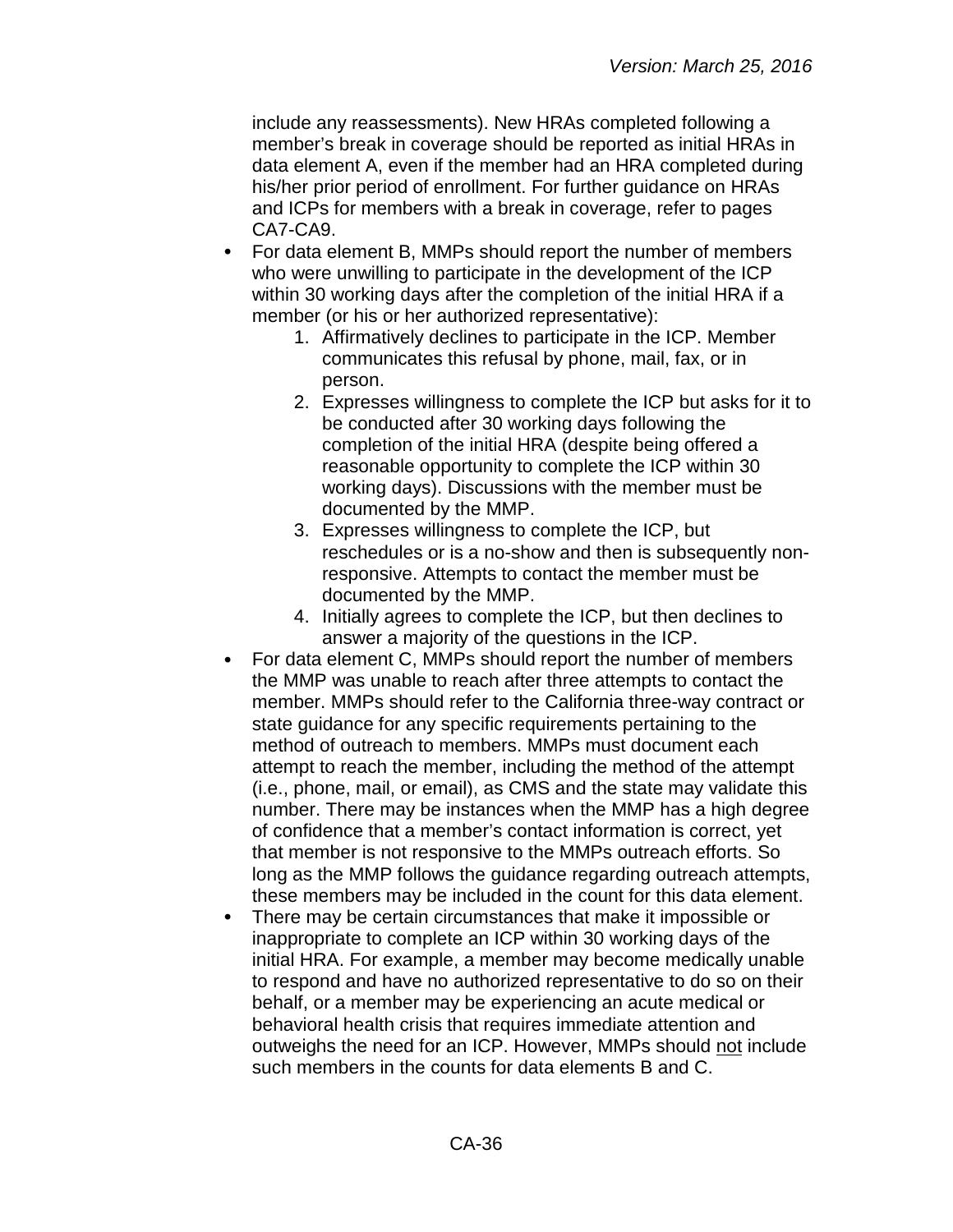include any reassessments). New HRAs completed following a member's break in coverage should be reported as initial HRAs in data element A, even if the member had an HRA completed during his/her prior period of enrollment. For further guidance on HRAs and ICPs for members with a break in coverage, refer to pages CA7-CA9.

- For data element B, MMPs should report the number of members who were unwilling to participate in the development of the ICP within 30 working days after the completion of the initial HRA if a member (or his or her authorized representative):
    1. Affirmatively declines to participate in the ICP. Member communicates this refusal by phone, mail, fax, or in person.
    2. Expresses willingness to complete the ICP but asks for it to be conducted after 30 working days following the completion of the initial HRA (despite being offered a reasonable opportunity to complete the ICP within 30 working days). Discussions with the member must be documented by the MMP.
    3. Expresses willingness to complete the ICP, but reschedules or is a no-show and then is subsequently non-responsive. Attempts to contact the member must be documented by the MMP.
    4. Initially agrees to complete the ICP, but then declines to answer a majority of the questions in the ICP.
- For data element C, MMPs should report the number of members the MMP was unable to reach after three attempts to contact the member. MMPs should refer to the California three-way contract or state guidance for any specific requirements pertaining to the method of outreach to members. MMPs must document each attempt to reach the member, including the method of the attempt (i.e., phone, mail, or email), as CMS and the state may validate this number. There may be instances when the MMP has a high degree of confidence that a member's contact information is correct, yet that member is not responsive to the MMPs outreach efforts. So long as the MMP follows the guidance regarding outreach attempts, these members may be included in the count for this data element.
- There may be certain circumstances that make it impossible or inappropriate to complete an ICP within 30 working days of the initial HRA. For example, a member may become medically unable to respond and have no authorized representative to do so on their behalf, or a member may be experiencing an acute medical or behavioral health crisis that requires immediate attention and outweighs the need for an ICP. However, MMPs should <u>not</u> include such members in the counts for data elements B and C.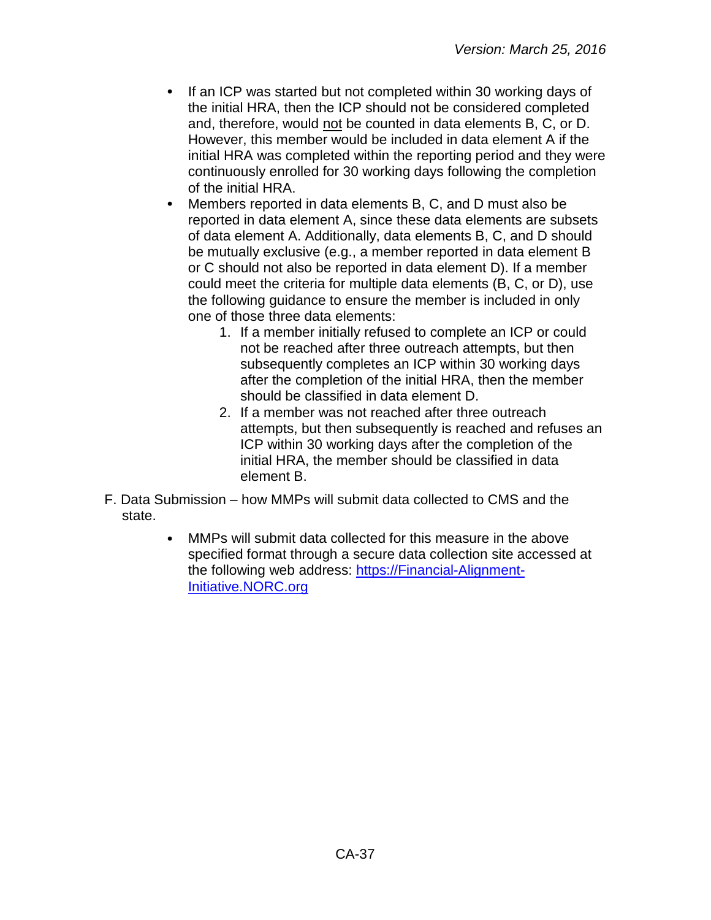- If an ICP was started but not completed within 30 working days of the initial HRA, then the ICP should not be considered completed and, therefore, would not be counted in data elements B, C, or D. However, this member would be included in data element A if the initial HRA was completed within the reporting period and they were continuously enrolled for 30 working days following the completion of the initial HRA.
- Members reported in data elements B, C, and D must also be reported in data element A, since these data elements are subsets of data element A. Additionally, data elements B, C, and D should be mutually exclusive (e.g., a member reported in data element B or C should not also be reported in data element D). If a member could meet the criteria for multiple data elements (B, C, or D), use the following guidance to ensure the member is included in only one of those three data elements:
    1. If a member initially refused to complete an ICP or could not be reached after three outreach attempts, but then subsequently completes an ICP within 30 working days after the completion of the initial HRA, then the member should be classified in data element D.
    2. If a member was not reached after three outreach attempts, but then subsequently is reached and refuses an ICP within 30 working days after the completion of the initial HRA, the member should be classified in data element B.

F. Data Submission – how MMPs will submit data collected to CMS and the state.

- MMPs will submit data collected for this measure in the above specified format through a secure data collection site accessed at the following web address: [https://Financial-Alignment-Initiative.NORC.org](https://Financial-Alignment-Initiative.NORC.org)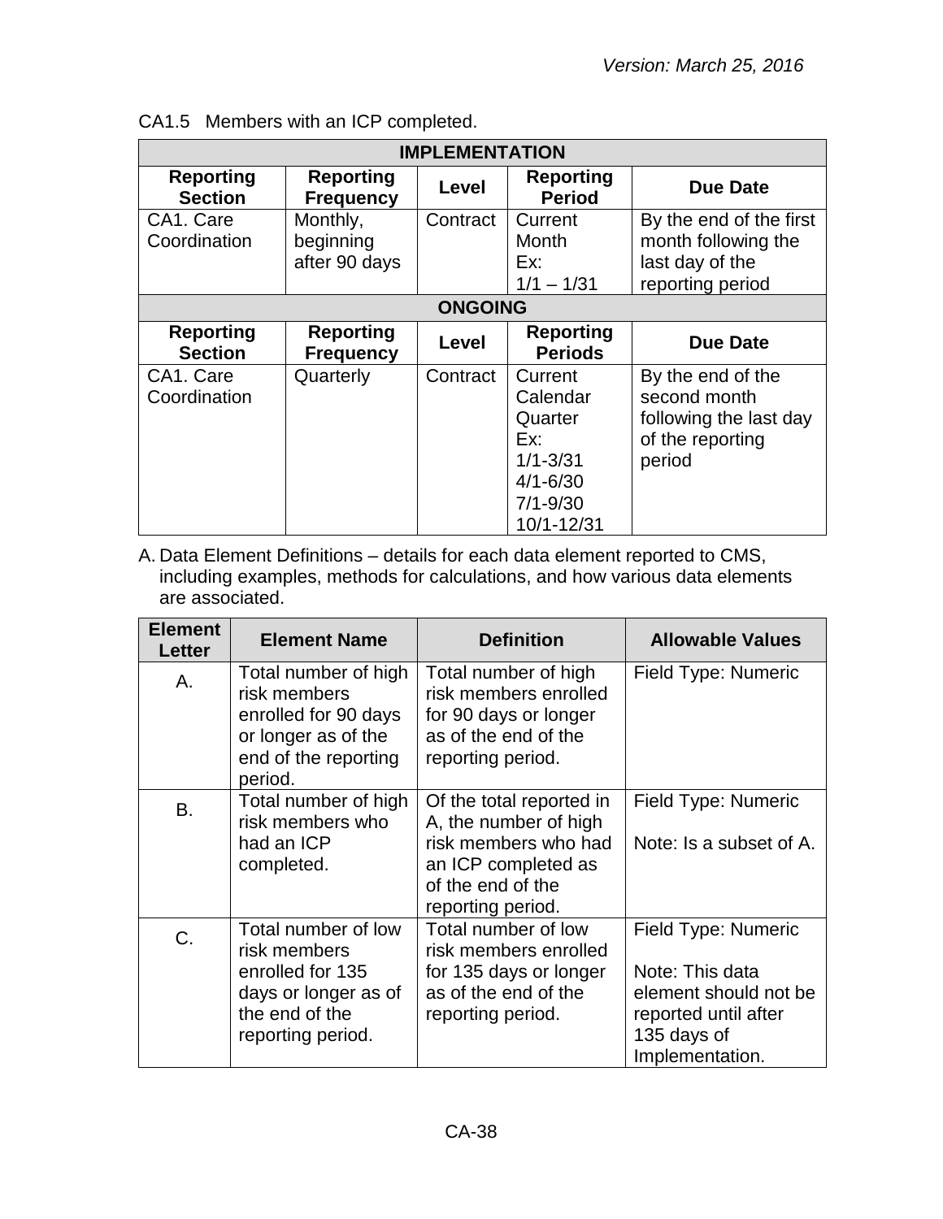CA1.5 Members with an ICP completed.

| IMPLEMENTATION | | | | |
|---|---|---|---|---|
| **Reporting Section** | **Reporting Frequency** | **Level** | **Reporting Period** | **Due Date** |
| CA1. Care Coordination | Monthly, beginning after 90 days | Contract | Current Month<br>Ex:<br>1/1 – 1/31 | By the end of the first month following the last day of the reporting period |
| **ONGOING** | | | | |
| **Reporting Section** | **Reporting Frequency** | **Level** | **Reporting Periods** | **Due Date** |
| CA1. Care Coordination | Quarterly | Contract | Current Calendar Quarter<br>Ex:<br>1/1-3/31<br>4/1-6/30<br>7/1-9/30<br>10/1-12/31 | By the end of the second month following the last day of the reporting period |

A. Data Element Definitions – details for each data element reported to CMS, including examples, methods for calculations, and how various data elements are associated.

| Element Letter | Element Name | Definition | Allowable Values |
|---|---|---|---|
| A. | Total number of high risk members enrolled for 90 days or longer as of the end of the reporting period. | Total number of high risk members enrolled for 90 days or longer as of the end of the reporting period. | Field Type: Numeric |
| B. | Total number of high risk members who had an ICP completed. | Of the total reported in A, the number of high risk members who had an ICP completed as of the end of the reporting period. | Field Type: Numeric<br><br>Note: Is a subset of A. |
| C. | Total number of low risk members enrolled for 135 days or longer as of the end of the reporting period. | Total number of low risk members enrolled for 135 days or longer as of the end of the reporting period. | Field Type: Numeric<br><br>Note: This data element should not be reported until after 135 days of Implementation. |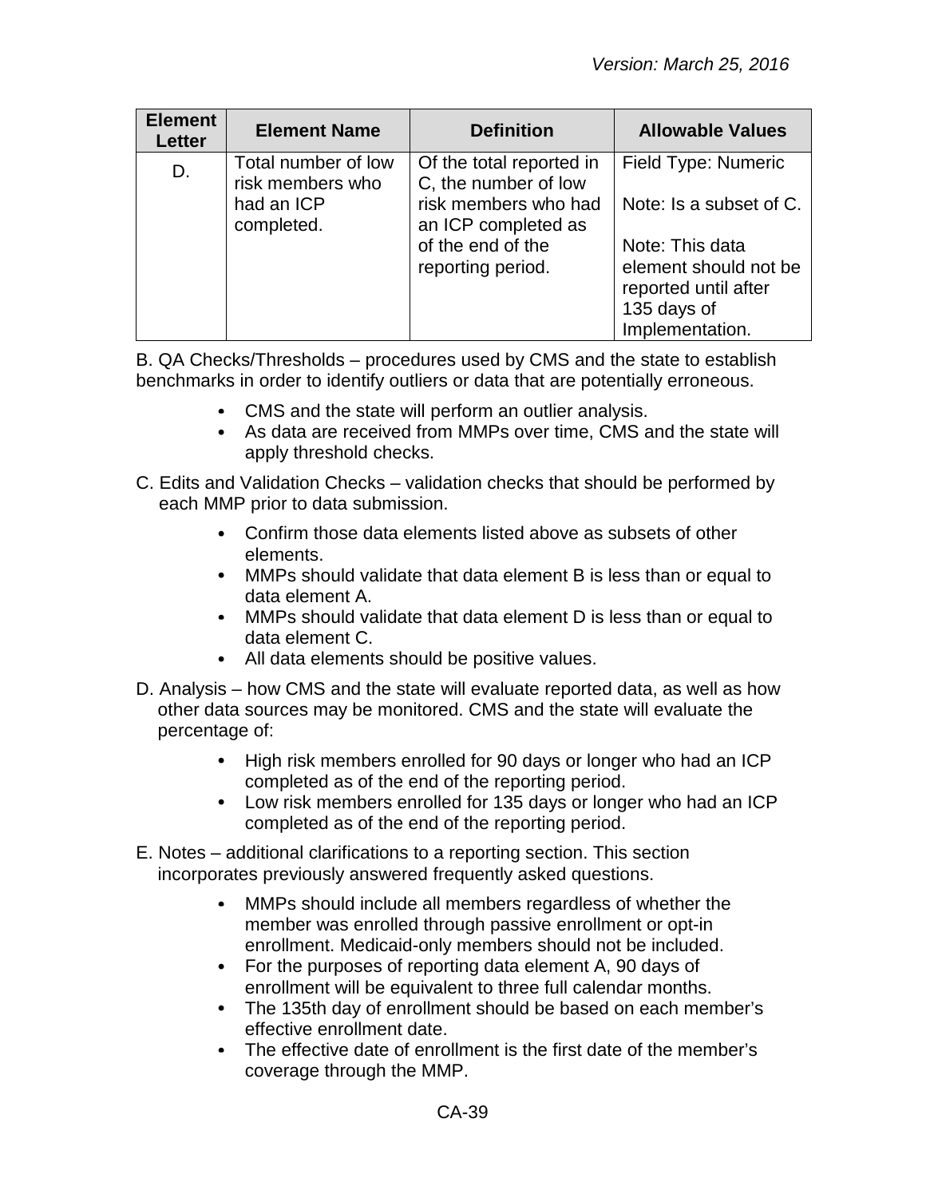| Element Letter | Element Name | Definition | Allowable Values |
|---|---|---|---|
| D. | Total number of low risk members who had an ICP completed. | Of the total reported in C, the number of low risk members who had an ICP completed as of the end of the reporting period. | Field Type: Numeric<br><br>Note: Is a subset of C.<br><br>Note: This data element should not be reported until after 135 days of Implementation. |

B. QA Checks/Thresholds – procedures used by CMS and the state to establish benchmarks in order to identify outliers or data that are potentially erroneous.

- CMS and the state will perform an outlier analysis.
- As data are received from MMPs over time, CMS and the state will apply threshold checks.

C. Edits and Validation Checks – validation checks that should be performed by each MMP prior to data submission.

- Confirm those data elements listed above as subsets of other elements.
- MMPs should validate that data element B is less than or equal to data element A.
- MMPs should validate that data element D is less than or equal to data element C.
- All data elements should be positive values.

D. Analysis – how CMS and the state will evaluate reported data, as well as how other data sources may be monitored. CMS and the state will evaluate the percentage of:

- High risk members enrolled for 90 days or longer who had an ICP completed as of the end of the reporting period.
- Low risk members enrolled for 135 days or longer who had an ICP completed as of the end of the reporting period.

E. Notes – additional clarifications to a reporting section. This section incorporates previously answered frequently asked questions.

- MMPs should include all members regardless of whether the member was enrolled through passive enrollment or opt-in enrollment. Medicaid-only members should not be included.
- For the purposes of reporting data element A, 90 days of enrollment will be equivalent to three full calendar months.
- The 135th day of enrollment should be based on each member's effective enrollment date.
- The effective date of enrollment is the first date of the member's coverage through the MMP.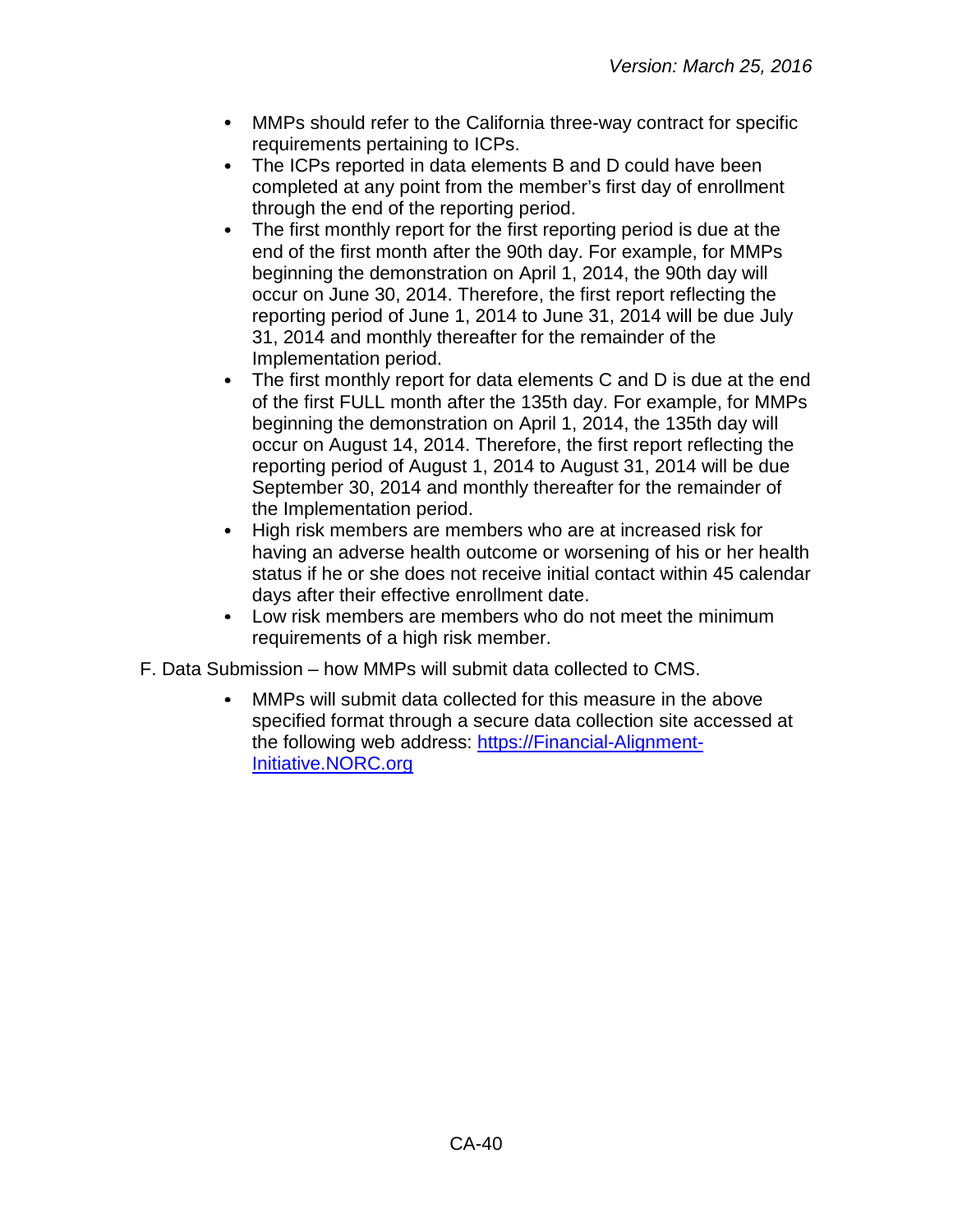- MMPs should refer to the California three-way contract for specific requirements pertaining to ICPs.
- The ICPs reported in data elements B and D could have been completed at any point from the member's first day of enrollment through the end of the reporting period.
- The first monthly report for the first reporting period is due at the end of the first month after the 90th day. For example, for MMPs beginning the demonstration on April 1, 2014, the 90th day will occur on June 30, 2014. Therefore, the first report reflecting the reporting period of June 1, 2014 to June 31, 2014 will be due July 31, 2014 and monthly thereafter for the remainder of the Implementation period.
- The first monthly report for data elements C and D is due at the end of the first FULL month after the 135th day. For example, for MMPs beginning the demonstration on April 1, 2014, the 135th day will occur on August 14, 2014. Therefore, the first report reflecting the reporting period of August 1, 2014 to August 31, 2014 will be due September 30, 2014 and monthly thereafter for the remainder of the Implementation period.
- High risk members are members who are at increased risk for having an adverse health outcome or worsening of his or her health status if he or she does not receive initial contact within 45 calendar days after their effective enrollment date.
- Low risk members are members who do not meet the minimum requirements of a high risk member.

F. Data Submission – how MMPs will submit data collected to CMS.

- MMPs will submit data collected for this measure in the above specified format through a secure data collection site accessed at the following web address: [https://Financial-Alignment-Initiative.NORC.org](https://Financial-Alignment-Initiative.NORC.org)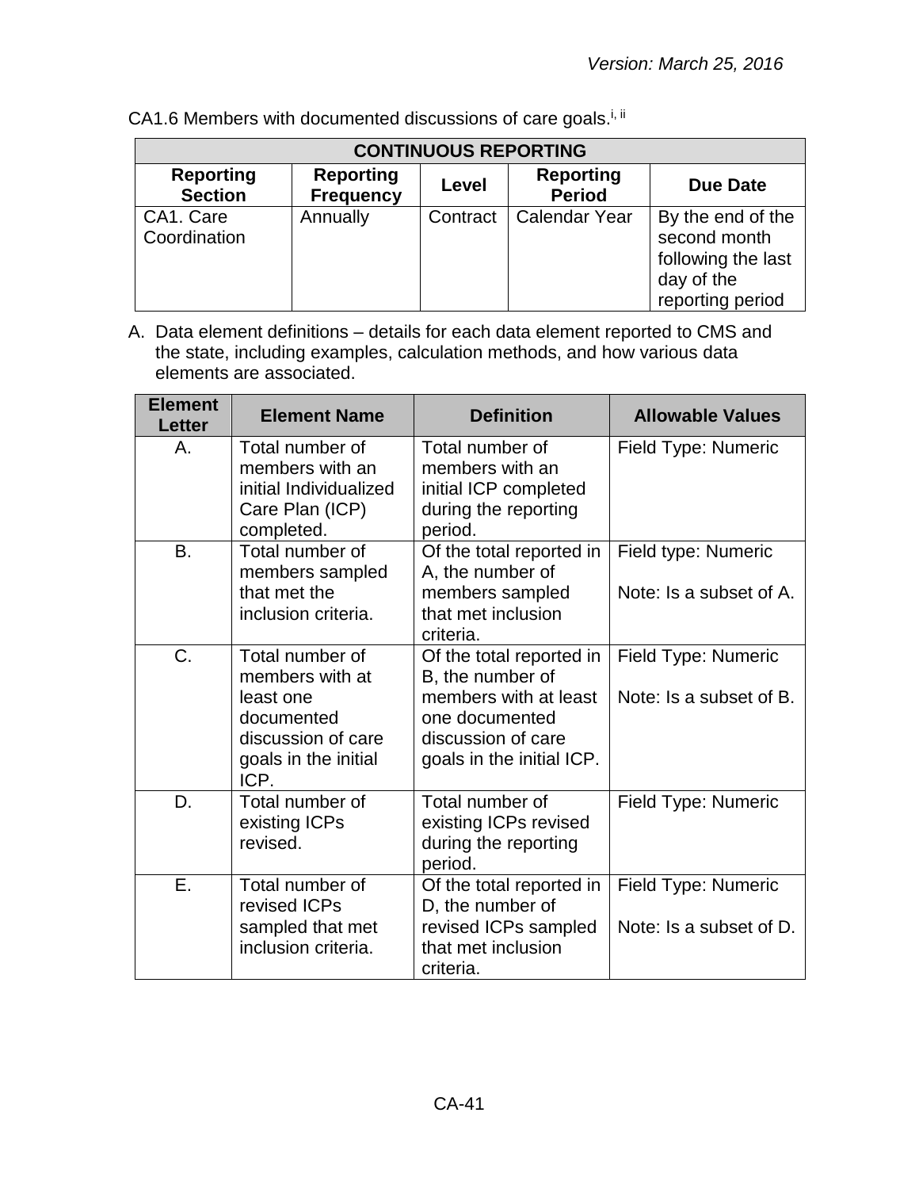CA1.6 Members with documented discussions of care goals.[i, ii]

| CONTINUOUS REPORTING | | | | |
|---|---|---|---|---|
| **Reporting Section** | **Reporting Frequency** | **Level** | **Reporting Period** | **Due Date** |
| CA1. Care Coordination | Annually | Contract | Calendar Year | By the end of the second month following the last day of the reporting period |

A. Data element definitions – details for each data element reported to CMS and the state, including examples, calculation methods, and how various data elements are associated.

| Element Letter | Element Name | Definition | Allowable Values |
|---|---|---|---|
| A. | Total number of members with an initial Individualized Care Plan (ICP) completed. | Total number of members with an initial ICP completed during the reporting period. | Field Type: Numeric |
| B. | Total number of members sampled that met the inclusion criteria. | Of the total reported in A, the number of members sampled that met inclusion criteria. | Field type: Numeric<br><br>Note: Is a subset of A. |
| C. | Total number of members with at least one documented discussion of care goals in the initial ICP. | Of the total reported in B, the number of members with at least one documented discussion of care goals in the initial ICP. | Field Type: Numeric<br><br>Note: Is a subset of B. |
| D. | Total number of existing ICPs revised. | Total number of existing ICPs revised during the reporting period. | Field Type: Numeric |
| E. | Total number of revised ICPs sampled that met inclusion criteria. | Of the total reported in D, the number of revised ICPs sampled that met inclusion criteria. | Field Type: Numeric<br><br>Note: Is a subset of D. |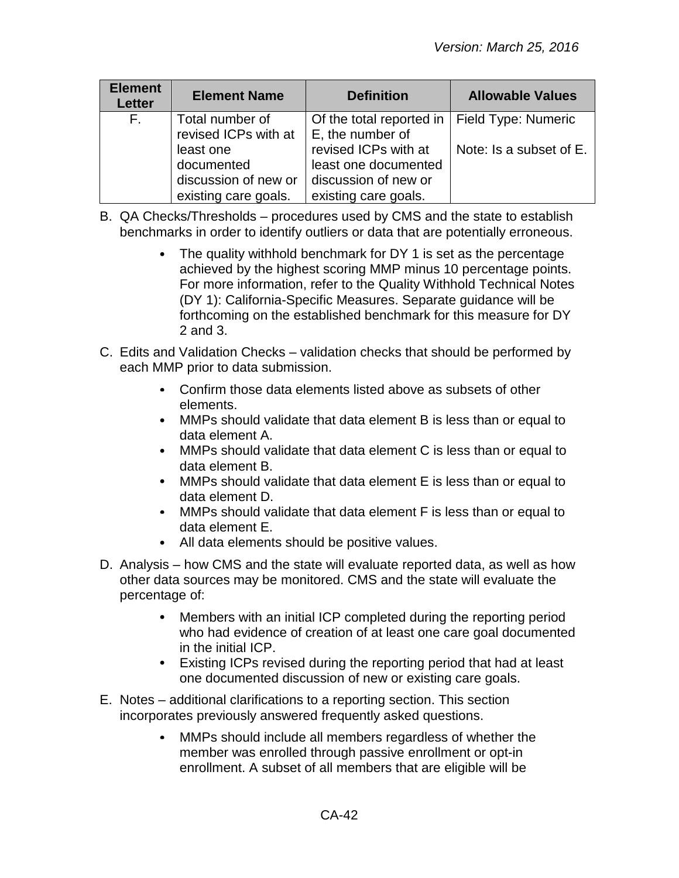| Element Letter | Element Name | Definition | Allowable Values |
|---|---|---|---|
| F. | Total number of revised ICPs with at least one documented discussion of new or existing care goals. | Of the total reported in E, the number of revised ICPs with at least one documented discussion of new or existing care goals. | Field Type: Numeric<br><br>Note: Is a subset of E. |

B. QA Checks/Thresholds – procedures used by CMS and the state to establish benchmarks in order to identify outliers or data that are potentially erroneous.

- The quality withhold benchmark for DY 1 is set as the percentage achieved by the highest scoring MMP minus 10 percentage points. For more information, refer to the Quality Withhold Technical Notes (DY 1): California-Specific Measures. Separate guidance will be forthcoming on the established benchmark for this measure for DY 2 and 3.

C. Edits and Validation Checks – validation checks that should be performed by each MMP prior to data submission.

- Confirm those data elements listed above as subsets of other elements.
- MMPs should validate that data element B is less than or equal to data element A.
- MMPs should validate that data element C is less than or equal to data element B.
- MMPs should validate that data element E is less than or equal to data element D.
- MMPs should validate that data element F is less than or equal to data element E.
- All data elements should be positive values.

D. Analysis – how CMS and the state will evaluate reported data, as well as how other data sources may be monitored. CMS and the state will evaluate the percentage of:

- Members with an initial ICP completed during the reporting period who had evidence of creation of at least one care goal documented in the initial ICP.
- Existing ICPs revised during the reporting period that had at least one documented discussion of new or existing care goals.

E. Notes – additional clarifications to a reporting section. This section incorporates previously answered frequently asked questions.

- MMPs should include all members regardless of whether the member was enrolled through passive enrollment or opt-in enrollment. A subset of all members that are eligible will be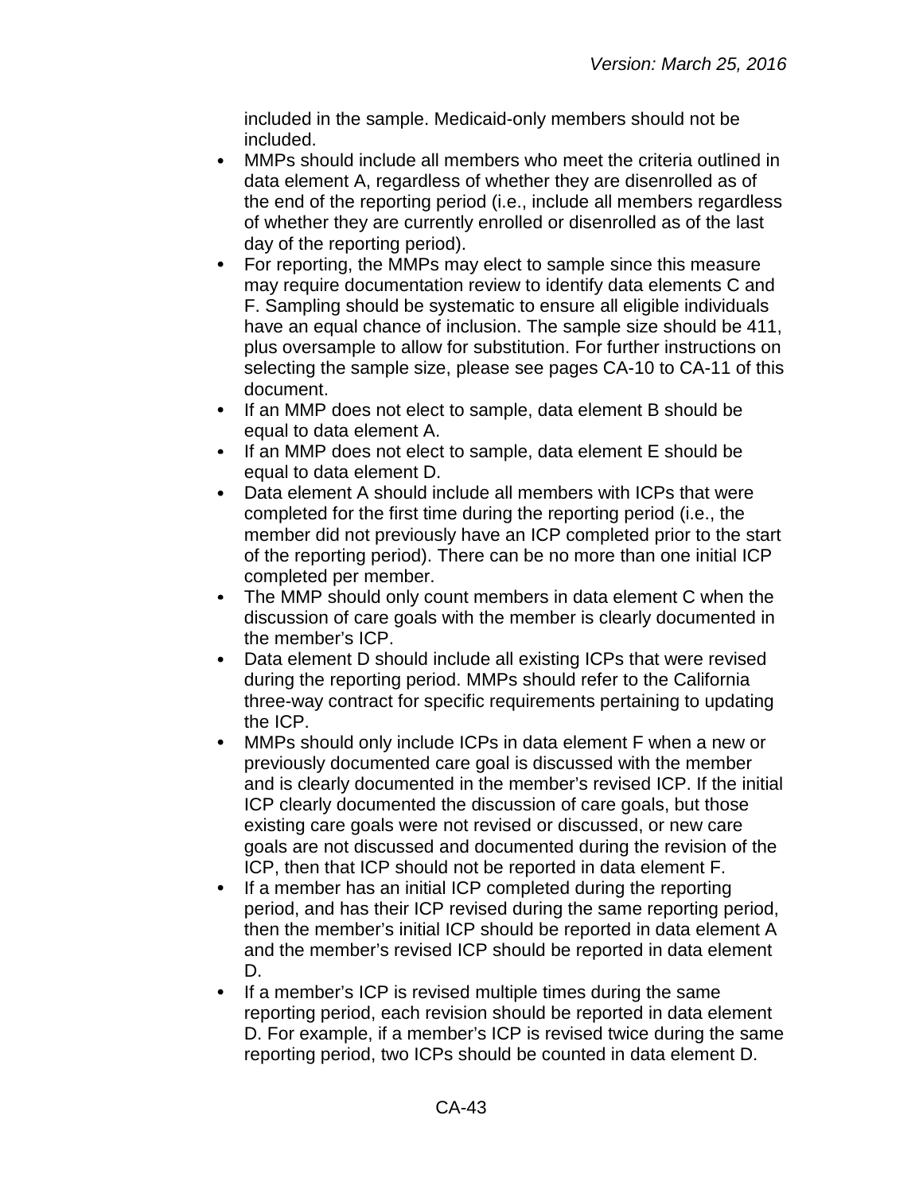included in the sample. Medicaid-only members should not be included.

- MMPs should include all members who meet the criteria outlined in data element A, regardless of whether they are disenrolled as of the end of the reporting period (i.e., include all members regardless of whether they are currently enrolled or disenrolled as of the last day of the reporting period).
- For reporting, the MMPs may elect to sample since this measure may require documentation review to identify data elements C and F. Sampling should be systematic to ensure all eligible individuals have an equal chance of inclusion. The sample size should be 411, plus oversample to allow for substitution. For further instructions on selecting the sample size, please see pages CA-10 to CA-11 of this document.
- If an MMP does not elect to sample, data element B should be equal to data element A.
- If an MMP does not elect to sample, data element E should be equal to data element D.
- Data element A should include all members with ICPs that were completed for the first time during the reporting period (i.e., the member did not previously have an ICP completed prior to the start of the reporting period). There can be no more than one initial ICP completed per member.
- The MMP should only count members in data element C when the discussion of care goals with the member is clearly documented in the member's ICP.
- Data element D should include all existing ICPs that were revised during the reporting period. MMPs should refer to the California three-way contract for specific requirements pertaining to updating the ICP.
- MMPs should only include ICPs in data element F when a new or previously documented care goal is discussed with the member and is clearly documented in the member's revised ICP. If the initial ICP clearly documented the discussion of care goals, but those existing care goals were not revised or discussed, or new care goals are not discussed and documented during the revision of the ICP, then that ICP should not be reported in data element F.
- If a member has an initial ICP completed during the reporting period, and has their ICP revised during the same reporting period, then the member's initial ICP should be reported in data element A and the member's revised ICP should be reported in data element D.
- If a member's ICP is revised multiple times during the same reporting period, each revision should be reported in data element D. For example, if a member's ICP is revised twice during the same reporting period, two ICPs should be counted in data element D.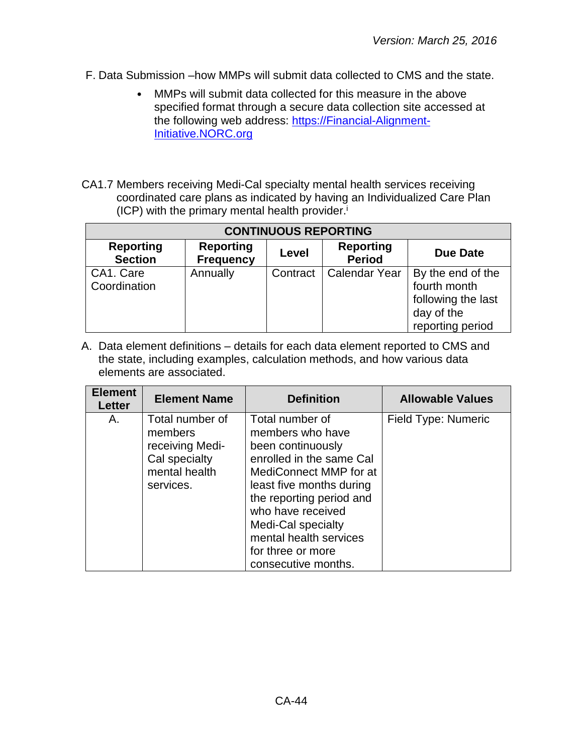F. Data Submission –how MMPs will submit data collected to CMS and the state.

- MMPs will submit data collected for this measure in the above specified format through a secure data collection site accessed at the following web address: [https://Financial-Alignment-Initiative.NORC.org](https://Financial-Alignment-Initiative.NORC.org)

CA1.7 Members receiving Medi-Cal specialty mental health services receiving coordinated care plans as indicated by having an Individualized Care Plan (ICP) with the primary mental health provider.[i]

| CONTINUOUS REPORTING | | | | |
|---|---|---|---|---|
| **Reporting Section** | **Reporting Frequency** | **Level** | **Reporting Period** | **Due Date** |
| CA1. Care Coordination | Annually | Contract | Calendar Year | By the end of the fourth month following the last day of the reporting period |

A. Data element definitions – details for each data element reported to CMS and the state, including examples, calculation methods, and how various data elements are associated.

| Element Letter | Element Name | Definition | Allowable Values |
|---|---|---|---|
| A. | Total number of members receiving Medi-Cal specialty mental health services. | Total number of members who have been continuously enrolled in the same Cal MediConnect MMP for at least five months during the reporting period and who have received Medi-Cal specialty mental health services for three or more consecutive months. | Field Type: Numeric |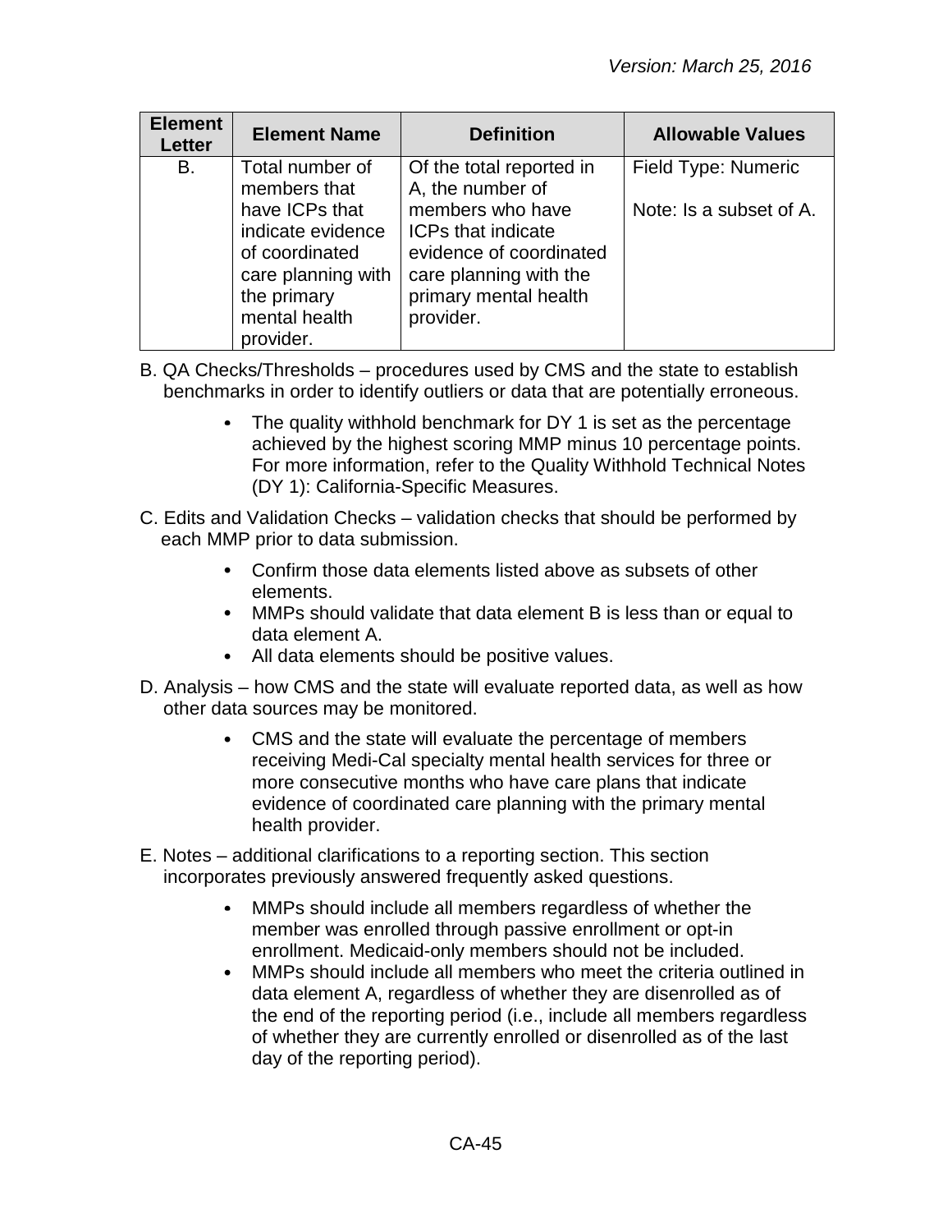| Element Letter | Element Name | Definition | Allowable Values |
|---|---|---|---|
| B. | Total number of members that have ICPs that indicate evidence of coordinated care planning with the primary mental health provider. | Of the total reported in A, the number of members who have ICPs that indicate evidence of coordinated care planning with the primary mental health provider. | Field Type: Numeric<br><br>Note: Is a subset of A. |

B. QA Checks/Thresholds – procedures used by CMS and the state to establish benchmarks in order to identify outliers or data that are potentially erroneous.

- The quality withhold benchmark for DY 1 is set as the percentage achieved by the highest scoring MMP minus 10 percentage points. For more information, refer to the Quality Withhold Technical Notes (DY 1): California-Specific Measures.

C. Edits and Validation Checks – validation checks that should be performed by each MMP prior to data submission.

- Confirm those data elements listed above as subsets of other elements.
- MMPs should validate that data element B is less than or equal to data element A.
- All data elements should be positive values.

D. Analysis – how CMS and the state will evaluate reported data, as well as how other data sources may be monitored.

- CMS and the state will evaluate the percentage of members receiving Medi-Cal specialty mental health services for three or more consecutive months who have care plans that indicate evidence of coordinated care planning with the primary mental health provider.

E. Notes – additional clarifications to a reporting section. This section incorporates previously answered frequently asked questions.

- MMPs should include all members regardless of whether the member was enrolled through passive enrollment or opt-in enrollment. Medicaid-only members should not be included.
- MMPs should include all members who meet the criteria outlined in data element A, regardless of whether they are disenrolled as of the end of the reporting period (i.e., include all members regardless of whether they are currently enrolled or disenrolled as of the last day of the reporting period).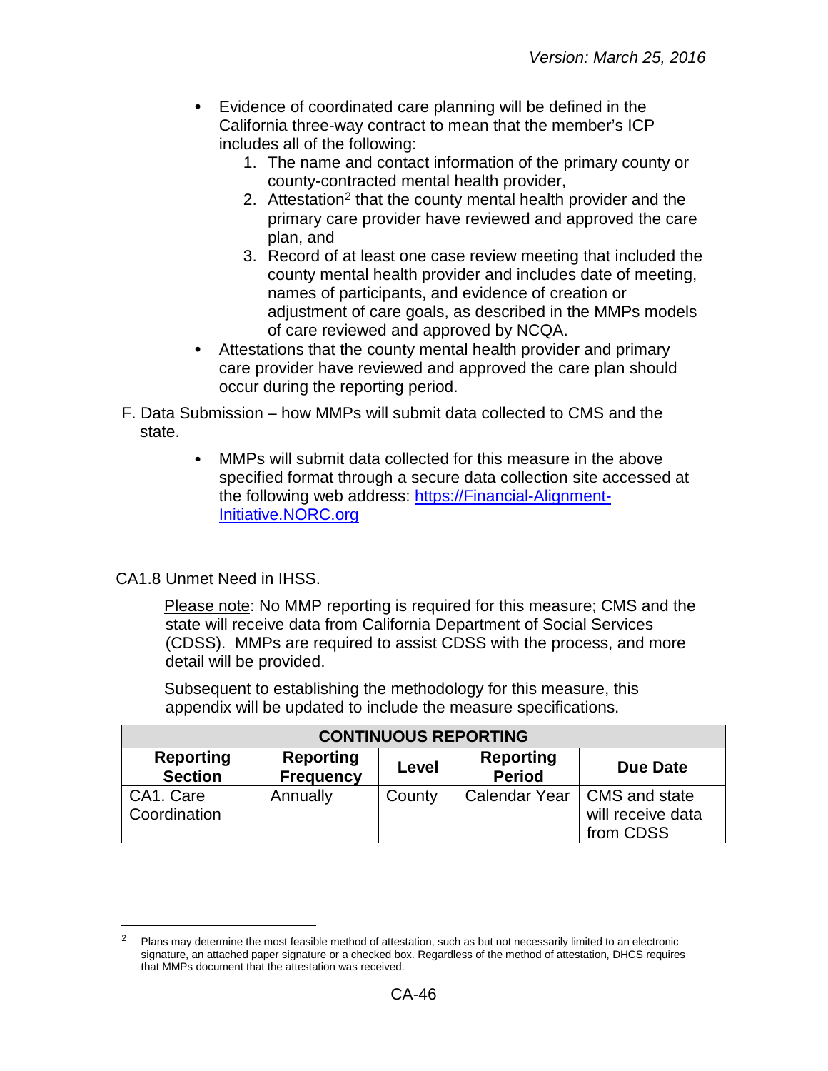- Evidence of coordinated care planning will be defined in the California three-way contract to mean that the member's ICP includes all of the following:
  1. The name and contact information of the primary county or county-contracted mental health provider,
  2. Attestation[2] that the county mental health provider and the primary care provider have reviewed and approved the care plan, and
  3. Record of at least one case review meeting that included the county mental health provider and includes date of meeting, names of participants, and evidence of creation or adjustment of care goals, as described in the MMPs models of care reviewed and approved by NCQA.
- Attestations that the county mental health provider and primary care provider have reviewed and approved the care plan should occur during the reporting period.

F. Data Submission – how MMPs will submit data collected to CMS and the state.

- MMPs will submit data collected for this measure in the above specified format through a secure data collection site accessed at the following web address: [https://Financial-Alignment-Initiative.NORC.org](https://Financial-Alignment-Initiative.NORC.org)

CA1.8 Unmet Need in IHSS.

Please note: No MMP reporting is required for this measure; CMS and the state will receive data from California Department of Social Services (CDSS). MMPs are required to assist CDSS with the process, and more detail will be provided.

Subsequent to establishing the methodology for this measure, this appendix will be updated to include the measure specifications.

| CONTINUOUS REPORTING | | | | |
|---|---|---|---|---|
| **Reporting Section** | **Reporting Frequency** | **Level** | **Reporting Period** | **Due Date** |
| CA1. Care Coordination | Annually | County | Calendar Year | CMS and state will receive data from CDSS |

[2] Plans may determine the most feasible method of attestation, such as but not necessarily limited to an electronic signature, an attached paper signature or a checked box. Regardless of the method of attestation, DHCS requires that MMPs document that the attestation was received.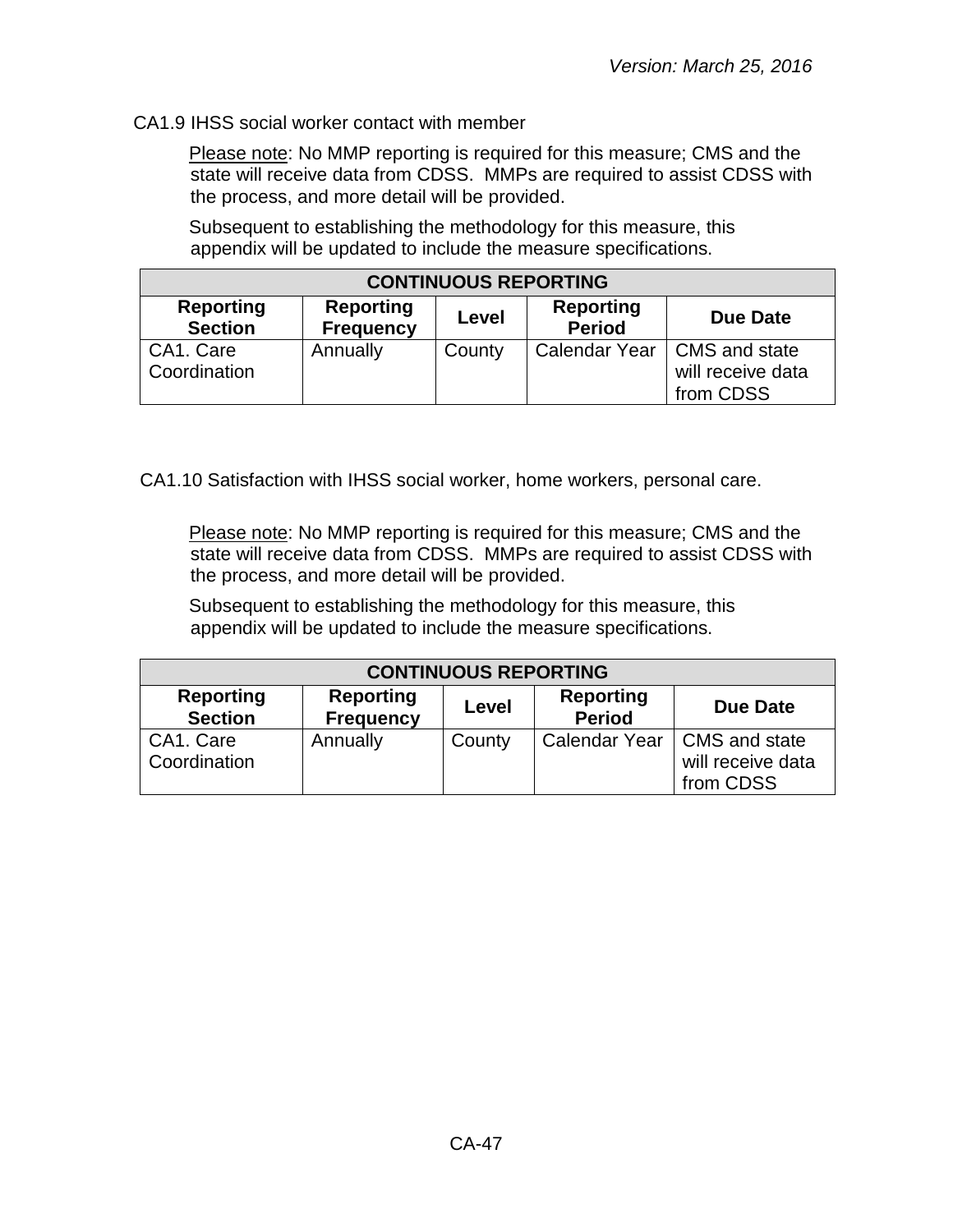CA1.9 IHSS social worker contact with member

Please note: No MMP reporting is required for this measure; CMS and the state will receive data from CDSS. MMPs are required to assist CDSS with the process, and more detail will be provided.

Subsequent to establishing the methodology for this measure, this appendix will be updated to include the measure specifications.

| CONTINUOUS REPORTING | | | | |
|---|---|---|---|---|
| **Reporting Section** | **Reporting Frequency** | **Level** | **Reporting Period** | **Due Date** |
| CA1. Care Coordination | Annually | County | Calendar Year | CMS and state will receive data from CDSS |

CA1.10 Satisfaction with IHSS social worker, home workers, personal care.

Please note: No MMP reporting is required for this measure; CMS and the state will receive data from CDSS. MMPs are required to assist CDSS with the process, and more detail will be provided.

Subsequent to establishing the methodology for this measure, this appendix will be updated to include the measure specifications.

| CONTINUOUS REPORTING | | | | |
|---|---|---|---|---|
| **Reporting Section** | **Reporting Frequency** | **Level** | **Reporting Period** | **Due Date** |
| CA1. Care Coordination | Annually | County | Calendar Year | CMS and state will receive data from CDSS |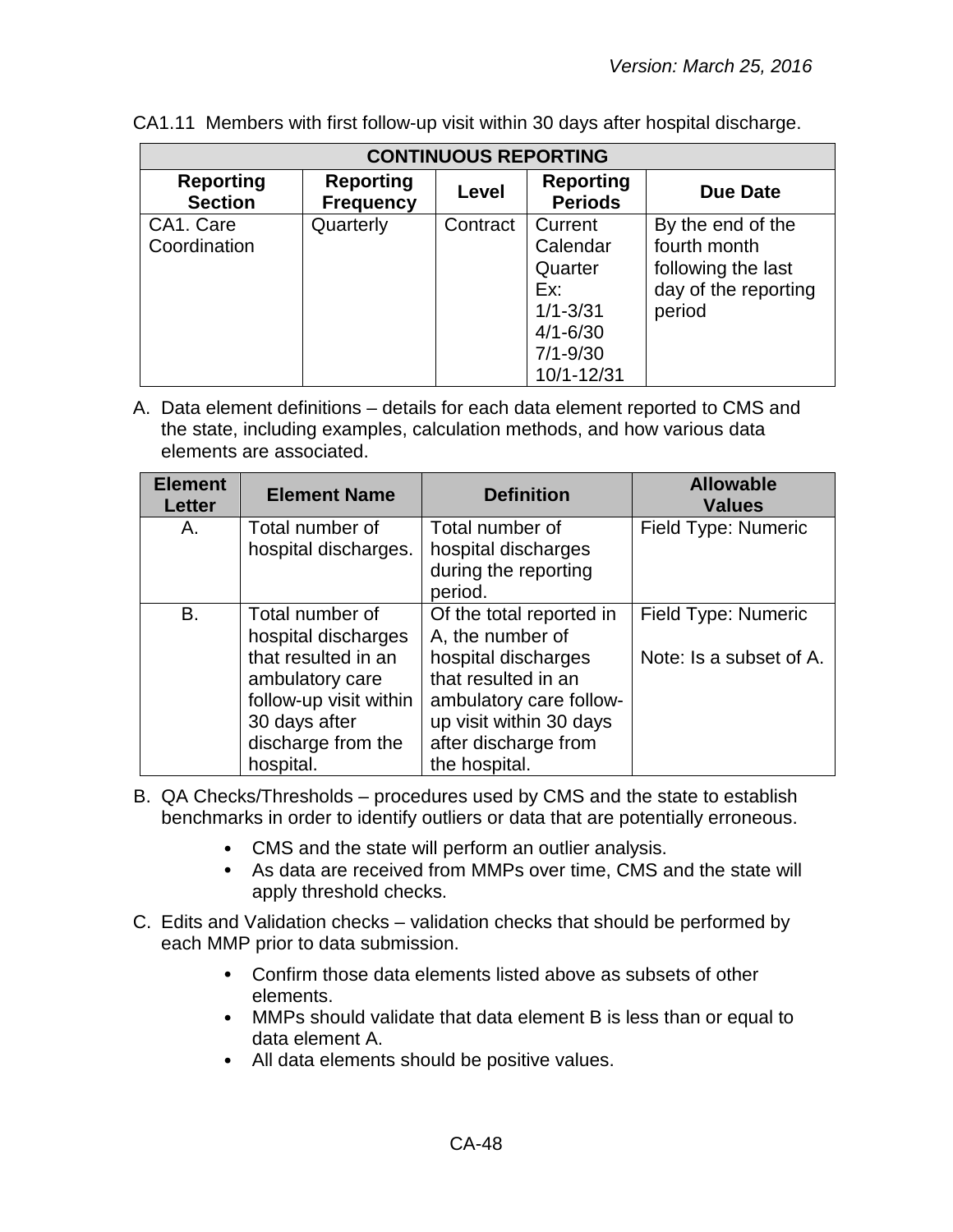CA1.11 Members with first follow-up visit within 30 days after hospital discharge.

| CONTINUOUS REPORTING | | | | |
|---|---|---|---|---|
| **Reporting Section** | **Reporting Frequency** | **Level** | **Reporting Periods** | **Due Date** |
| CA1. Care Coordination | Quarterly | Contract | Current Calendar Quarter Ex: 1/1-3/31 4/1-6/30 7/1-9/30 10/1-12/31 | By the end of the fourth month following the last day of the reporting period |

A. Data element definitions – details for each data element reported to CMS and the state, including examples, calculation methods, and how various data elements are associated.

| Element Letter | Element Name | Definition | Allowable Values |
|---|---|---|---|
| A. | Total number of hospital discharges. | Total number of hospital discharges during the reporting period. | Field Type: Numeric |
| B. | Total number of hospital discharges that resulted in an ambulatory care follow-up visit within 30 days after discharge from the hospital. | Of the total reported in A, the number of hospital discharges that resulted in an ambulatory care follow-up visit within 30 days after discharge from the hospital. | Field Type: Numeric<br><br>Note: Is a subset of A. |

B. QA Checks/Thresholds – procedures used by CMS and the state to establish benchmarks in order to identify outliers or data that are potentially erroneous.

- CMS and the state will perform an outlier analysis.
- As data are received from MMPs over time, CMS and the state will apply threshold checks.

C. Edits and Validation checks – validation checks that should be performed by each MMP prior to data submission.

- Confirm those data elements listed above as subsets of other elements.
- MMPs should validate that data element B is less than or equal to data element A.
- All data elements should be positive values.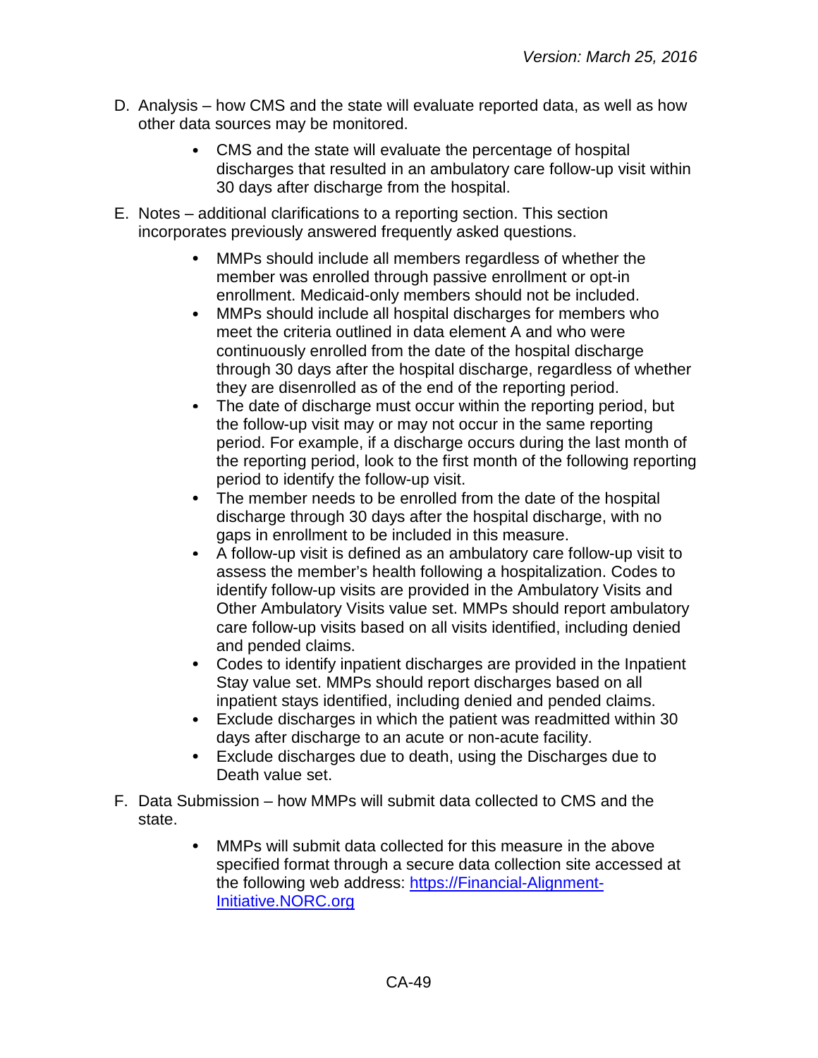D. Analysis – how CMS and the state will evaluate reported data, as well as how other data sources may be monitored.

- CMS and the state will evaluate the percentage of hospital discharges that resulted in an ambulatory care follow-up visit within 30 days after discharge from the hospital.

E. Notes – additional clarifications to a reporting section. This section incorporates previously answered frequently asked questions.

- MMPs should include all members regardless of whether the member was enrolled through passive enrollment or opt-in enrollment. Medicaid-only members should not be included.
- MMPs should include all hospital discharges for members who meet the criteria outlined in data element A and who were continuously enrolled from the date of the hospital discharge through 30 days after the hospital discharge, regardless of whether they are disenrolled as of the end of the reporting period.
- The date of discharge must occur within the reporting period, but the follow-up visit may or may not occur in the same reporting period. For example, if a discharge occurs during the last month of the reporting period, look to the first month of the following reporting period to identify the follow-up visit.
- The member needs to be enrolled from the date of the hospital discharge through 30 days after the hospital discharge, with no gaps in enrollment to be included in this measure.
- A follow-up visit is defined as an ambulatory care follow-up visit to assess the member's health following a hospitalization. Codes to identify follow-up visits are provided in the Ambulatory Visits and Other Ambulatory Visits value set. MMPs should report ambulatory care follow-up visits based on all visits identified, including denied and pended claims.
- Codes to identify inpatient discharges are provided in the Inpatient Stay value set. MMPs should report discharges based on all inpatient stays identified, including denied and pended claims.
- Exclude discharges in which the patient was readmitted within 30 days after discharge to an acute or non-acute facility.
- Exclude discharges due to death, using the Discharges due to Death value set.

F. Data Submission – how MMPs will submit data collected to CMS and the state.

- MMPs will submit data collected for this measure in the above specified format through a secure data collection site accessed at the following web address: [https://Financial-Alignment-Initiative.NORC.org](https://Financial-Alignment-Initiative.NORC.org)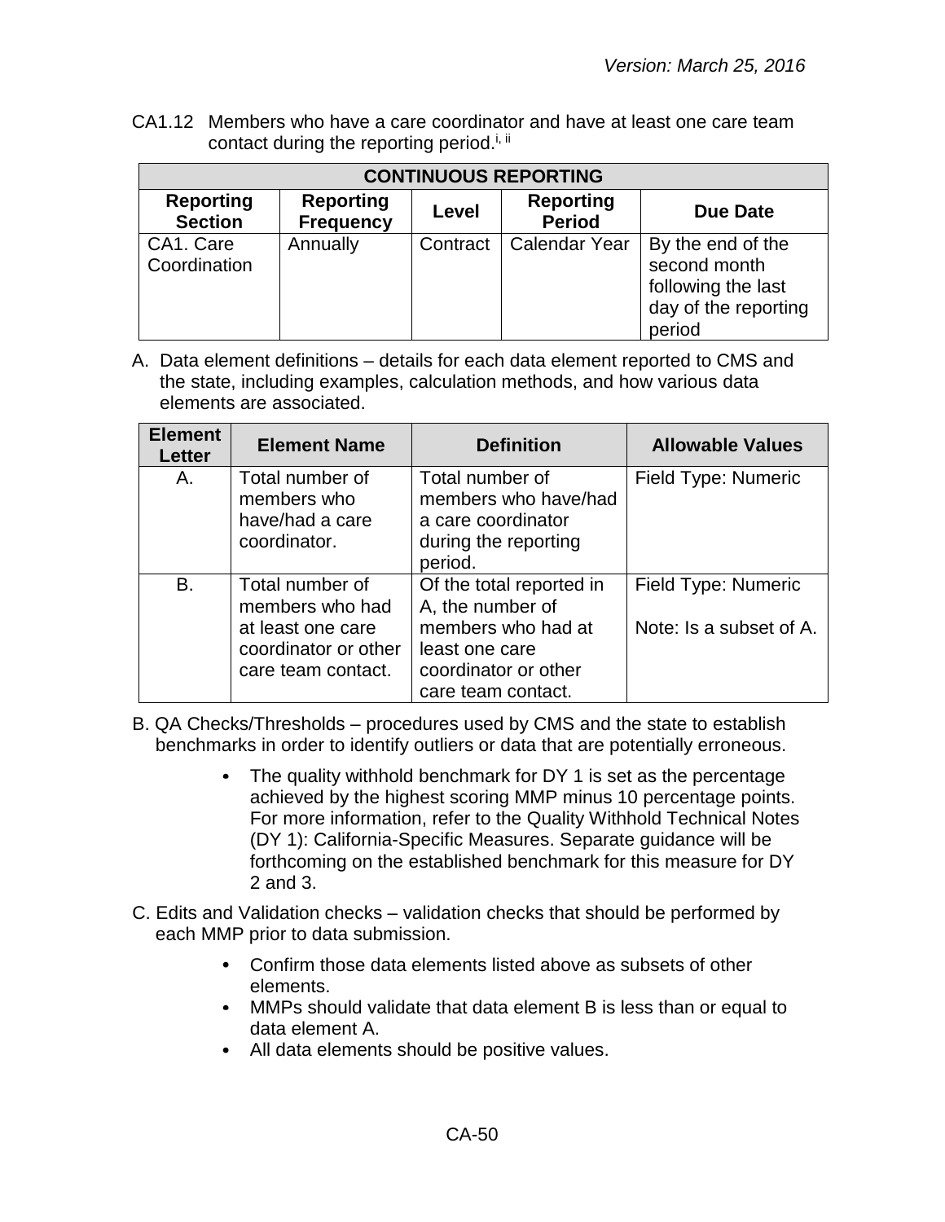CA1.12 Members who have a care coordinator and have at least one care team contact during the reporting period.[i, ii]

| CONTINUOUS REPORTING | | | | |
|---|---|---|---|---|
| **Reporting Section** | **Reporting Frequency** | **Level** | **Reporting Period** | **Due Date** |
| CA1. Care Coordination | Annually | Contract | Calendar Year | By the end of the second month following the last day of the reporting period |

A. Data element definitions – details for each data element reported to CMS and the state, including examples, calculation methods, and how various data elements are associated.

| Element Letter | Element Name | Definition | Allowable Values |
|---|---|---|---|
| A. | Total number of members who have/had a care coordinator. | Total number of members who have/had a care coordinator during the reporting period. | Field Type: Numeric |
| B. | Total number of members who had at least one care coordinator or other care team contact. | Of the total reported in A, the number of members who had at least one care coordinator or other care team contact. | Field Type: Numeric<br><br>Note: Is a subset of A. |

B. QA Checks/Thresholds – procedures used by CMS and the state to establish benchmarks in order to identify outliers or data that are potentially erroneous.

- The quality withhold benchmark for DY 1 is set as the percentage achieved by the highest scoring MMP minus 10 percentage points. For more information, refer to the Quality Withhold Technical Notes (DY 1): California-Specific Measures. Separate guidance will be forthcoming on the established benchmark for this measure for DY 2 and 3.

C. Edits and Validation checks – validation checks that should be performed by each MMP prior to data submission.

- Confirm those data elements listed above as subsets of other elements.
- MMPs should validate that data element B is less than or equal to data element A.
- All data elements should be positive values.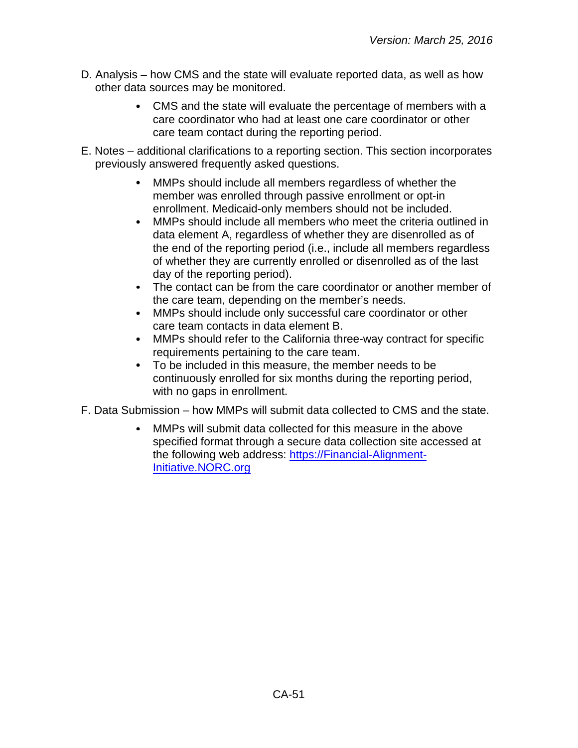D. Analysis – how CMS and the state will evaluate reported data, as well as how other data sources may be monitored.

- CMS and the state will evaluate the percentage of members with a care coordinator who had at least one care coordinator or other care team contact during the reporting period.

E. Notes – additional clarifications to a reporting section. This section incorporates previously answered frequently asked questions.

- MMPs should include all members regardless of whether the member was enrolled through passive enrollment or opt-in enrollment. Medicaid-only members should not be included.
- MMPs should include all members who meet the criteria outlined in data element A, regardless of whether they are disenrolled as of the end of the reporting period (i.e., include all members regardless of whether they are currently enrolled or disenrolled as of the last day of the reporting period).
- The contact can be from the care coordinator or another member of the care team, depending on the member's needs.
- MMPs should include only successful care coordinator or other care team contacts in data element B.
- MMPs should refer to the California three-way contract for specific requirements pertaining to the care team.
- To be included in this measure, the member needs to be continuously enrolled for six months during the reporting period, with no gaps in enrollment.

F. Data Submission – how MMPs will submit data collected to CMS and the state.

- MMPs will submit data collected for this measure in the above specified format through a secure data collection site accessed at the following web address: [https://Financial-Alignment-Initiative.NORC.org](https://Financial-Alignment-Initiative.NORC.org)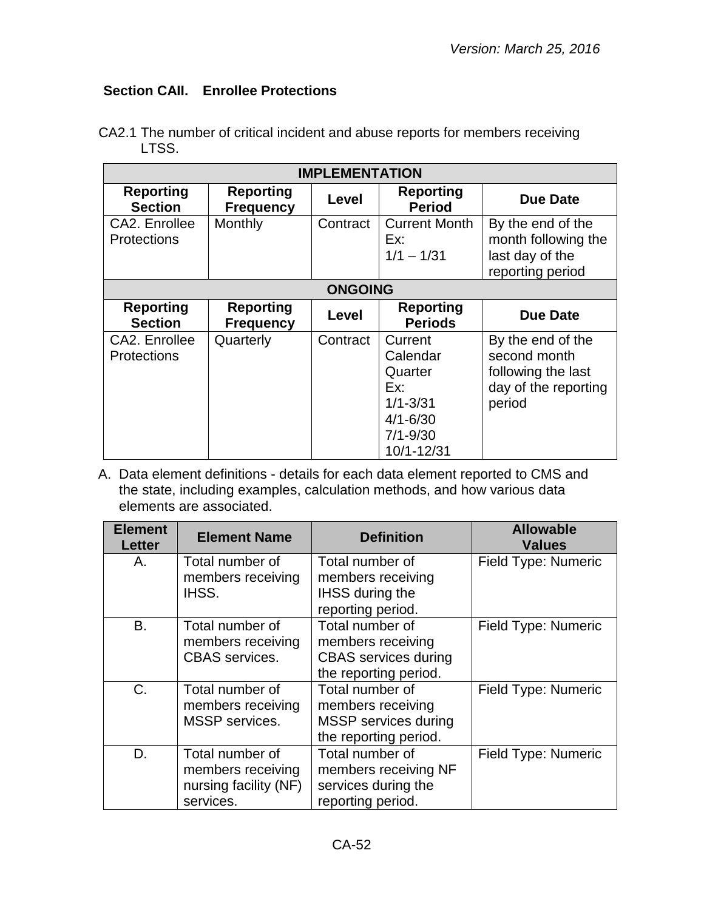*Version: March 25, 2016*

## Section CAII. Enrollee Protections

CA2.1 The number of critical incident and abuse reports for members receiving LTSS.

| IMPLEMENTATION | | | | |
|---|---|---|---|---|
| **Reporting Section** | **Reporting Frequency** | **Level** | **Reporting Period** | **Due Date** |
| CA2. Enrollee Protections | Monthly | Contract | Current Month Ex: 1/1 – 1/31 | By the end of the month following the last day of the reporting period |
| **ONGOING** | | | | |
| **Reporting Section** | **Reporting Frequency** | **Level** | **Reporting Periods** | **Due Date** |
| CA2. Enrollee Protections | Quarterly | Contract | Current Calendar Quarter Ex: 1/1-3/31 4/1-6/30 7/1-9/30 10/1-12/31 | By the end of the second month following the last day of the reporting period |

A. Data element definitions - details for each data element reported to CMS and the state, including examples, calculation methods, and how various data elements are associated.

| Element Letter | Element Name | Definition | Allowable Values |
|---|---|---|---|
| A. | Total number of members receiving IHSS. | Total number of members receiving IHSS during the reporting period. | Field Type: Numeric |
| B. | Total number of members receiving CBAS services. | Total number of members receiving CBAS services during the reporting period. | Field Type: Numeric |
| C. | Total number of members receiving MSSP services. | Total number of members receiving MSSP services during the reporting period. | Field Type: Numeric |
| D. | Total number of members receiving nursing facility (NF) services. | Total number of members receiving NF services during the reporting period. | Field Type: Numeric |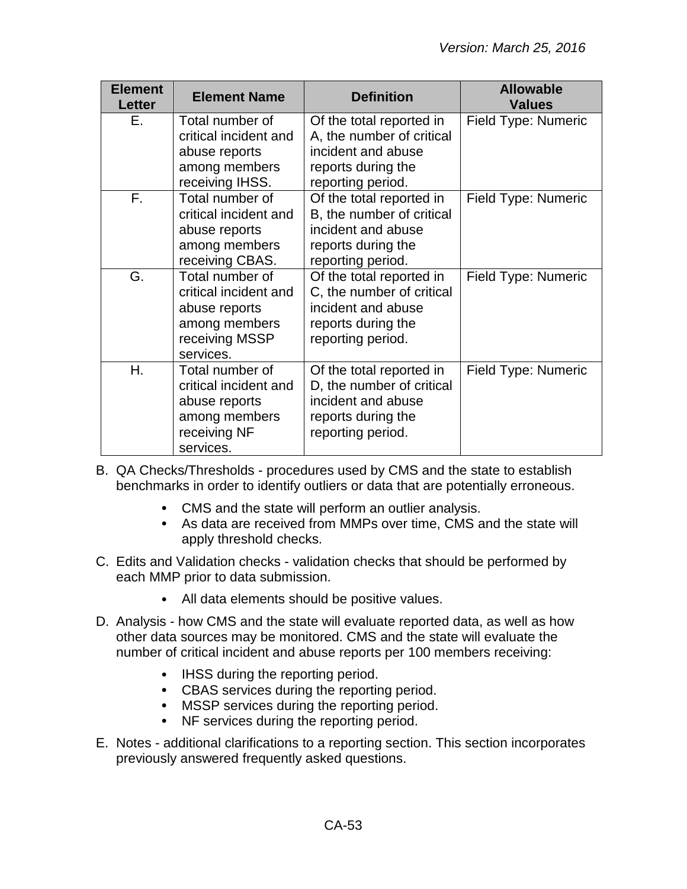| Element Letter | Element Name | Definition | Allowable Values |
|---|---|---|---|
| E. | Total number of critical incident and abuse reports among members receiving IHSS. | Of the total reported in A, the number of critical incident and abuse reports during the reporting period. | Field Type: Numeric |
| F. | Total number of critical incident and abuse reports among members receiving CBAS. | Of the total reported in B, the number of critical incident and abuse reports during the reporting period. | Field Type: Numeric |
| G. | Total number of critical incident and abuse reports among members receiving MSSP services. | Of the total reported in C, the number of critical incident and abuse reports during the reporting period. | Field Type: Numeric |
| H. | Total number of critical incident and abuse reports among members receiving NF services. | Of the total reported in D, the number of critical incident and abuse reports during the reporting period. | Field Type: Numeric |

B. QA Checks/Thresholds - procedures used by CMS and the state to establish benchmarks in order to identify outliers or data that are potentially erroneous.

- CMS and the state will perform an outlier analysis.
- As data are received from MMPs over time, CMS and the state will apply threshold checks.

C. Edits and Validation checks - validation checks that should be performed by each MMP prior to data submission.

- All data elements should be positive values.

D. Analysis - how CMS and the state will evaluate reported data, as well as how other data sources may be monitored. CMS and the state will evaluate the number of critical incident and abuse reports per 100 members receiving:

- IHSS during the reporting period.
- CBAS services during the reporting period.
- MSSP services during the reporting period.
- NF services during the reporting period.

E. Notes - additional clarifications to a reporting section. This section incorporates previously answered frequently asked questions.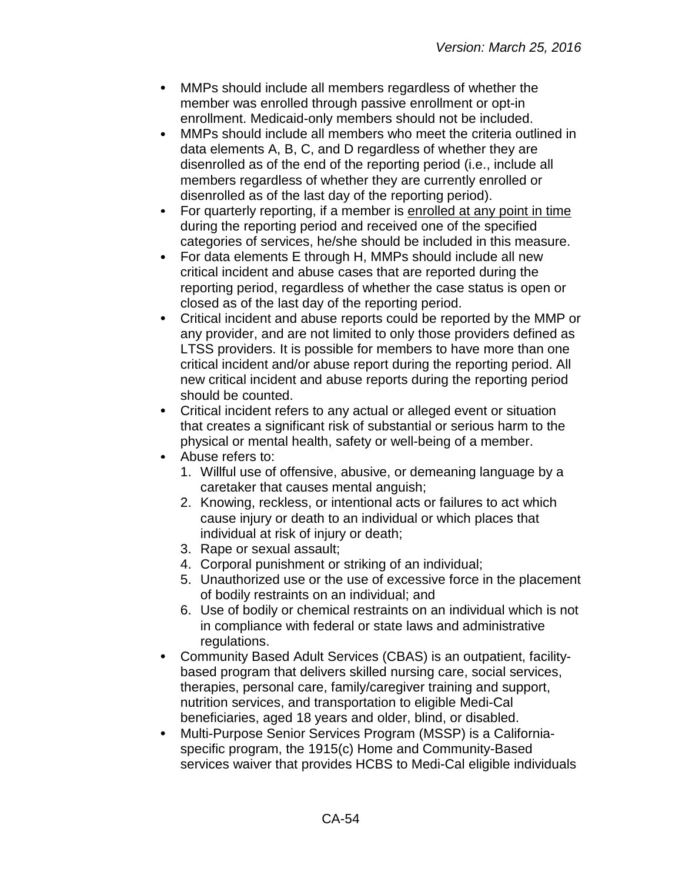- MMPs should include all members regardless of whether the member was enrolled through passive enrollment or opt-in enrollment. Medicaid-only members should not be included.
- MMPs should include all members who meet the criteria outlined in data elements A, B, C, and D regardless of whether they are disenrolled as of the end of the reporting period (i.e., include all members regardless of whether they are currently enrolled or disenrolled as of the last day of the reporting period).
- For quarterly reporting, if a member is <u>enrolled at any point in time</u> during the reporting period and received one of the specified categories of services, he/she should be included in this measure.
- For data elements E through H, MMPs should include all new critical incident and abuse cases that are reported during the reporting period, regardless of whether the case status is open or closed as of the last day of the reporting period.
- Critical incident and abuse reports could be reported by the MMP or any provider, and are not limited to only those providers defined as LTSS providers. It is possible for members to have more than one critical incident and/or abuse report during the reporting period. All new critical incident and abuse reports during the reporting period should be counted.
- Critical incident refers to any actual or alleged event or situation that creates a significant risk of substantial or serious harm to the physical or mental health, safety or well-being of a member.
- Abuse refers to:
  1. Willful use of offensive, abusive, or demeaning language by a caretaker that causes mental anguish;
  2. Knowing, reckless, or intentional acts or failures to act which cause injury or death to an individual or which places that individual at risk of injury or death;
  3. Rape or sexual assault;
  4. Corporal punishment or striking of an individual;
  5. Unauthorized use or the use of excessive force in the placement of bodily restraints on an individual; and
  6. Use of bodily or chemical restraints on an individual which is not in compliance with federal or state laws and administrative regulations.
- Community Based Adult Services (CBAS) is an outpatient, facility-based program that delivers skilled nursing care, social services, therapies, personal care, family/caregiver training and support, nutrition services, and transportation to eligible Medi-Cal beneficiaries, aged 18 years and older, blind, or disabled.
- Multi-Purpose Senior Services Program (MSSP) is a California-specific program, the 1915(c) Home and Community-Based services waiver that provides HCBS to Medi-Cal eligible individuals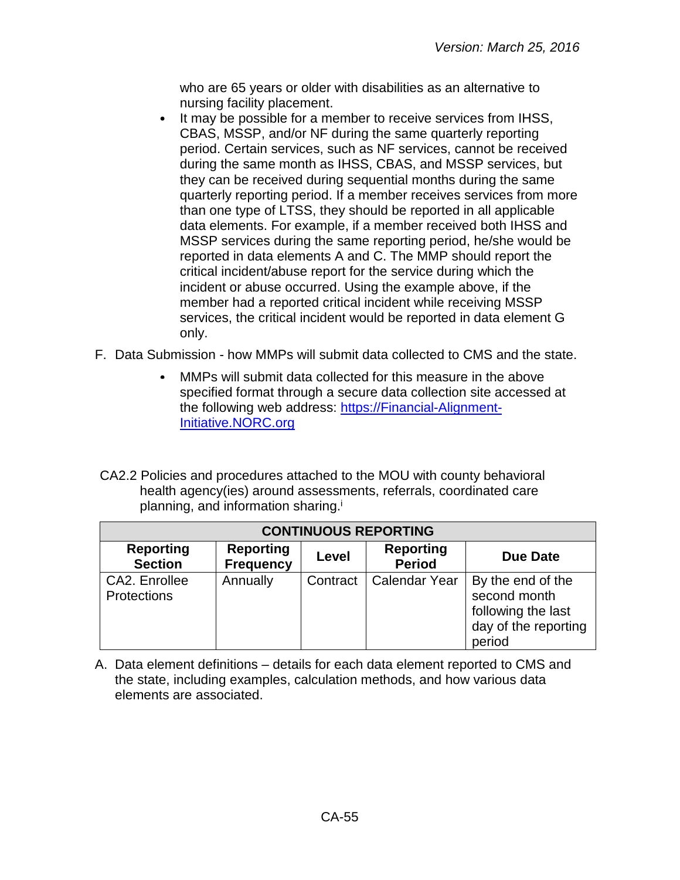who are 65 years or older with disabilities as an alternative to nursing facility placement.

- It may be possible for a member to receive services from IHSS, CBAS, MSSP, and/or NF during the same quarterly reporting period. Certain services, such as NF services, cannot be received during the same month as IHSS, CBAS, and MSSP services, but they can be received during sequential months during the same quarterly reporting period. If a member receives services from more than one type of LTSS, they should be reported in all applicable data elements. For example, if a member received both IHSS and MSSP services during the same reporting period, he/she would be reported in data elements A and C. The MMP should report the critical incident/abuse report for the service during which the incident or abuse occurred. Using the example above, if the member had a reported critical incident while receiving MSSP services, the critical incident would be reported in data element G only.

F. Data Submission - how MMPs will submit data collected to CMS and the state.

- MMPs will submit data collected for this measure in the above specified format through a secure data collection site accessed at the following web address: [https://Financial-Alignment-Initiative.NORC.org](https://Financial-Alignment-Initiative.NORC.org)

CA2.2 Policies and procedures attached to the MOU with county behavioral health agency(ies) around assessments, referrals, coordinated care planning, and information sharing.[i]

| CONTINUOUS REPORTING | | | | |
|---|---|---|---|---|
| **Reporting Section** | **Reporting Frequency** | **Level** | **Reporting Period** | **Due Date** |
| CA2. Enrollee Protections | Annually | Contract | Calendar Year | By the end of the second month following the last day of the reporting period |

A. Data element definitions – details for each data element reported to CMS and the state, including examples, calculation methods, and how various data elements are associated.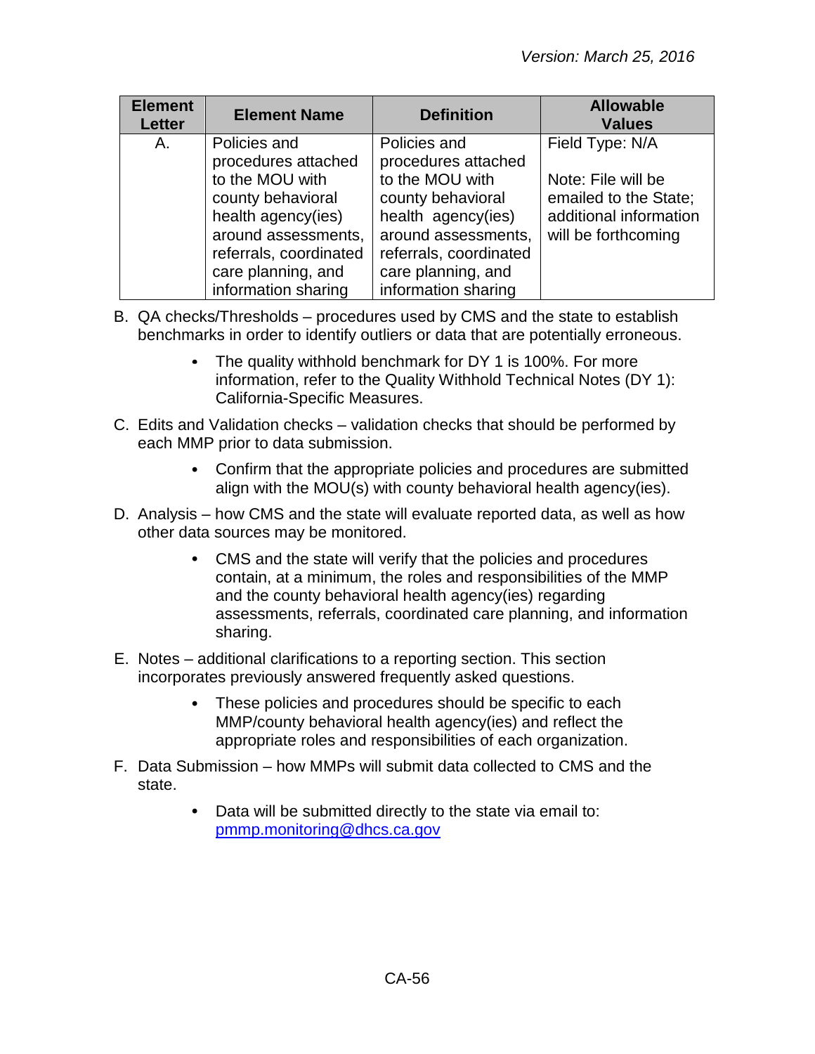| Element Letter | Element Name | Definition | Allowable Values |
|---|---|---|---|
| A. | Policies and procedures attached to the MOU with county behavioral health agency(ies) around assessments, referrals, coordinated care planning, and information sharing | Policies and procedures attached to the MOU with county behavioral health agency(ies) around assessments, referrals, coordinated care planning, and information sharing | Field Type: N/A<br><br>Note: File will be emailed to the State; additional information will be forthcoming |

B. QA checks/Thresholds – procedures used by CMS and the state to establish benchmarks in order to identify outliers or data that are potentially erroneous.

- The quality withhold benchmark for DY 1 is 100%. For more information, refer to the Quality Withhold Technical Notes (DY 1): California-Specific Measures.

C. Edits and Validation checks – validation checks that should be performed by each MMP prior to data submission.

- Confirm that the appropriate policies and procedures are submitted align with the MOU(s) with county behavioral health agency(ies).

D. Analysis – how CMS and the state will evaluate reported data, as well as how other data sources may be monitored.

- CMS and the state will verify that the policies and procedures contain, at a minimum, the roles and responsibilities of the MMP and the county behavioral health agency(ies) regarding assessments, referrals, coordinated care planning, and information sharing.

E. Notes – additional clarifications to a reporting section. This section incorporates previously answered frequently asked questions.

- These policies and procedures should be specific to each MMP/county behavioral health agency(ies) and reflect the appropriate roles and responsibilities of each organization.

F. Data Submission – how MMPs will submit data collected to CMS and the state.

- Data will be submitted directly to the state via email to: pmmp.monitoring@dhcs.ca.gov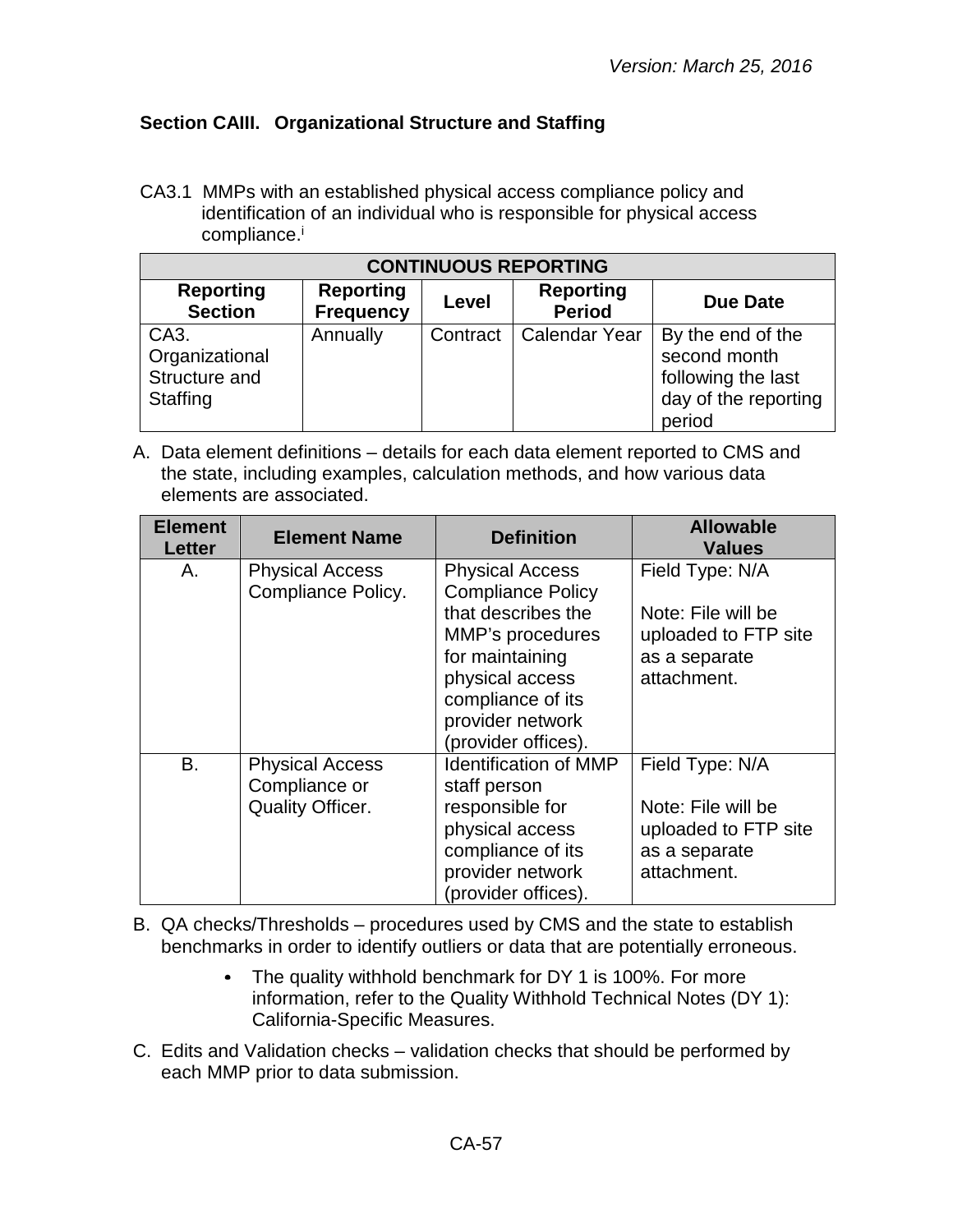### Section CAIII. Organizational Structure and Staffing

CA3.1 MMPs with an established physical access compliance policy and identification of an individual who is responsible for physical access compliance.[i]

| CONTINUOUS REPORTING | | | | |
|---|---|---|---|---|
| **Reporting Section** | **Reporting Frequency** | **Level** | **Reporting Period** | **Due Date** |
| CA3. Organizational Structure and Staffing | Annually | Contract | Calendar Year | By the end of the second month following the last day of the reporting period |

A. Data element definitions – details for each data element reported to CMS and the state, including examples, calculation methods, and how various data elements are associated.

| Element Letter | Element Name | Definition | Allowable Values |
|---|---|---|---|
| A. | Physical Access Compliance Policy. | Physical Access Compliance Policy that describes the MMP's procedures for maintaining physical access compliance of its provider network (provider offices). | Field Type: N/A<br><br>Note: File will be uploaded to FTP site as a separate attachment. |
| B. | Physical Access Compliance or Quality Officer. | Identification of MMP staff person responsible for physical access compliance of its provider network (provider offices). | Field Type: N/A<br><br>Note: File will be uploaded to FTP site as a separate attachment. |

B. QA checks/Thresholds – procedures used by CMS and the state to establish benchmarks in order to identify outliers or data that are potentially erroneous.

- The quality withhold benchmark for DY 1 is 100%. For more information, refer to the Quality Withhold Technical Notes (DY 1): California-Specific Measures.

C. Edits and Validation checks – validation checks that should be performed by each MMP prior to data submission.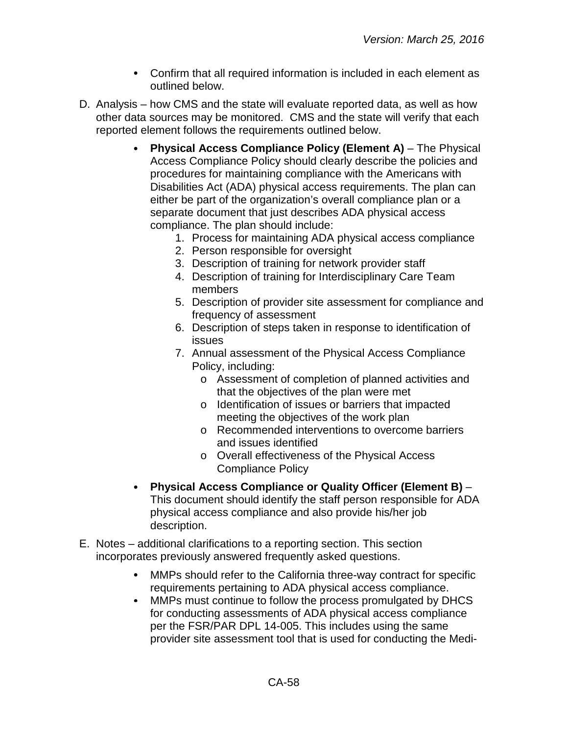- Confirm that all required information is included in each element as outlined below.

D. Analysis – how CMS and the state will evaluate reported data, as well as how other data sources may be monitored. CMS and the state will verify that each reported element follows the requirements outlined below.

- **Physical Access Compliance Policy (Element A)** – The Physical Access Compliance Policy should clearly describe the policies and procedures for maintaining compliance with the Americans with Disabilities Act (ADA) physical access requirements. The plan can either be part of the organization's overall compliance plan or a separate document that just describes ADA physical access compliance. The plan should include:
  1. Process for maintaining ADA physical access compliance
  2. Person responsible for oversight
  3. Description of training for network provider staff
  4. Description of training for Interdisciplinary Care Team members
  5. Description of provider site assessment for compliance and frequency of assessment
  6. Description of steps taken in response to identification of issues
  7. Annual assessment of the Physical Access Compliance Policy, including:
     - Assessment of completion of planned activities and that the objectives of the plan were met
     - Identification of issues or barriers that impacted meeting the objectives of the work plan
     - Recommended interventions to overcome barriers and issues identified
     - Overall effectiveness of the Physical Access Compliance Policy
- **Physical Access Compliance or Quality Officer (Element B)** – This document should identify the staff person responsible for ADA physical access compliance and also provide his/her job description.

E. Notes – additional clarifications to a reporting section. This section incorporates previously answered frequently asked questions.

- MMPs should refer to the California three-way contract for specific requirements pertaining to ADA physical access compliance.
- MMPs must continue to follow the process promulgated by DHCS for conducting assessments of ADA physical access compliance per the FSR/PAR DPL 14-005. This includes using the same provider site assessment tool that is used for conducting the Medi-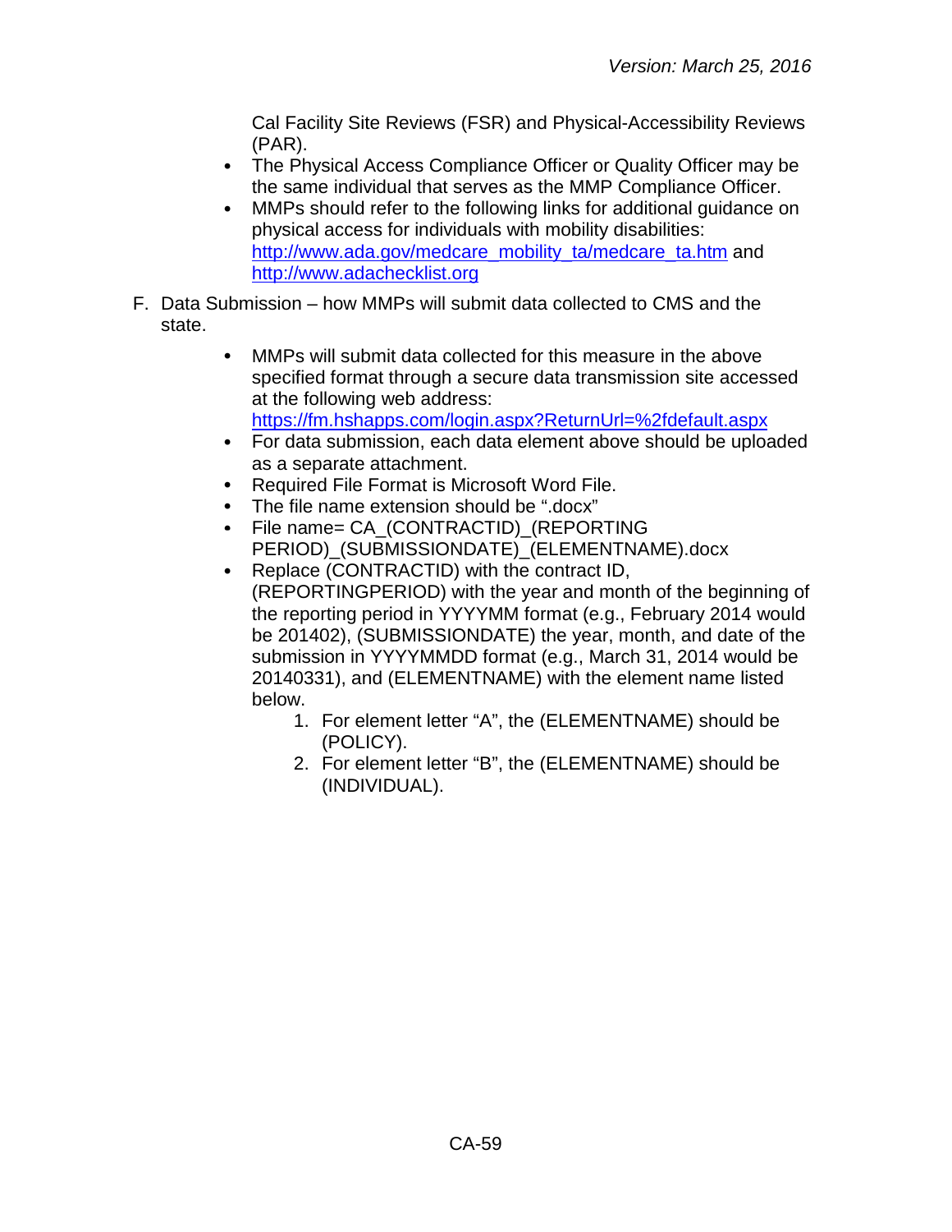Cal Facility Site Reviews (FSR) and Physical-Accessibility Reviews (PAR).
- The Physical Access Compliance Officer or Quality Officer may be the same individual that serves as the MMP Compliance Officer.
- MMPs should refer to the following links for additional guidance on physical access for individuals with mobility disabilities: [http://www.ada.gov/medcare_mobility_ta/medcare_ta.htm](http://www.ada.gov/medcare_mobility_ta/medcare_ta.htm) and [http://www.adachecklist.org](http://www.adachecklist.org)

F. Data Submission – how MMPs will submit data collected to CMS and the state.

- MMPs will submit data collected for this measure in the above specified format through a secure data transmission site accessed at the following web address: [https://fm.hshapps.com/login.aspx?ReturnUrl=%2fdefault.aspx](https://fm.hshapps.com/login.aspx?ReturnUrl=%2fdefault.aspx)
- For data submission, each data element above should be uploaded as a separate attachment.
- Required File Format is Microsoft Word File.
- The file name extension should be ".docx"
- File name= CA_(CONTRACTID)_(REPORTING PERIOD)_(SUBMISSIONDATE)_(ELEMENTNAME).docx
- Replace (CONTRACTID) with the contract ID, (REPORTINGPERIOD) with the year and month of the beginning of the reporting period in YYYYMM format (e.g., February 2014 would be 201402), (SUBMISSIONDATE) the year, month, and date of the submission in YYYYMMDD format (e.g., March 31, 2014 would be 20140331), and (ELEMENTNAME) with the element name listed below.
    1. For element letter "A", the (ELEMENTNAME) should be (POLICY).
    2. For element letter "B", the (ELEMENTNAME) should be (INDIVIDUAL).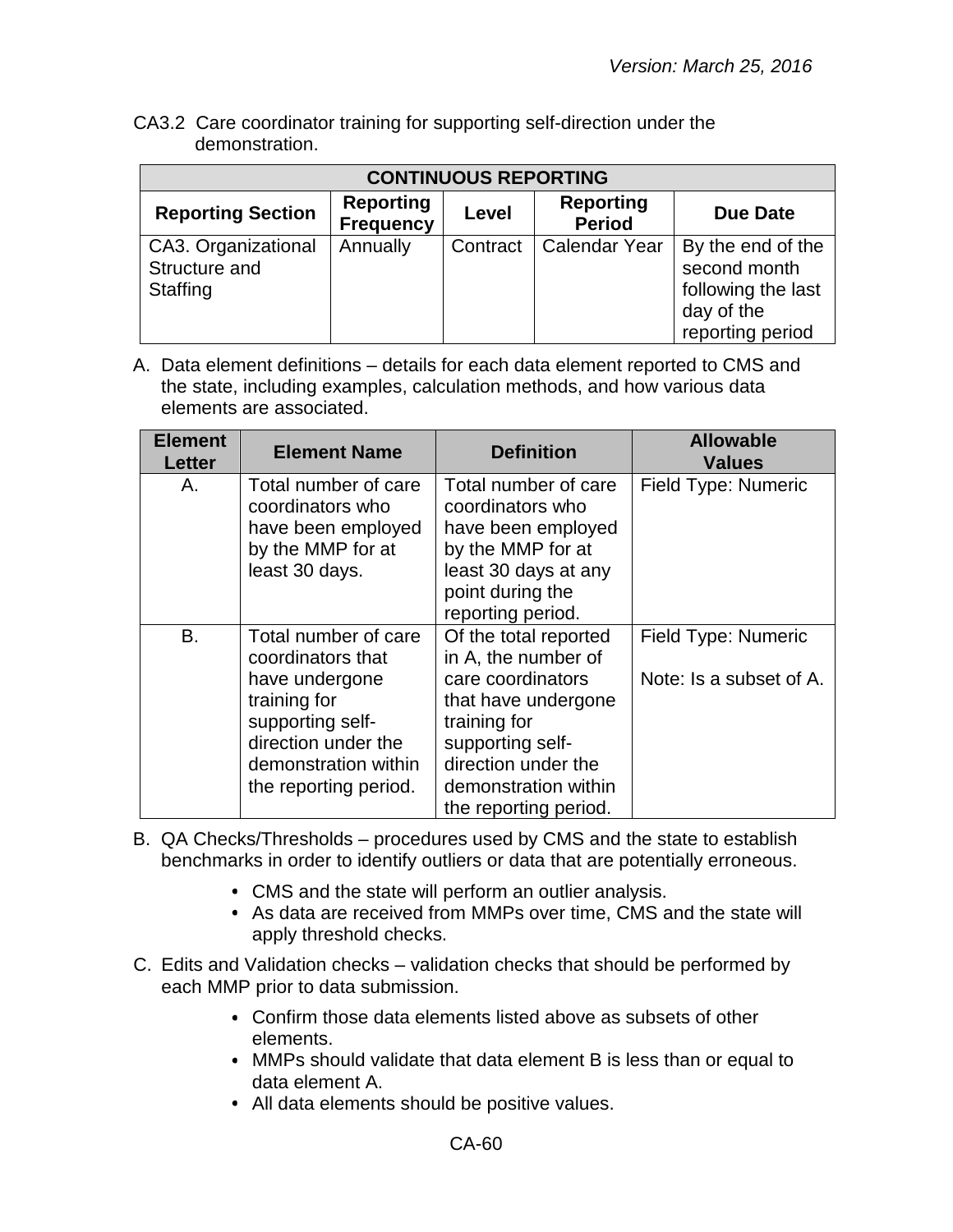CA3.2 Care coordinator training for supporting self-direction under the demonstration.

| CONTINUOUS REPORTING | | | | |
|---|---|---|---|---|
| **Reporting Section** | **Reporting Frequency** | **Level** | **Reporting Period** | **Due Date** |
| CA3. Organizational Structure and Staffing | Annually | Contract | Calendar Year | By the end of the second month following the last day of the reporting period |

A. Data element definitions – details for each data element reported to CMS and the state, including examples, calculation methods, and how various data elements are associated.

| Element Letter | Element Name | Definition | Allowable Values |
|---|---|---|---|
| A. | Total number of care coordinators who have been employed by the MMP for at least 30 days. | Total number of care coordinators who have been employed by the MMP for at least 30 days at any point during the reporting period. | Field Type: Numeric |
| B. | Total number of care coordinators that have undergone training for supporting self-direction under the demonstration within the reporting period. | Of the total reported in A, the number of care coordinators that have undergone training for supporting self-direction under the demonstration within the reporting period. | Field Type: Numeric<br><br>Note: Is a subset of A. |

B. QA Checks/Thresholds – procedures used by CMS and the state to establish benchmarks in order to identify outliers or data that are potentially erroneous.

- CMS and the state will perform an outlier analysis.
- As data are received from MMPs over time, CMS and the state will apply threshold checks.

C. Edits and Validation checks – validation checks that should be performed by each MMP prior to data submission.

- Confirm those data elements listed above as subsets of other elements.
- MMPs should validate that data element B is less than or equal to data element A.
- All data elements should be positive values.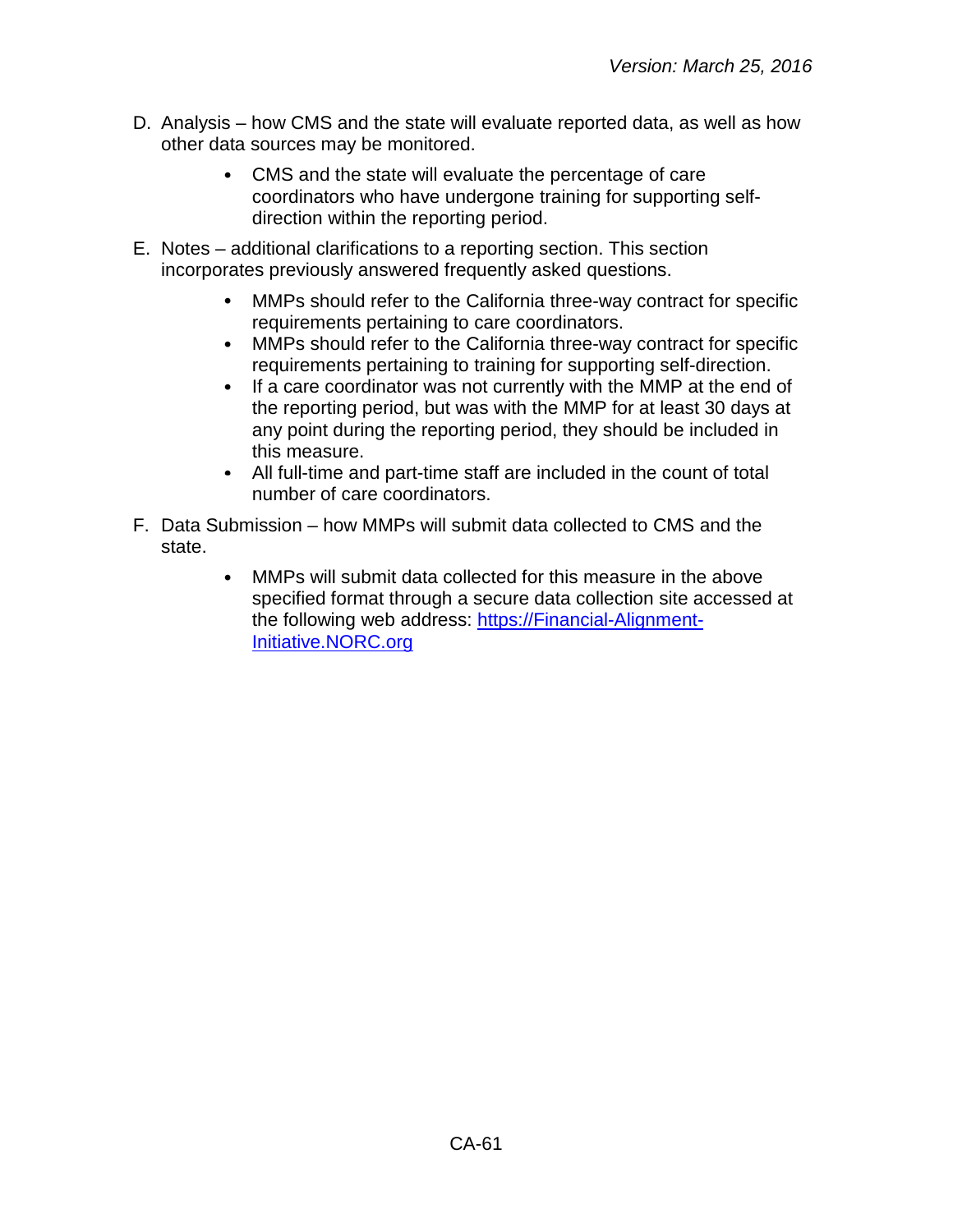D. Analysis – how CMS and the state will evaluate reported data, as well as how other data sources may be monitored.

- CMS and the state will evaluate the percentage of care coordinators who have undergone training for supporting self-direction within the reporting period.

E. Notes – additional clarifications to a reporting section. This section incorporates previously answered frequently asked questions.

- MMPs should refer to the California three-way contract for specific requirements pertaining to care coordinators.
- MMPs should refer to the California three-way contract for specific requirements pertaining to training for supporting self-direction.
- If a care coordinator was not currently with the MMP at the end of the reporting period, but was with the MMP for at least 30 days at any point during the reporting period, they should be included in this measure.
- All full-time and part-time staff are included in the count of total number of care coordinators.

F. Data Submission – how MMPs will submit data collected to CMS and the state.

- MMPs will submit data collected for this measure in the above specified format through a secure data collection site accessed at the following web address: [https://Financial-Alignment-Initiative.NORC.org](https://Financial-Alignment-Initiative.NORC.org)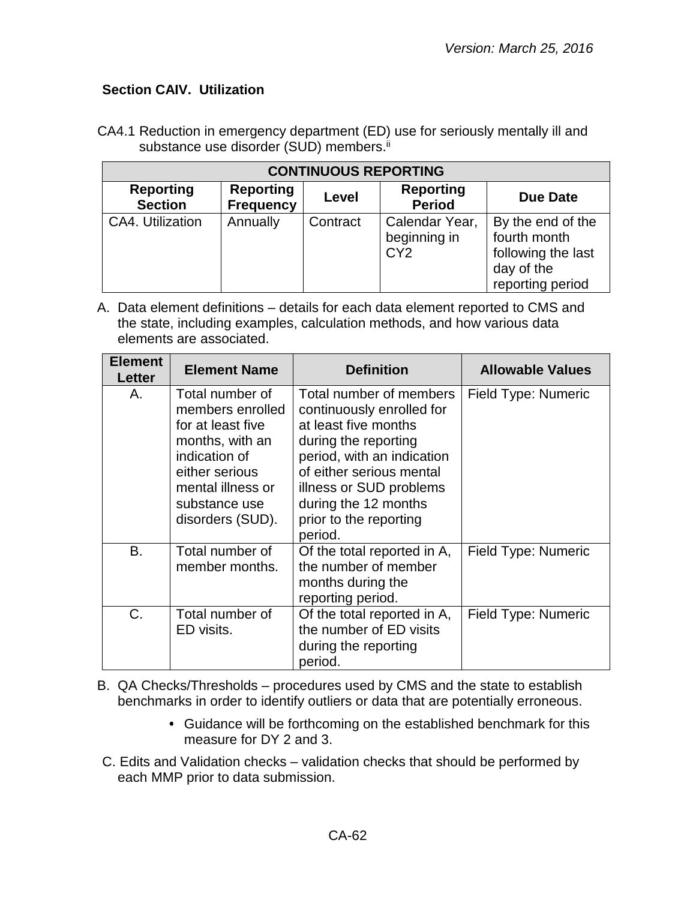### Section CAIV. Utilization

CA4.1 Reduction in emergency department (ED) use for seriously mentally ill and substance use disorder (SUD) members.[ii]

| CONTINUOUS REPORTING | | | | |
|---|---|---|---|---|
| **Reporting Section** | **Reporting Frequency** | **Level** | **Reporting Period** | **Due Date** |
| CA4. Utilization | Annually | Contract | Calendar Year, beginning in CY2 | By the end of the fourth month following the last day of the reporting period |

A. Data element definitions – details for each data element reported to CMS and the state, including examples, calculation methods, and how various data elements are associated.

| Element Letter | Element Name | Definition | Allowable Values |
|---|---|---|---|
| A. | Total number of members enrolled for at least five months, with an indication of either serious mental illness or substance use disorders (SUD). | Total number of members continuously enrolled for at least five months during the reporting period, with an indication of either serious mental illness or SUD problems during the 12 months prior to the reporting period. | Field Type: Numeric |
| B. | Total number of member months. | Of the total reported in A, the number of member months during the reporting period. | Field Type: Numeric |
| C. | Total number of ED visits. | Of the total reported in A, the number of ED visits during the reporting period. | Field Type: Numeric |

B. QA Checks/Thresholds – procedures used by CMS and the state to establish benchmarks in order to identify outliers or data that are potentially erroneous.

- Guidance will be forthcoming on the established benchmark for this measure for DY 2 and 3.

C. Edits and Validation checks – validation checks that should be performed by each MMP prior to data submission.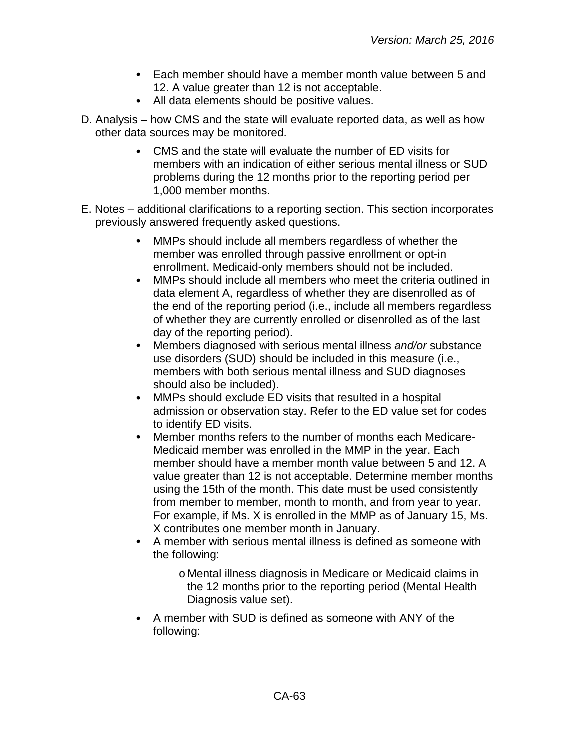- Each member should have a member month value between 5 and 12. A value greater than 12 is not acceptable.
- All data elements should be positive values.

D. Analysis – how CMS and the state will evaluate reported data, as well as how other data sources may be monitored.

- CMS and the state will evaluate the number of ED visits for members with an indication of either serious mental illness or SUD problems during the 12 months prior to the reporting period per 1,000 member months.

E. Notes – additional clarifications to a reporting section. This section incorporates previously answered frequently asked questions.

- MMPs should include all members regardless of whether the member was enrolled through passive enrollment or opt-in enrollment. Medicaid-only members should not be included.
- MMPs should include all members who meet the criteria outlined in data element A, regardless of whether they are disenrolled as of the end of the reporting period (i.e., include all members regardless of whether they are currently enrolled or disenrolled as of the last day of the reporting period).
- Members diagnosed with serious mental illness *and/or* substance use disorders (SUD) should be included in this measure (i.e., members with both serious mental illness and SUD diagnoses should also be included).
- MMPs should exclude ED visits that resulted in a hospital admission or observation stay. Refer to the ED value set for codes to identify ED visits.
- Member months refers to the number of months each Medicare-Medicaid member was enrolled in the MMP in the year. Each member should have a member month value between 5 and 12. A value greater than 12 is not acceptable. Determine member months using the 15th of the month. This date must be used consistently from member to member, month to month, and from year to year. For example, if Ms. X is enrolled in the MMP as of January 15, Ms. X contributes one member month in January.
- A member with serious mental illness is defined as someone with the following:
    - Mental illness diagnosis in Medicare or Medicaid claims in the 12 months prior to the reporting period (Mental Health Diagnosis value set).
- A member with SUD is defined as someone with ANY of the following: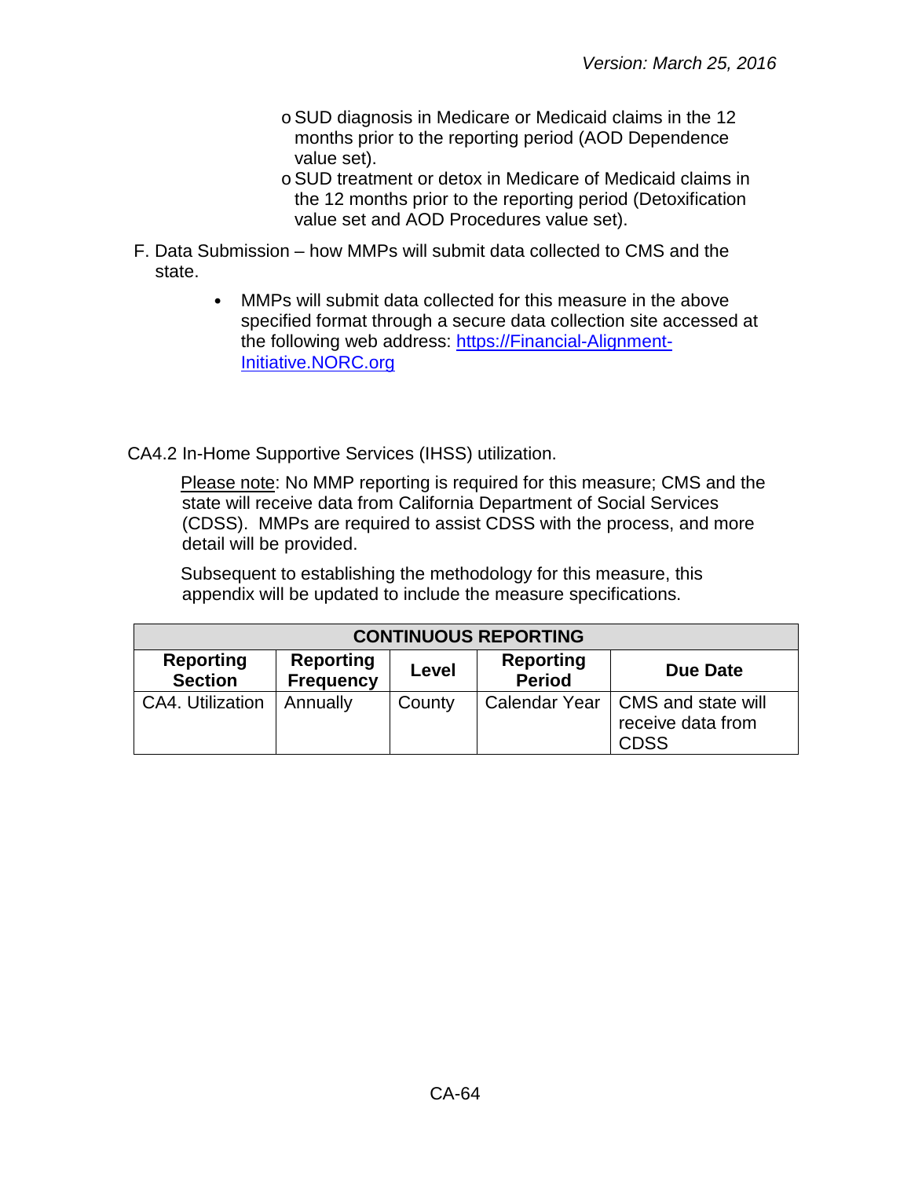- SUD diagnosis in Medicare or Medicaid claims in the 12 months prior to the reporting period (AOD Dependence value set).
- SUD treatment or detox in Medicare of Medicaid claims in the 12 months prior to the reporting period (Detoxification value set and AOD Procedures value set).

F. Data Submission – how MMPs will submit data collected to CMS and the state.

- MMPs will submit data collected for this measure in the above specified format through a secure data collection site accessed at the following web address: [https://Financial-Alignment-Initiative.NORC.org](https://Financial-Alignment-Initiative.NORC.org)

CA4.2 In-Home Supportive Services (IHSS) utilization.

Please note: No MMP reporting is required for this measure; CMS and the state will receive data from California Department of Social Services (CDSS). MMPs are required to assist CDSS with the process, and more detail will be provided.

Subsequent to establishing the methodology for this measure, this appendix will be updated to include the measure specifications.

| CONTINUOUS REPORTING | | | | |
|---|---|---|---|---|
| **Reporting Section** | **Reporting Frequency** | **Level** | **Reporting Period** | **Due Date** |
| CA4. Utilization | Annually | County | Calendar Year | CMS and state will receive data from CDSS |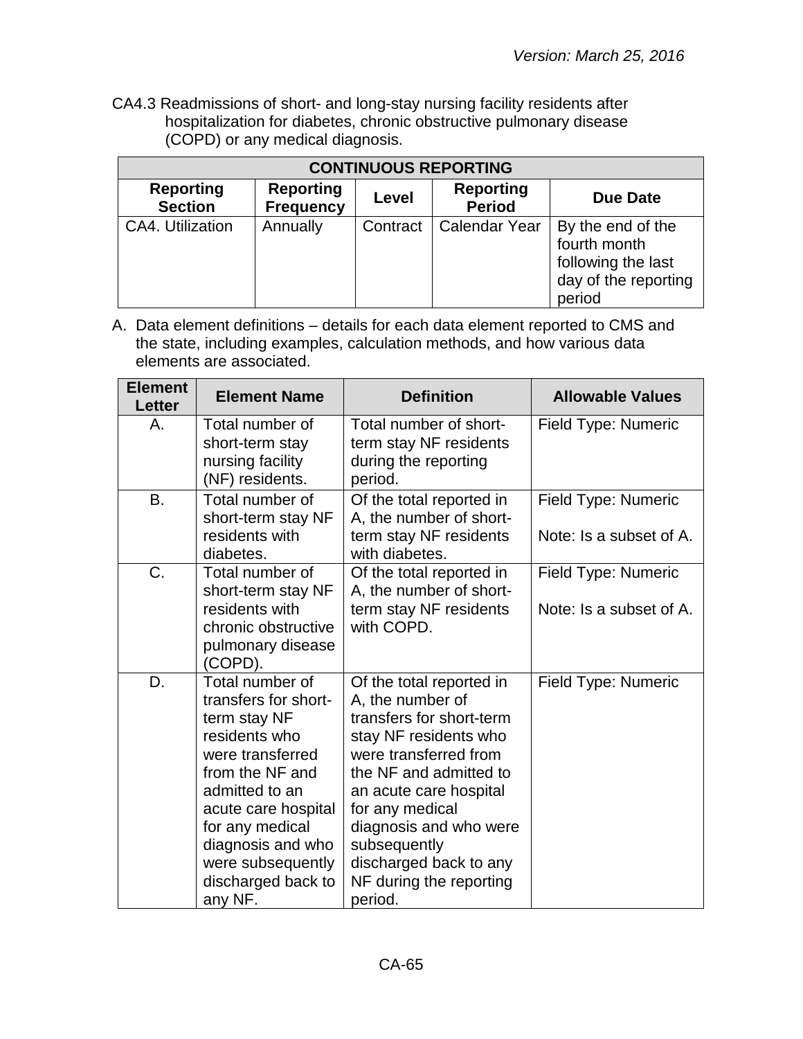CA4.3 Readmissions of short- and long-stay nursing facility residents after hospitalization for diabetes, chronic obstructive pulmonary disease (COPD) or any medical diagnosis.

| CONTINUOUS REPORTING | | | | |
|---|---|---|---|---|
| **Reporting Section** | **Reporting Frequency** | **Level** | **Reporting Period** | **Due Date** |
| CA4. Utilization | Annually | Contract | Calendar Year | By the end of the fourth month following the last day of the reporting period |

A. Data element definitions – details for each data element reported to CMS and the state, including examples, calculation methods, and how various data elements are associated.

| Element Letter | Element Name | Definition | Allowable Values |
|---|---|---|---|
| A. | Total number of short-term stay nursing facility (NF) residents. | Total number of short-term stay NF residents during the reporting period. | Field Type: Numeric |
| B. | Total number of short-term stay NF residents with diabetes. | Of the total reported in A, the number of short-term stay NF residents with diabetes. | Field Type: Numeric<br><br>Note: Is a subset of A. |
| C. | Total number of short-term stay NF residents with chronic obstructive pulmonary disease (COPD). | Of the total reported in A, the number of short-term stay NF residents with COPD. | Field Type: Numeric<br><br>Note: Is a subset of A. |
| D. | Total number of transfers for short-term stay NF residents who were transferred from the NF and admitted to an acute care hospital for any medical diagnosis and who were subsequently discharged back to any NF. | Of the total reported in A, the number of transfers for short-term stay NF residents who were transferred from the NF and admitted to an acute care hospital for any medical diagnosis and who were subsequently discharged back to any NF during the reporting period. | Field Type: Numeric |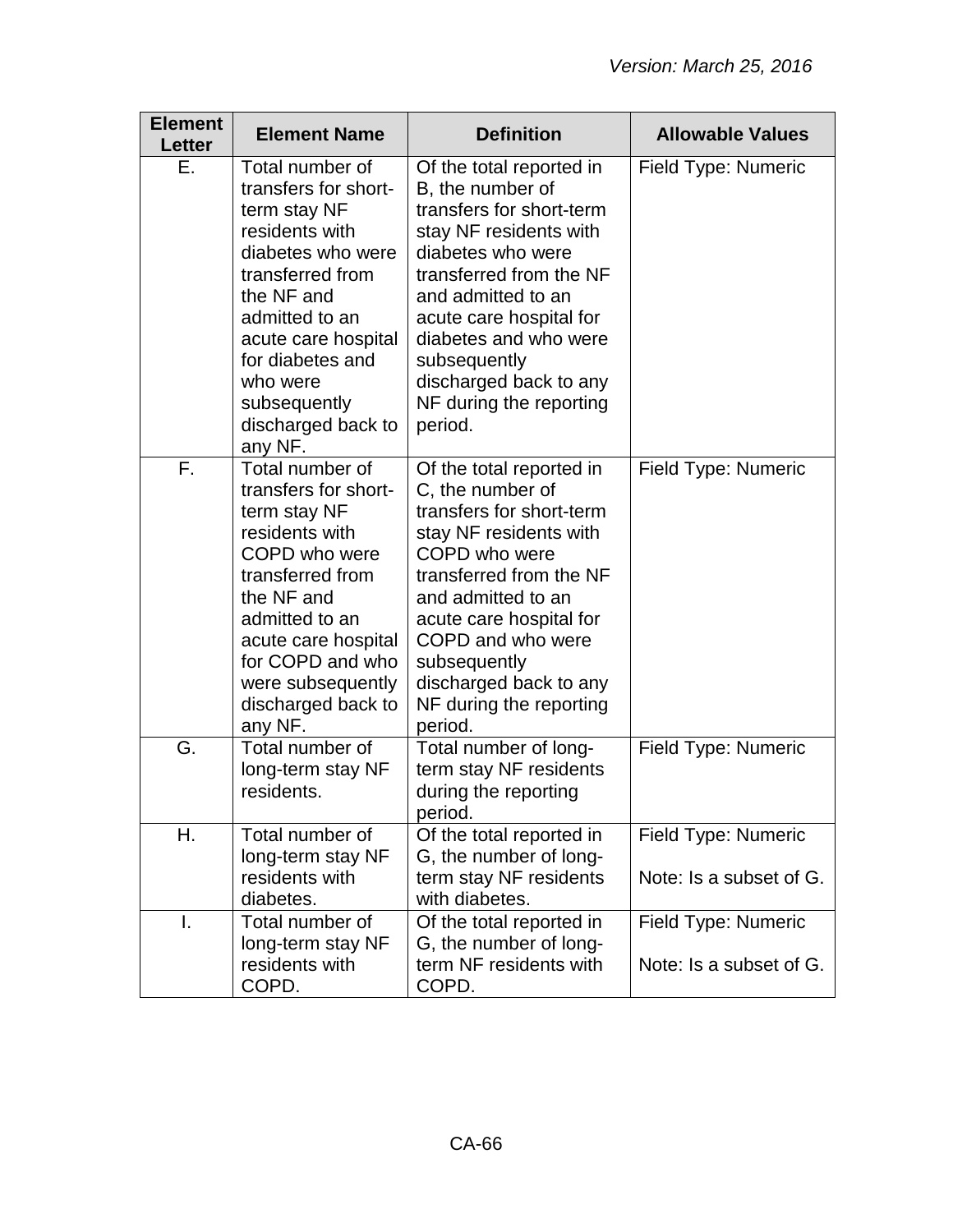| Element Letter | Element Name | Definition | Allowable Values |
|---|---|---|---|
| E. | Total number of transfers for short-term stay NF residents with diabetes who were transferred from the NF and admitted to an acute care hospital for diabetes and who were subsequently discharged back to any NF. | Of the total reported in B, the number of transfers for short-term stay NF residents with diabetes who were transferred from the NF and admitted to an acute care hospital for diabetes and who were subsequently discharged back to any NF during the reporting period. | Field Type: Numeric |
| F. | Total number of transfers for short-term stay NF residents with COPD who were transferred from the NF and admitted to an acute care hospital for COPD and who were subsequently discharged back to any NF. | Of the total reported in C, the number of transfers for short-term stay NF residents with COPD who were transferred from the NF and admitted to an acute care hospital for COPD and who were subsequently discharged back to any NF during the reporting period. | Field Type: Numeric |
| G. | Total number of long-term stay NF residents. | Total number of long-term stay NF residents during the reporting period. | Field Type: Numeric |
| H. | Total number of long-term stay NF residents with diabetes. | Of the total reported in G, the number of long-term stay NF residents with diabetes. | Field Type: Numeric<br><br>Note: Is a subset of G. |
| I. | Total number of long-term stay NF residents with COPD. | Of the total reported in G, the number of long-term NF residents with COPD. | Field Type: Numeric<br><br>Note: Is a subset of G. |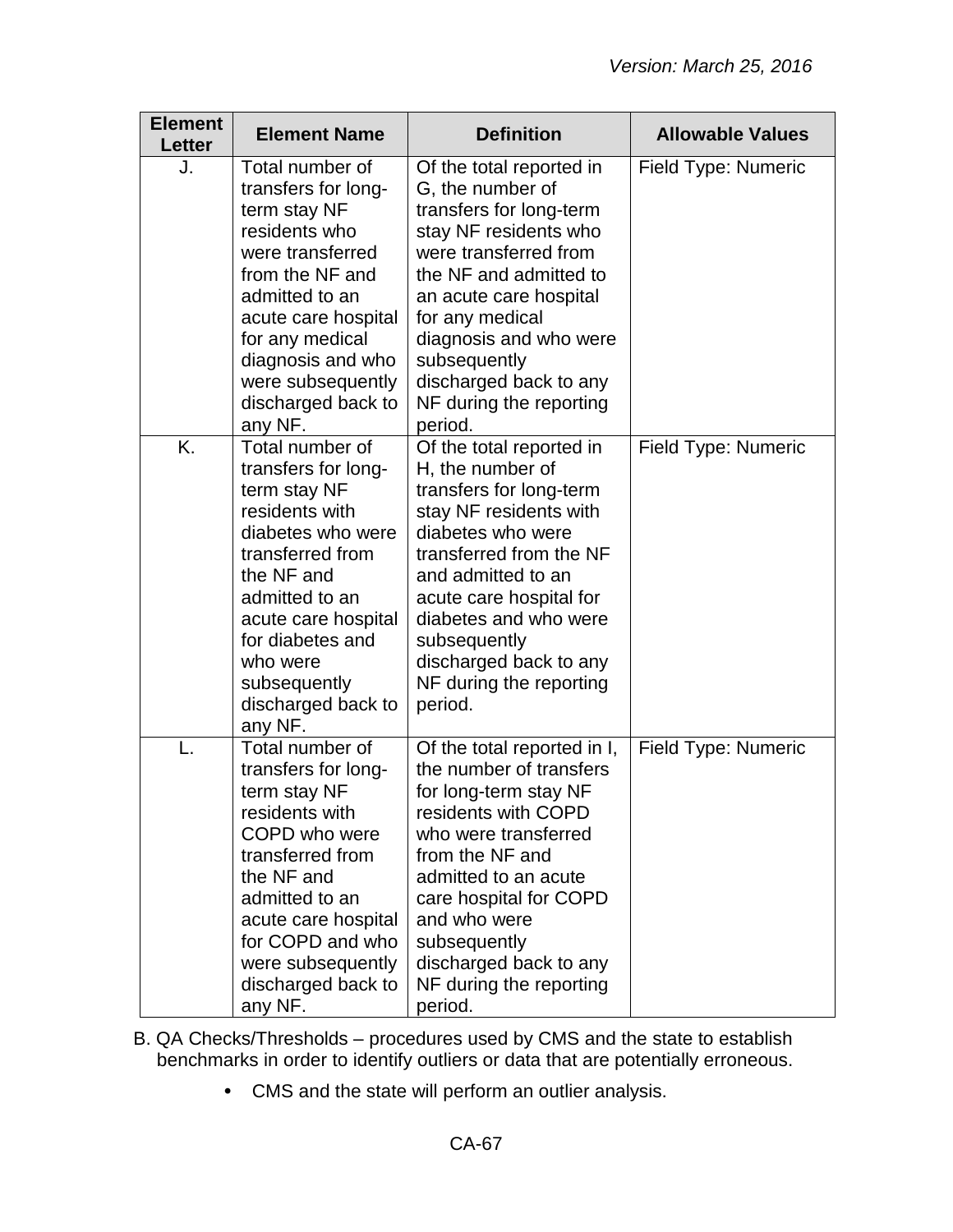| Element Letter | Element Name | Definition | Allowable Values |
|---|---|---|---|
| J. | Total number of transfers for long-term stay NF residents who were transferred from the NF and admitted to an acute care hospital for any medical diagnosis and who were subsequently discharged back to any NF. | Of the total reported in G, the number of transfers for long-term stay NF residents who were transferred from the NF and admitted to an acute care hospital for any medical diagnosis and who were subsequently discharged back to any NF during the reporting period. | Field Type: Numeric |
| K. | Total number of transfers for long-term stay NF residents with diabetes who were transferred from the NF and admitted to an acute care hospital for diabetes and who were subsequently discharged back to any NF. | Of the total reported in H, the number of transfers for long-term stay NF residents with diabetes who were transferred from the NF and admitted to an acute care hospital for diabetes and who were subsequently discharged back to any NF during the reporting period. | Field Type: Numeric |
| L. | Total number of transfers for long-term stay NF residents with COPD who were transferred from the NF and admitted to an acute care hospital for COPD and who were subsequently discharged back to any NF. | Of the total reported in I, the number of transfers for long-term stay NF residents with COPD who were transferred from the NF and admitted to an acute care hospital for COPD and who were subsequently discharged back to any NF during the reporting period. | Field Type: Numeric |

B. QA Checks/Thresholds – procedures used by CMS and the state to establish benchmarks in order to identify outliers or data that are potentially erroneous.

- CMS and the state will perform an outlier analysis.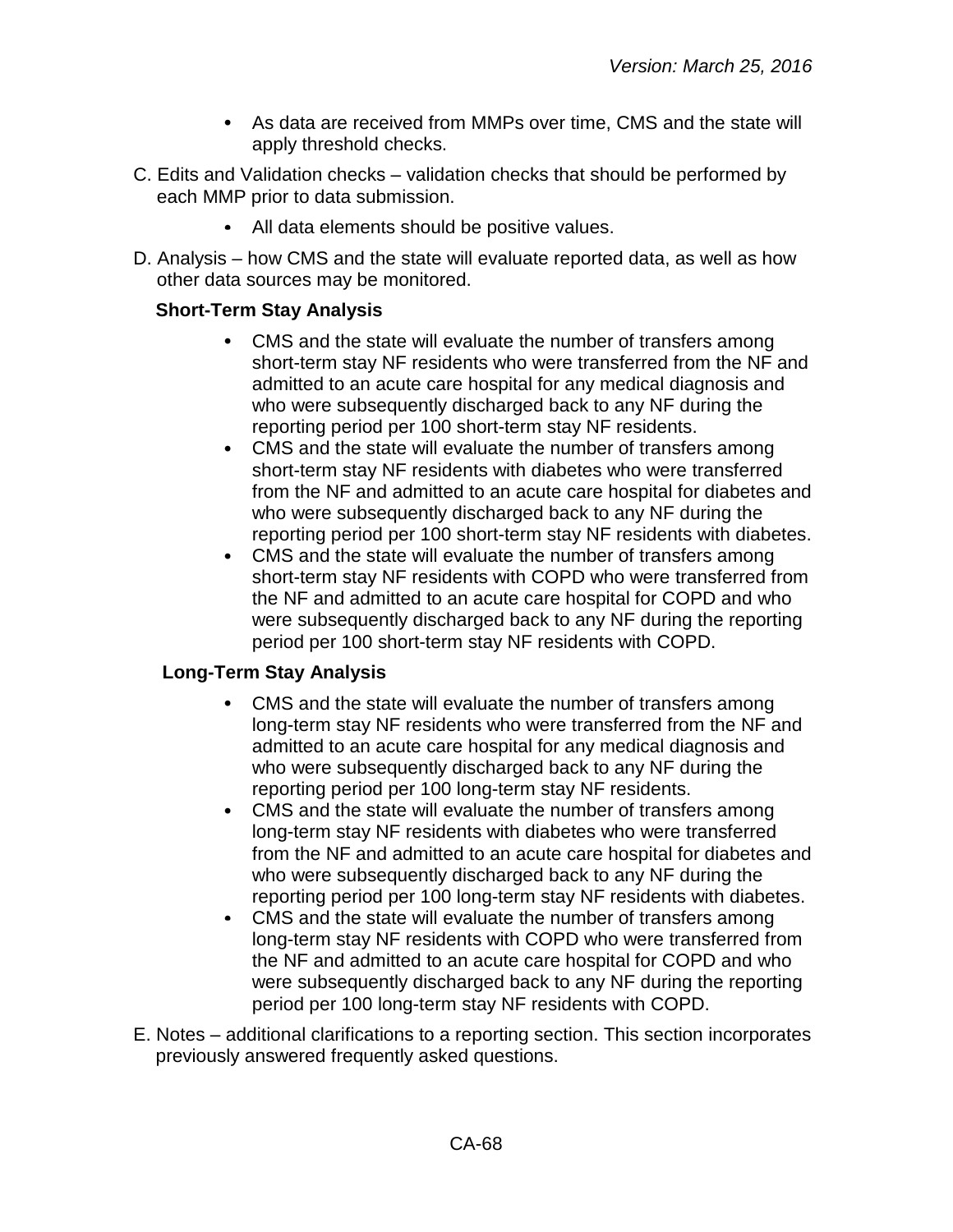- As data are received from MMPs over time, CMS and the state will apply threshold checks.

C. Edits and Validation checks – validation checks that should be performed by each MMP prior to data submission.

- All data elements should be positive values.

D. Analysis – how CMS and the state will evaluate reported data, as well as how other data sources may be monitored.

**Short-Term Stay Analysis**

- CMS and the state will evaluate the number of transfers among short-term stay NF residents who were transferred from the NF and admitted to an acute care hospital for any medical diagnosis and who were subsequently discharged back to any NF during the reporting period per 100 short-term stay NF residents.
- CMS and the state will evaluate the number of transfers among short-term stay NF residents with diabetes who were transferred from the NF and admitted to an acute care hospital for diabetes and who were subsequently discharged back to any NF during the reporting period per 100 short-term stay NF residents with diabetes.
- CMS and the state will evaluate the number of transfers among short-term stay NF residents with COPD who were transferred from the NF and admitted to an acute care hospital for COPD and who were subsequently discharged back to any NF during the reporting period per 100 short-term stay NF residents with COPD.

**Long-Term Stay Analysis**

- CMS and the state will evaluate the number of transfers among long-term stay NF residents who were transferred from the NF and admitted to an acute care hospital for any medical diagnosis and who were subsequently discharged back to any NF during the reporting period per 100 long-term stay NF residents.
- CMS and the state will evaluate the number of transfers among long-term stay NF residents with diabetes who were transferred from the NF and admitted to an acute care hospital for diabetes and who were subsequently discharged back to any NF during the reporting period per 100 long-term stay NF residents with diabetes.
- CMS and the state will evaluate the number of transfers among long-term stay NF residents with COPD who were transferred from the NF and admitted to an acute care hospital for COPD and who were subsequently discharged back to any NF during the reporting period per 100 long-term stay NF residents with COPD.

E. Notes – additional clarifications to a reporting section. This section incorporates previously answered frequently asked questions.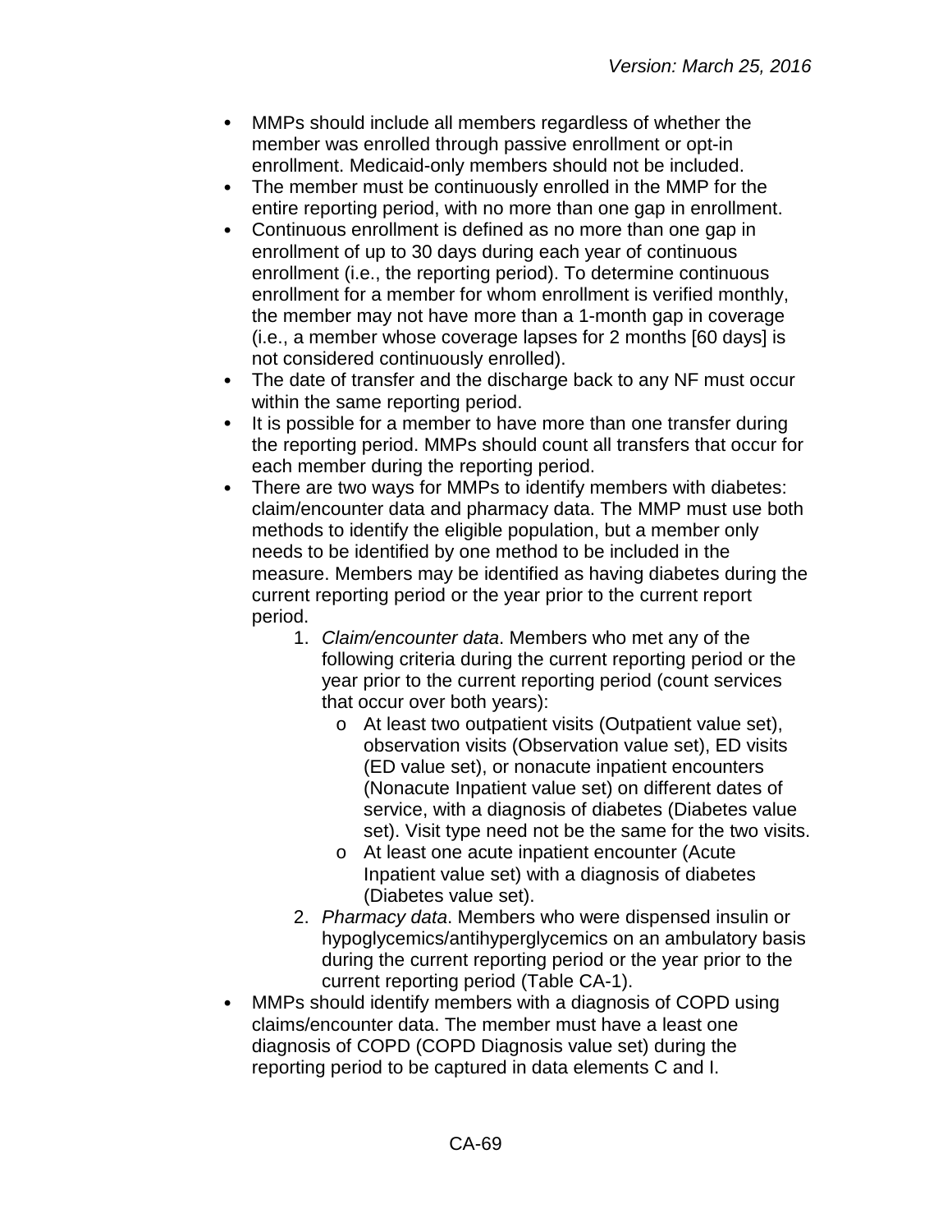- MMPs should include all members regardless of whether the member was enrolled through passive enrollment or opt-in enrollment. Medicaid-only members should not be included.
- The member must be continuously enrolled in the MMP for the entire reporting period, with no more than one gap in enrollment.
- Continuous enrollment is defined as no more than one gap in enrollment of up to 30 days during each year of continuous enrollment (i.e., the reporting period). To determine continuous enrollment for a member for whom enrollment is verified monthly, the member may not have more than a 1-month gap in coverage (i.e., a member whose coverage lapses for 2 months [60 days] is not considered continuously enrolled).
- The date of transfer and the discharge back to any NF must occur within the same reporting period.
- It is possible for a member to have more than one transfer during the reporting period. MMPs should count all transfers that occur for each member during the reporting period.
- There are two ways for MMPs to identify members with diabetes: claim/encounter data and pharmacy data. The MMP must use both methods to identify the eligible population, but a member only needs to be identified by one method to be included in the measure. Members may be identified as having diabetes during the current reporting period or the year prior to the current report period.
    1. *Claim/encounter data*. Members who met any of the following criteria during the current reporting period or the year prior to the current reporting period (count services that occur over both years):
        - At least two outpatient visits (Outpatient value set), observation visits (Observation value set), ED visits (ED value set), or nonacute inpatient encounters (Nonacute Inpatient value set) on different dates of service, with a diagnosis of diabetes (Diabetes value set). Visit type need not be the same for the two visits.
        - At least one acute inpatient encounter (Acute Inpatient value set) with a diagnosis of diabetes (Diabetes value set).
    2. *Pharmacy data*. Members who were dispensed insulin or hypoglycemics/antihyperglycemics on an ambulatory basis during the current reporting period or the year prior to the current reporting period (Table CA-1).
- MMPs should identify members with a diagnosis of COPD using claims/encounter data. The member must have a least one diagnosis of COPD (COPD Diagnosis value set) during the reporting period to be captured in data elements C and I.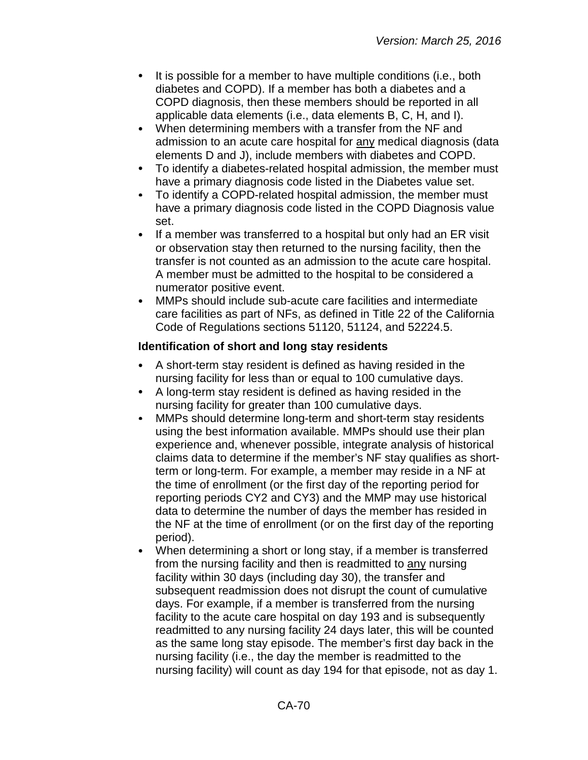- It is possible for a member to have multiple conditions (i.e., both diabetes and COPD). If a member has both a diabetes and a COPD diagnosis, then these members should be reported in all applicable data elements (i.e., data elements B, C, H, and I).
- When determining members with a transfer from the NF and admission to an acute care hospital for any medical diagnosis (data elements D and J), include members with diabetes and COPD.
- To identify a diabetes-related hospital admission, the member must have a primary diagnosis code listed in the Diabetes value set.
- To identify a COPD-related hospital admission, the member must have a primary diagnosis code listed in the COPD Diagnosis value set.
- If a member was transferred to a hospital but only had an ER visit or observation stay then returned to the nursing facility, then the transfer is not counted as an admission to the acute care hospital. A member must be admitted to the hospital to be considered a numerator positive event.
- MMPs should include sub-acute care facilities and intermediate care facilities as part of NFs, as defined in Title 22 of the California Code of Regulations sections 51120, 51124, and 52224.5.

**Identification of short and long stay residents**

- A short-term stay resident is defined as having resided in the nursing facility for less than or equal to 100 cumulative days.
- A long-term stay resident is defined as having resided in the nursing facility for greater than 100 cumulative days.
- MMPs should determine long-term and short-term stay residents using the best information available. MMPs should use their plan experience and, whenever possible, integrate analysis of historical claims data to determine if the member's NF stay qualifies as short-term or long-term. For example, a member may reside in a NF at the time of enrollment (or the first day of the reporting period for reporting periods CY2 and CY3) and the MMP may use historical data to determine the number of days the member has resided in the NF at the time of enrollment (or on the first day of the reporting period).
- When determining a short or long stay, if a member is transferred from the nursing facility and then is readmitted to any nursing facility within 30 days (including day 30), the transfer and subsequent readmission does not disrupt the count of cumulative days. For example, if a member is transferred from the nursing facility to the acute care hospital on day 193 and is subsequently readmitted to any nursing facility 24 days later, this will be counted as the same long stay episode. The member's first day back in the nursing facility (i.e., the day the member is readmitted to the nursing facility) will count as day 194 for that episode, not as day 1.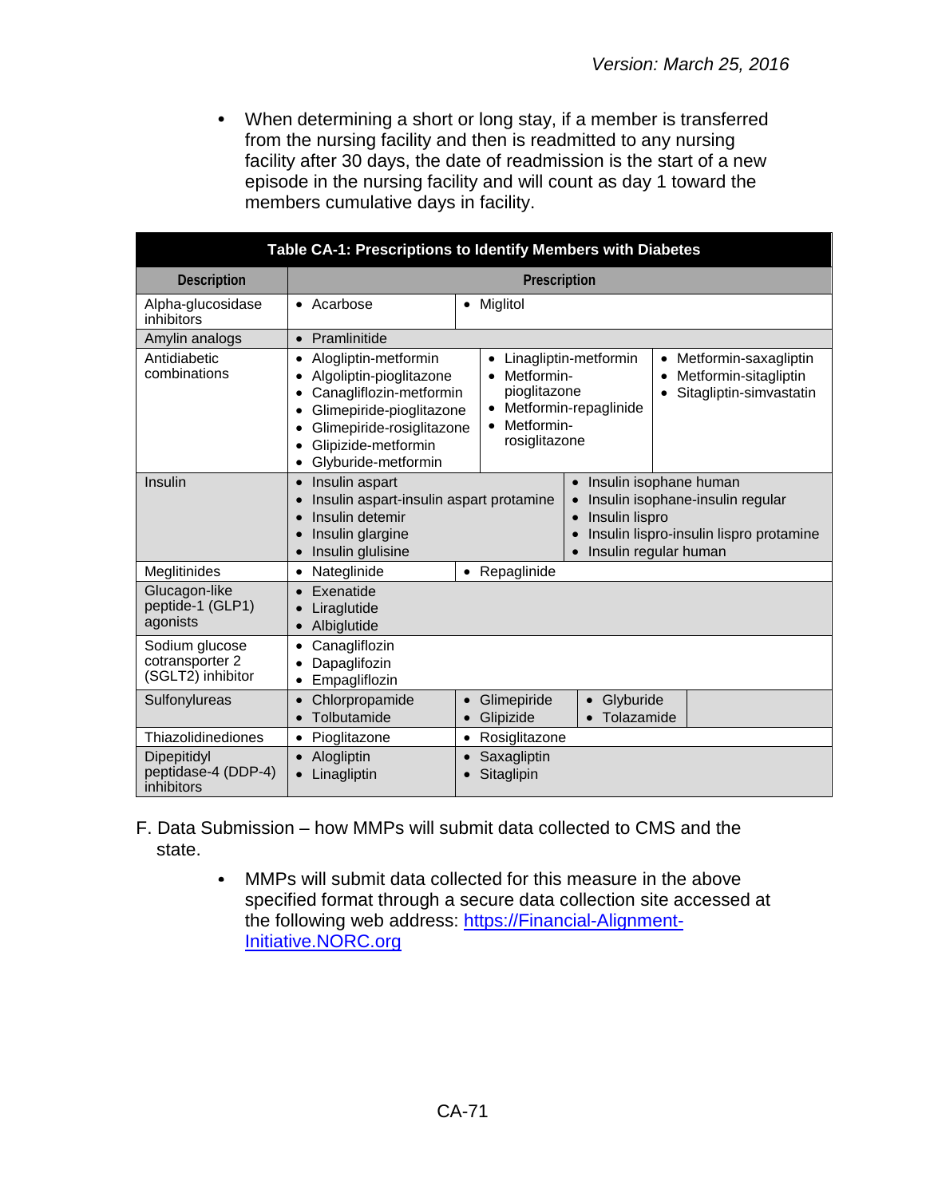- When determining a short or long stay, if a member is transferred from the nursing facility and then is readmitted to any nursing facility after 30 days, the date of readmission is the start of a new episode in the nursing facility and will count as day 1 toward the members cumulative days in facility.

**Table CA-1: Prescriptions to Identify Members with Diabetes**

| Description | Prescription |
| --- | --- |
| Alpha-glucosidase inhibitors | • Acarbose • Miglitol |
| Amylin analogs | • Pramlinitide |
| Antidiabetic combinations | • Alogliptin-metformin • Algoliptin-pioglitazone • Canagliflozin-metformin • Glimepiride-pioglitazone • Glimepiride-rosiglitazone • Glipizide-metformin • Glyburide-metformin • Linagliptin-metformin • Metformin-pioglitazone • Metformin-repaglinide • Metformin-rosiglitazone • Metformin-saxagliptin • Metformin-sitagliptin • Sitagliptin-simvastatin |
| Insulin | • Insulin aspart • Insulin aspart-insulin aspart protamine • Insulin detemir • Insulin glargine • Insulin glulisine • Insulin isophane human • Insulin isophane-insulin regular • Insulin lispro • Insulin lispro-insulin lispro protamine • Insulin regular human |
| Meglitinides | • Nateglinide • Repaglinide |
| Glucagon-like peptide-1 (GLP1) agonists | • Exenatide • Liraglutide • Albiglutide |
| Sodium glucose cotransporter 2 (SGLT2) inhibitor | • Canagliflozin • Dapaglifozin • Empagliflozin |
| Sulfonylureas | • Chlorpropamide • Tolbutamide • Glimepiride • Glipizide • Glyburide • Tolazamide |
| Thiazolidinediones | • Pioglitazone • Rosiglitazone |
| Dipepitidyl peptidase-4 (DDP-4) inhibitors | • Alogliptin • Linagliptin • Saxagliptin • Sitaglipin |

F. Data Submission – how MMPs will submit data collected to CMS and the state.

- MMPs will submit data collected for this measure in the above specified format through a secure data collection site accessed at the following web address: [https://Financial-Alignment-Initiative.NORC.org](https://Financial-Alignment-Initiative.NORC.org)